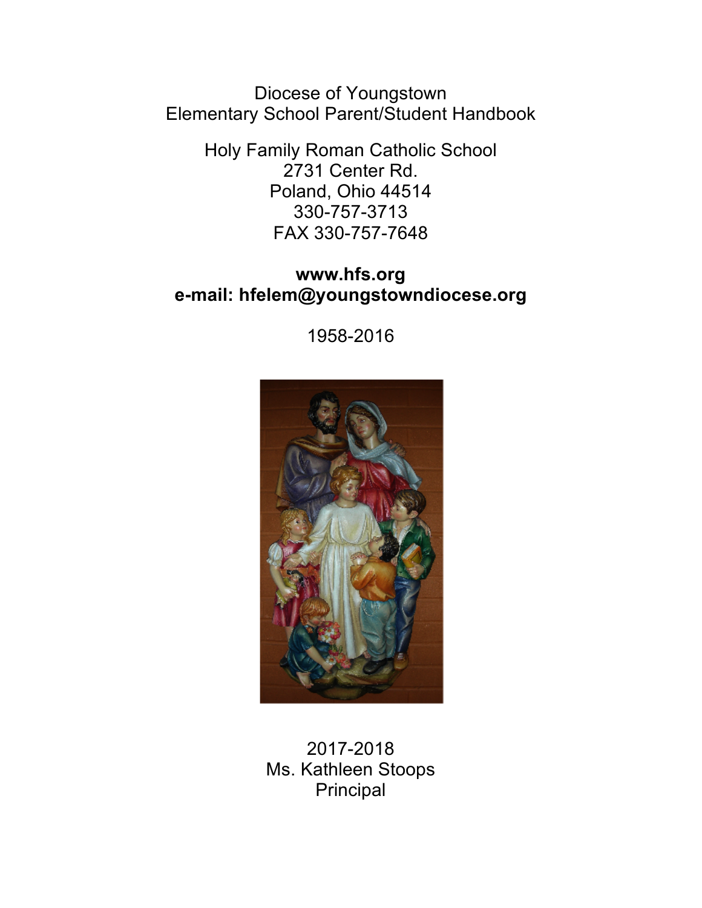# Diocese of Youngstown
# Elementary School Parent/Student Handbook

Holy Family Roman Catholic School
2731 Center Rd.
Poland, Ohio 44514
330-757-3713
FAX 330-757-7648

**www.hfs.org**
**e-mail: hfelem@youngstowndiocese.org**

1958-2016

2017-2018
Ms. Kathleen Stoops
Principal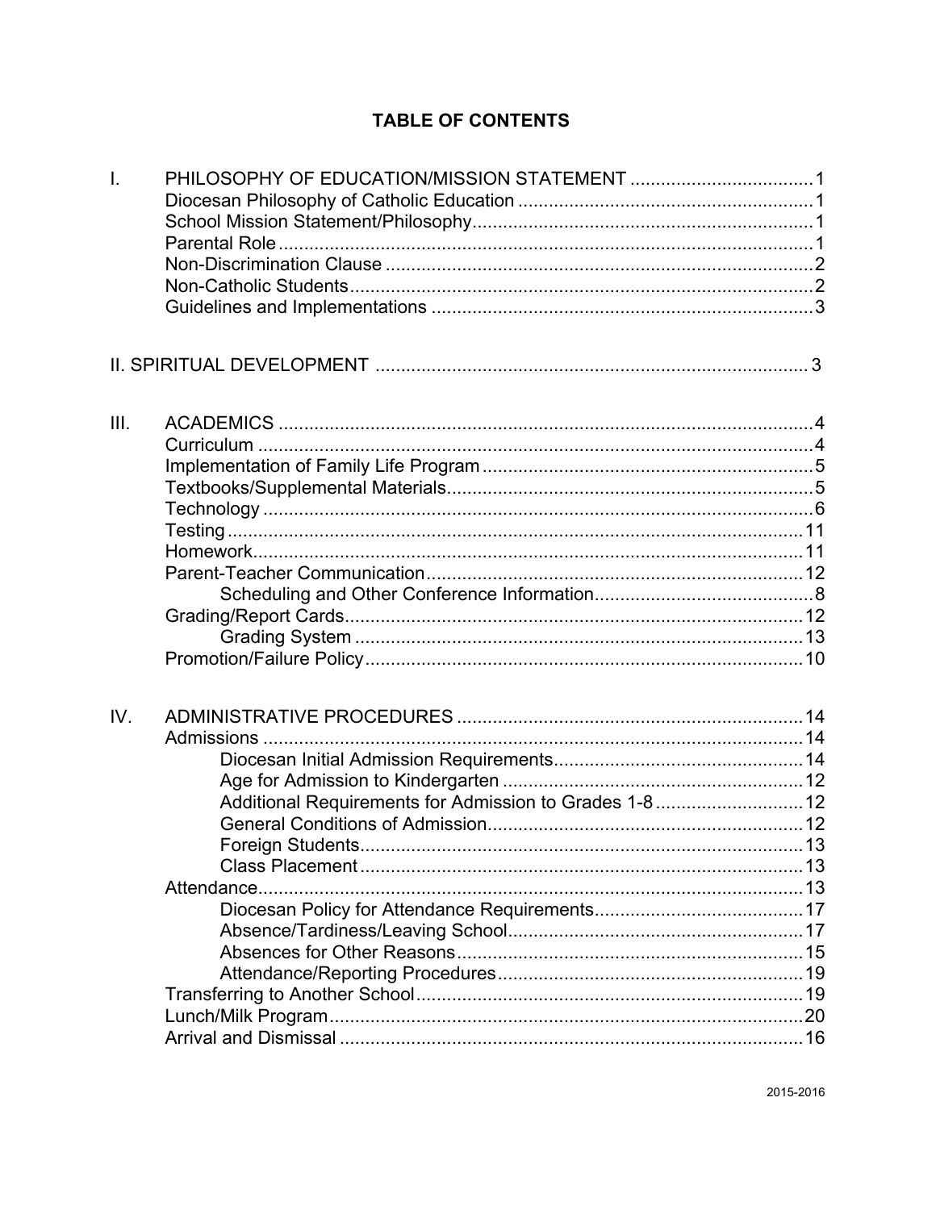# TABLE OF CONTENTS

I. PHILOSOPHY OF EDUCATION/MISSION STATEMENT .................................... 1
- Diocesan Philosophy of Catholic Education .......................................... 1
- School Mission Statement/Philosophy .................................................. 1
- Parental Role ........................................................................................ 1
- Non-Discrimination Clause .................................................................... 2
- Non-Catholic Students ........................................................................... 2
- Guidelines and Implementations ........................................................... 3

II. SPIRITUAL DEVELOPMENT .................................................................... 3

III. ACADEMICS .......................................................................................... 4
- Curriculum ............................................................................................. 4
- Implementation of Family Life Program ................................................. 5
- Textbooks/Supplemental Materials ........................................................ 5
- Technology ............................................................................................ 6
- Testing ................................................................................................. 11
- Homework ............................................................................................ 11
- Parent-Teacher Communication .......................................................... 12
    - Scheduling and Other Conference Information ........................... 8
- Grading/Report Cards .......................................................................... 12
    - Grading System ......................................................................... 13
- Promotion/Failure Policy ...................................................................... 10

IV. ADMINISTRATIVE PROCEDURES ........................................................ 14
- Admissions .......................................................................................... 14
    - Diocesan Initial Admission Requirements ................................. 14
    - Age for Admission to Kindergarten ........................................... 12
    - Additional Requirements for Admission to Grades 1-8 ............. 12
    - General Conditions of Admission .............................................. 12
    - Foreign Students ....................................................................... 13
    - Class Placement ....................................................................... 13
- Attendance ........................................................................................... 13
    - Diocesan Policy for Attendance Requirements ......................... 17
    - Absence/Tardiness/Leaving School .......................................... 17
    - Absences for Other Reasons .................................................... 15
    - Attendance/Reporting Procedures ............................................ 19
- Transferring to Another School ............................................................ 19
- Lunch/Milk Program ............................................................................. 20
- Arrival and Dismissal ........................................................................... 16

2015-2016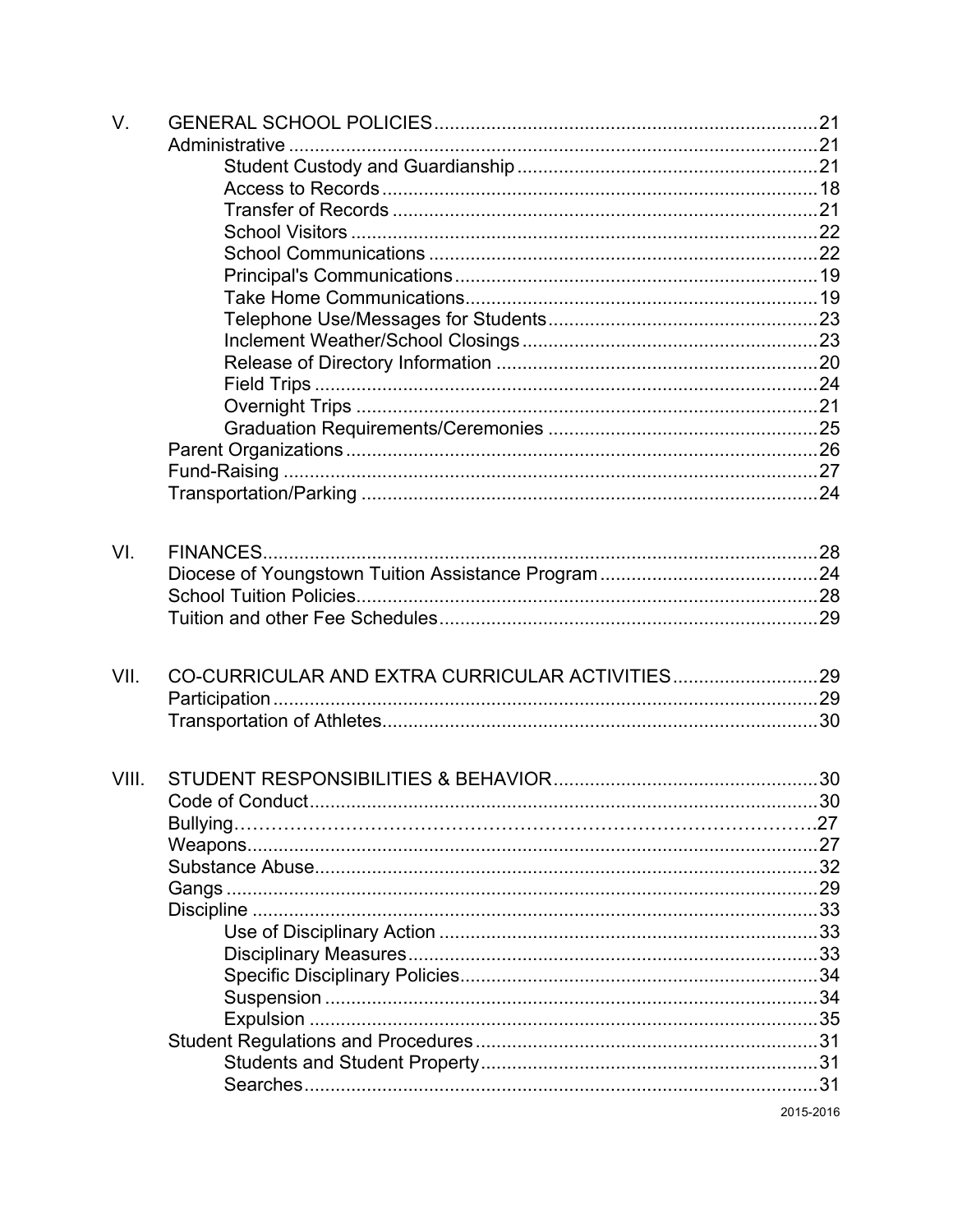V. GENERAL SCHOOL POLICIES........................................................................21
- Administrative ..................................................................................21
  - Student Custody and Guardianship ..............................................21
  - Access to Records ........................................................................18
  - Transfer of Records ......................................................................21
  - School Visitors ..............................................................................22
  - School Communications ...............................................................22
  - Principal's Communications ..........................................................19
  - Take Home Communications........................................................19
  - Telephone Use/Messages for Students .........................................23
  - Inclement Weather/School Closings ...............................................23
  - Release of Directory Information ...................................................20
  - Field Trips ......................................................................................24
  - Overnight Trips ..............................................................................21
  - Graduation Requirements/Ceremonies .........................................25
- Parent Organizations .........................................................................26
- Fund-Raising .....................................................................................27
- Transportation/Parking .......................................................................24

VI. FINANCES..........................................................................................28
- Diocese of Youngstown Tuition Assistance Program ..........................24
- School Tuition Policies.........................................................................28
- Tuition and other Fee Schedules.........................................................29

VII. CO-CURRICULAR AND EXTRA CURRICULAR ACTIVITIES ............................29
- Participation .........................................................................................29
- Transportation of Athletes....................................................................30

VIII. STUDENT RESPONSIBILITIES & BEHAVIOR ...................................................30
- Code of Conduct..................................................................................30
- Bullying……………………………………………………………………………….27
- Weapons..............................................................................................27
- Substance Abuse.................................................................................32
- Gangs ..................................................................................................29
- Discipline .............................................................................................33
  - Use of Disciplinary Action .................................................................33
  - Disciplinary Measures.......................................................................33
  - Specific Disciplinary Policies.............................................................34
  - Suspension .......................................................................................34
  - Expulsion ..........................................................................................35
- Student Regulations and Procedures ..................................................31
  - Students and Student Property..........................................................31
  - Searches............................................................................................31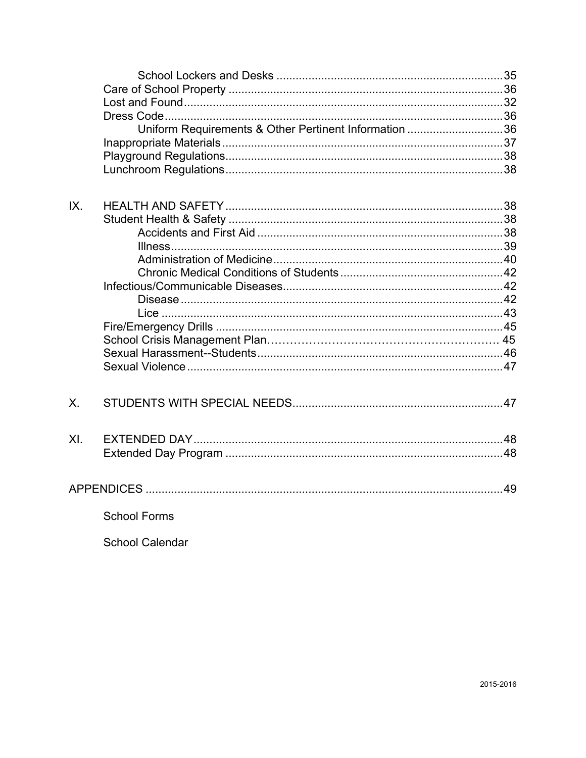- School Lockers and Desks ........ 35
- Care of School Property ........ 36
- Lost and Found ........ 32
- Dress Code ........ 36
  - Uniform Requirements & Other Pertinent Information ........ 36
- Inappropriate Materials ........ 37
- Playground Regulations ........ 38
- Lunchroom Regulations ........ 38

IX. HEALTH AND SAFETY ........ 38
- Student Health & Safety ........ 38
  - Accidents and First Aid ........ 38
  - Illness ........ 39
  - Administration of Medicine ........ 40
  - Chronic Medical Conditions of Students ........ 42
- Infectious/Communicable Diseases ........ 42
  - Disease ........ 42
  - Lice ........ 43
- Fire/Emergency Drills ........ 45
- School Crisis Management Plan ........ 45
- Sexual Harassment--Students ........ 46
- Sexual Violence ........ 47

X. STUDENTS WITH SPECIAL NEEDS ........ 47

XI. EXTENDED DAY ........ 48
- Extended Day Program ........ 48

APPENDICES ........ 49

School Forms

School Calendar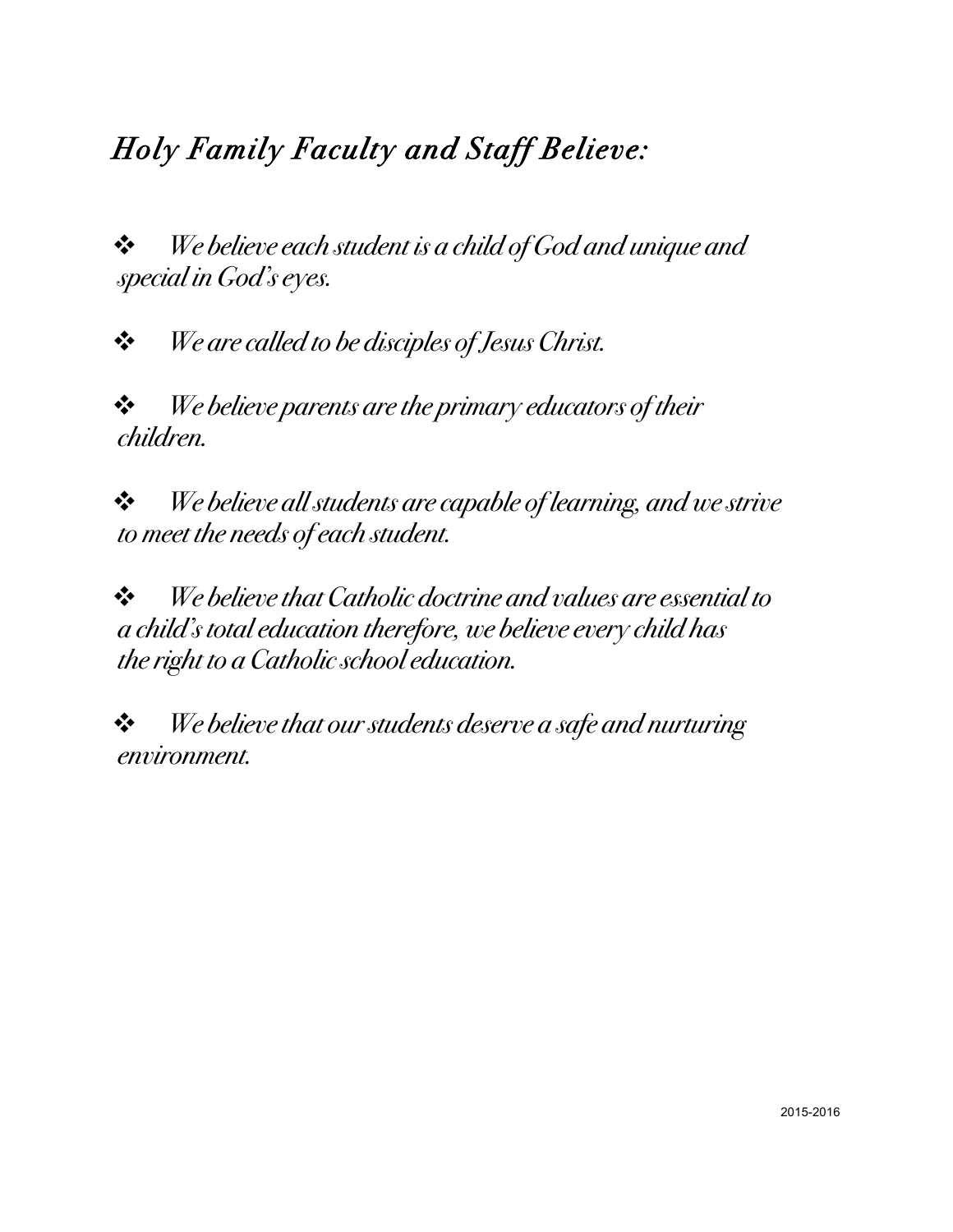## *Holy Family Faculty and Staff Believe:*

- *We believe each student is a child of God and unique and special in God's eyes.*
- *We are called to be disciples of Jesus Christ.*
- *We believe parents are the primary educators of their children.*
- *We believe all students are capable of learning, and we strive to meet the needs of each student.*
- *We believe that Catholic doctrine and values are essential to a child's total education therefore, we believe every child has the right to a Catholic school education.*
- *We believe that our students deserve a safe and nurturing environment.*

2015-2016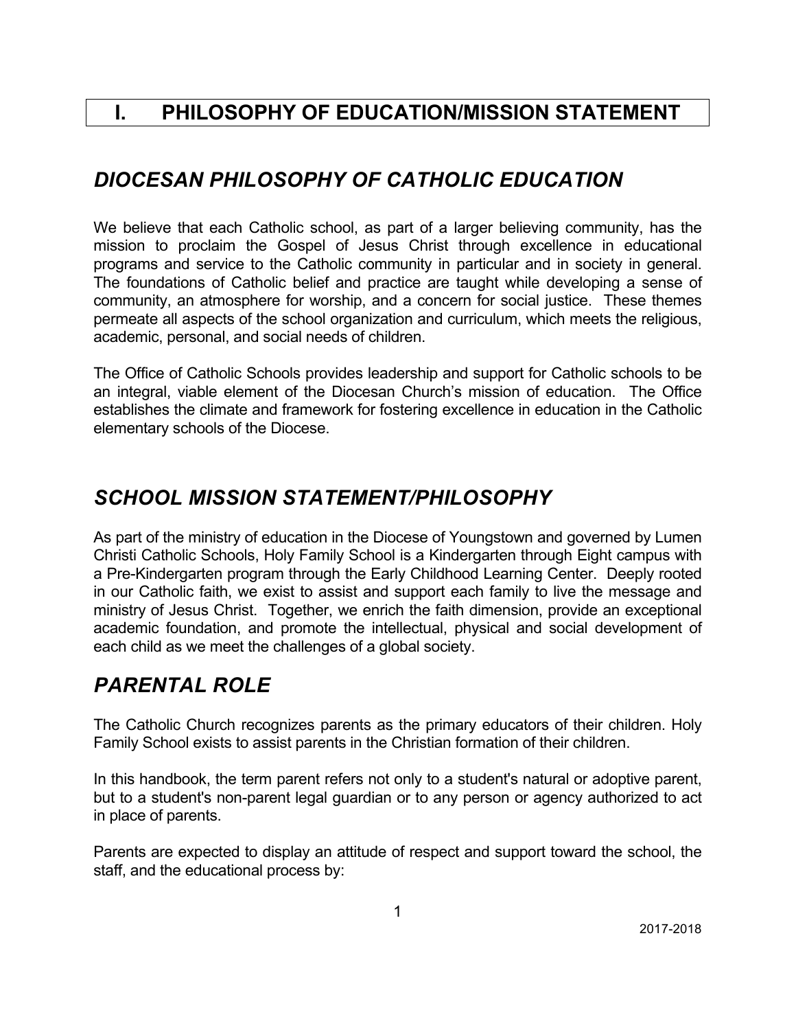# I. PHILOSOPHY OF EDUCATION/MISSION STATEMENT

## *DIOCESAN PHILOSOPHY OF CATHOLIC EDUCATION*

We believe that each Catholic school, as part of a larger believing community, has the mission to proclaim the Gospel of Jesus Christ through excellence in educational programs and service to the Catholic community in particular and in society in general. The foundations of Catholic belief and practice are taught while developing a sense of community, an atmosphere for worship, and a concern for social justice. These themes permeate all aspects of the school organization and curriculum, which meets the religious, academic, personal, and social needs of children.

The Office of Catholic Schools provides leadership and support for Catholic schools to be an integral, viable element of the Diocesan Church's mission of education. The Office establishes the climate and framework for fostering excellence in education in the Catholic elementary schools of the Diocese.

## *SCHOOL MISSION STATEMENT/PHILOSOPHY*

As part of the ministry of education in the Diocese of Youngstown and governed by Lumen Christi Catholic Schools, Holy Family School is a Kindergarten through Eight campus with a Pre-Kindergarten program through the Early Childhood Learning Center. Deeply rooted in our Catholic faith, we exist to assist and support each family to live the message and ministry of Jesus Christ. Together, we enrich the faith dimension, provide an exceptional academic foundation, and promote the intellectual, physical and social development of each child as we meet the challenges of a global society.

## *PARENTAL ROLE*

The Catholic Church recognizes parents as the primary educators of their children. Holy Family School exists to assist parents in the Christian formation of their children.

In this handbook, the term parent refers not only to a student's natural or adoptive parent, but to a student's non-parent legal guardian or to any person or agency authorized to act in place of parents.

Parents are expected to display an attitude of respect and support toward the school, the staff, and the educational process by: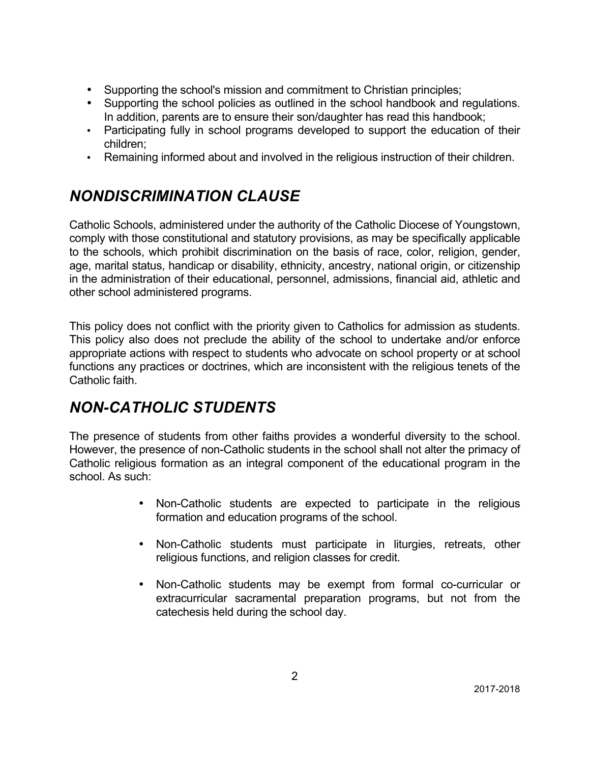- Supporting the school's mission and commitment to Christian principles;
- Supporting the school policies as outlined in the school handbook and regulations. In addition, parents are to ensure their son/daughter has read this handbook;
- Participating fully in school programs developed to support the education of their children;
- Remaining informed about and involved in the religious instruction of their children.

## *NONDISCRIMINATION CLAUSE*

Catholic Schools, administered under the authority of the Catholic Diocese of Youngstown, comply with those constitutional and statutory provisions, as may be specifically applicable to the schools, which prohibit discrimination on the basis of race, color, religion, gender, age, marital status, handicap or disability, ethnicity, ancestry, national origin, or citizenship in the administration of their educational, personnel, admissions, financial aid, athletic and other school administered programs.

This policy does not conflict with the priority given to Catholics for admission as students. This policy also does not preclude the ability of the school to undertake and/or enforce appropriate actions with respect to students who advocate on school property or at school functions any practices or doctrines, which are inconsistent with the religious tenets of the Catholic faith.

## *NON-CATHOLIC STUDENTS*

The presence of students from other faiths provides a wonderful diversity to the school. However, the presence of non-Catholic students in the school shall not alter the primacy of Catholic religious formation as an integral component of the educational program in the school. As such:

- Non-Catholic students are expected to participate in the religious formation and education programs of the school.
- Non-Catholic students must participate in liturgies, retreats, other religious functions, and religion classes for credit.
- Non-Catholic students may be exempt from formal co-curricular or extracurricular sacramental preparation programs, but not from the catechesis held during the school day.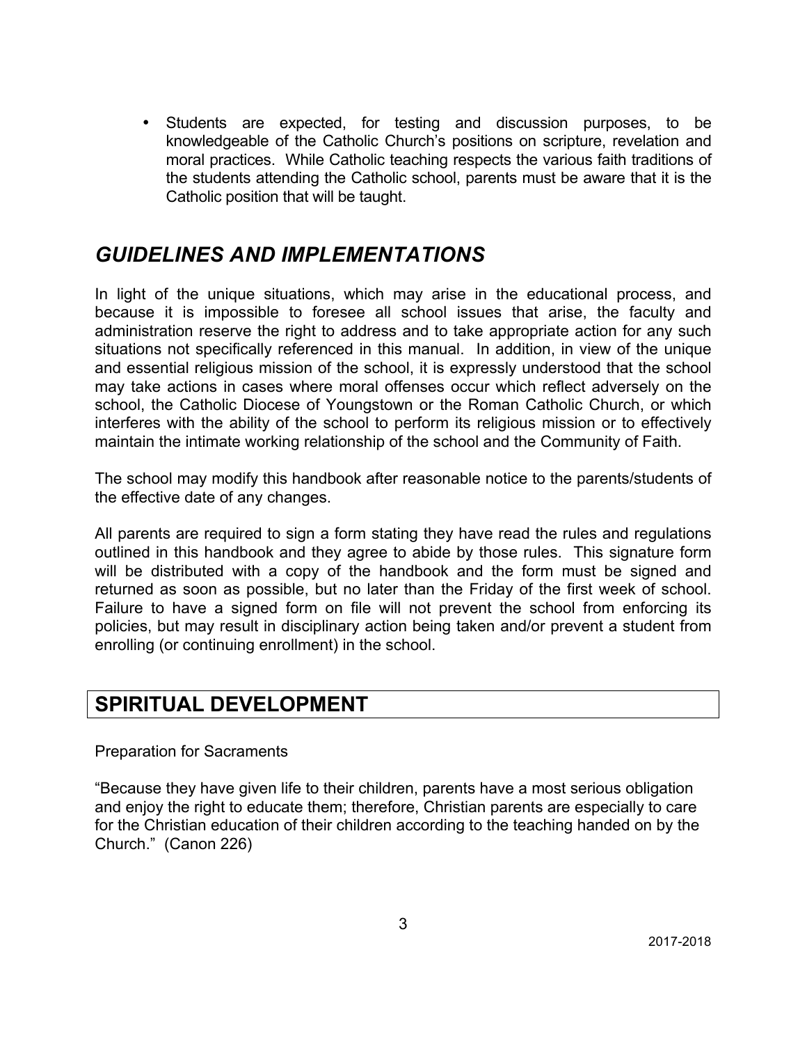- Students are expected, for testing and discussion purposes, to be knowledgeable of the Catholic Church's positions on scripture, revelation and moral practices. While Catholic teaching respects the various faith traditions of the students attending the Catholic school, parents must be aware that it is the Catholic position that will be taught.

## *GUIDELINES AND IMPLEMENTATIONS*

In light of the unique situations, which may arise in the educational process, and because it is impossible to foresee all school issues that arise, the faculty and administration reserve the right to address and to take appropriate action for any such situations not specifically referenced in this manual. In addition, in view of the unique and essential religious mission of the school, it is expressly understood that the school may take actions in cases where moral offenses occur which reflect adversely on the school, the Catholic Diocese of Youngstown or the Roman Catholic Church, or which interferes with the ability of the school to perform its religious mission or to effectively maintain the intimate working relationship of the school and the Community of Faith.

The school may modify this handbook after reasonable notice to the parents/students of the effective date of any changes.

All parents are required to sign a form stating they have read the rules and regulations outlined in this handbook and they agree to abide by those rules. This signature form will be distributed with a copy of the handbook and the form must be signed and returned as soon as possible, but no later than the Friday of the first week of school. Failure to have a signed form on file will not prevent the school from enforcing its policies, but may result in disciplinary action being taken and/or prevent a student from enrolling (or continuing enrollment) in the school.

## SPIRITUAL DEVELOPMENT

Preparation for Sacraments

"Because they have given life to their children, parents have a most serious obligation and enjoy the right to educate them; therefore, Christian parents are especially to care for the Christian education of their children according to the teaching handed on by the Church." (Canon 226)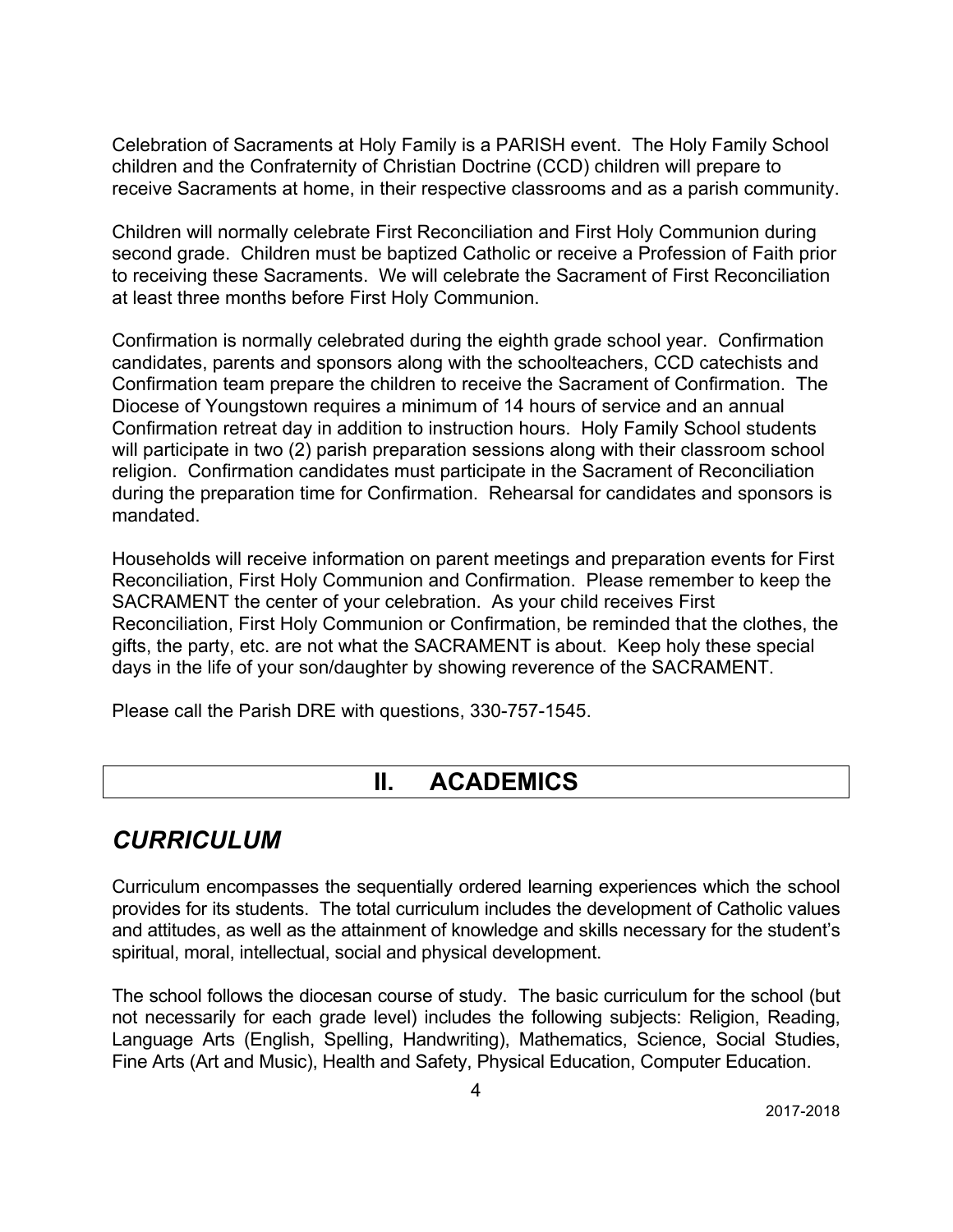Celebration of Sacraments at Holy Family is a PARISH event. The Holy Family School children and the Confraternity of Christian Doctrine (CCD) children will prepare to receive Sacraments at home, in their respective classrooms and as a parish community.

Children will normally celebrate First Reconciliation and First Holy Communion during second grade. Children must be baptized Catholic or receive a Profession of Faith prior to receiving these Sacraments. We will celebrate the Sacrament of First Reconciliation at least three months before First Holy Communion.

Confirmation is normally celebrated during the eighth grade school year. Confirmation candidates, parents and sponsors along with the schoolteachers, CCD catechists and Confirmation team prepare the children to receive the Sacrament of Confirmation. The Diocese of Youngstown requires a minimum of 14 hours of service and an annual Confirmation retreat day in addition to instruction hours. Holy Family School students will participate in two (2) parish preparation sessions along with their classroom school religion. Confirmation candidates must participate in the Sacrament of Reconciliation during the preparation time for Confirmation. Rehearsal for candidates and sponsors is mandated.

Households will receive information on parent meetings and preparation events for First Reconciliation, First Holy Communion and Confirmation. Please remember to keep the SACRAMENT the center of your celebration. As your child receives First Reconciliation, First Holy Communion or Confirmation, be reminded that the clothes, the gifts, the party, etc. are not what the SACRAMENT is about. Keep holy these special days in the life of your son/daughter by showing reverence of the SACRAMENT.

Please call the Parish DRE with questions, 330-757-1545.

# II. ACADEMICS

## *CURRICULUM*

Curriculum encompasses the sequentially ordered learning experiences which the school provides for its students. The total curriculum includes the development of Catholic values and attitudes, as well as the attainment of knowledge and skills necessary for the student's spiritual, moral, intellectual, social and physical development.

The school follows the diocesan course of study. The basic curriculum for the school (but not necessarily for each grade level) includes the following subjects: Religion, Reading, Language Arts (English, Spelling, Handwriting), Mathematics, Science, Social Studies, Fine Arts (Art and Music), Health and Safety, Physical Education, Computer Education.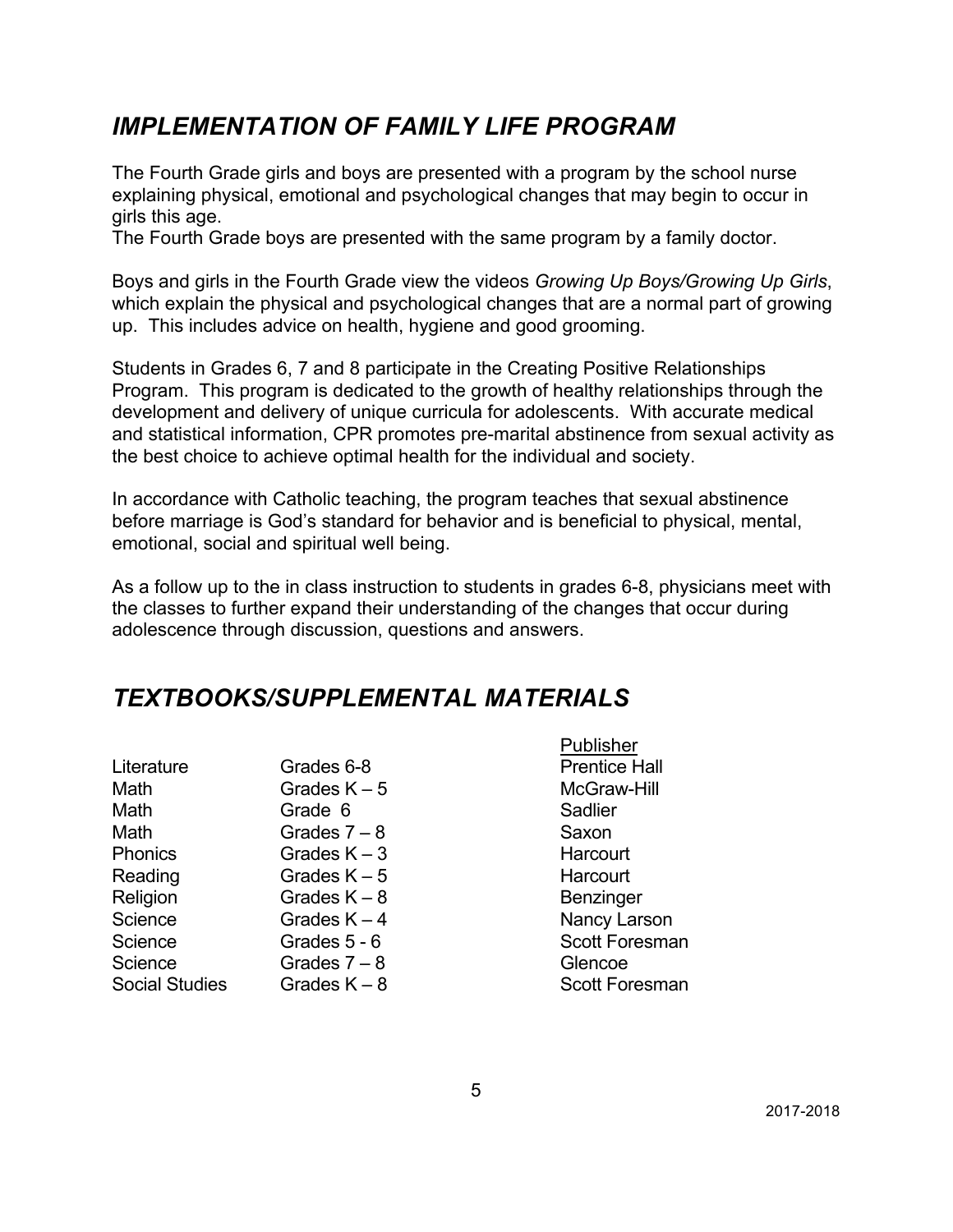## *IMPLEMENTATION OF FAMILY LIFE PROGRAM*

The Fourth Grade girls and boys are presented with a program by the school nurse explaining physical, emotional and psychological changes that may begin to occur in girls this age.
The Fourth Grade boys are presented with the same program by a family doctor.

Boys and girls in the Fourth Grade view the videos *Growing Up Boys/Growing Up Girls*, which explain the physical and psychological changes that are a normal part of growing up. This includes advice on health, hygiene and good grooming.

Students in Grades 6, 7 and 8 participate in the Creating Positive Relationships Program. This program is dedicated to the growth of healthy relationships through the development and delivery of unique curricula for adolescents. With accurate medical and statistical information, CPR promotes pre-marital abstinence from sexual activity as the best choice to achieve optimal health for the individual and society.

In accordance with Catholic teaching, the program teaches that sexual abstinence before marriage is God's standard for behavior and is beneficial to physical, mental, emotional, social and spiritual well being.

As a follow up to the in class instruction to students in grades 6-8, physicians meet with the classes to further expand their understanding of the changes that occur during adolescence through discussion, questions and answers.

## *TEXTBOOKS/SUPPLEMENTAL MATERIALS*

| | | Publisher |
|---|---|---|
| Literature | Grades 6-8 | Prentice Hall |
| Math | Grades K – 5 | McGraw-Hill |
| Math | Grade 6 | Sadlier |
| Math | Grades 7 – 8 | Saxon |
| Phonics | Grades K – 3 | Harcourt |
| Reading | Grades K – 5 | Harcourt |
| Religion | Grades K – 8 | Benzinger |
| Science | Grades K – 4 | Nancy Larson |
| Science | Grades 5 - 6 | Scott Foresman |
| Science | Grades 7 – 8 | Glencoe |
| Social Studies | Grades K – 8 | Scott Foresman |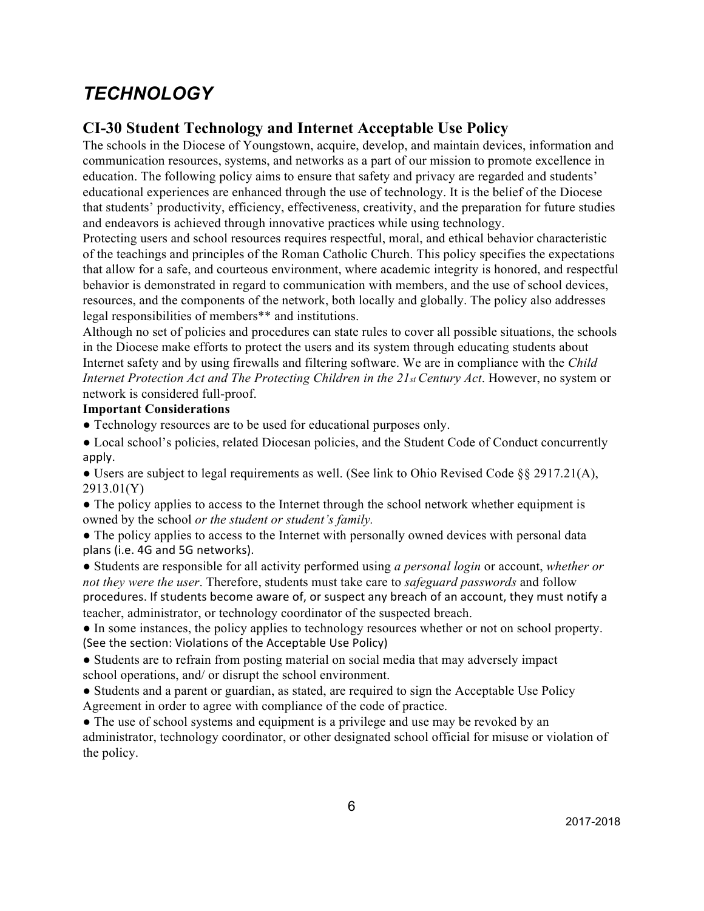# *TECHNOLOGY*

## CI-30 Student Technology and Internet Acceptable Use Policy

The schools in the Diocese of Youngstown, acquire, develop, and maintain devices, information and communication resources, systems, and networks as a part of our mission to promote excellence in education. The following policy aims to ensure that safety and privacy are regarded and students' educational experiences are enhanced through the use of technology. It is the belief of the Diocese that students' productivity, efficiency, effectiveness, creativity, and the preparation for future studies and endeavors is achieved through innovative practices while using technology.

Protecting users and school resources requires respectful, moral, and ethical behavior characteristic of the teachings and principles of the Roman Catholic Church. This policy specifies the expectations that allow for a safe, and courteous environment, where academic integrity is honored, and respectful behavior is demonstrated in regard to communication with members, and the use of school devices, resources, and the components of the network, both locally and globally. The policy also addresses legal responsibilities of members** and institutions.

Although no set of policies and procedures can state rules to cover all possible situations, the schools in the Diocese make efforts to protect the users and its system through educating students about Internet safety and by using firewalls and filtering software. We are in compliance with the *Child Internet Protection Act and The Protecting Children in the 21st Century Act*. However, no system or network is considered full-proof.

**Important Considerations**

- Technology resources are to be used for educational purposes only.
- Local school's policies, related Diocesan policies, and the Student Code of Conduct concurrently apply.
- Users are subject to legal requirements as well. (See link to Ohio Revised Code §§ 2917.21(A), 2913.01(Y)
- The policy applies to access to the Internet through the school network whether equipment is owned by the school *or the student or student's family.*
- The policy applies to access to the Internet with personally owned devices with personal data plans (i.e. 4G and 5G networks).
- Students are responsible for all activity performed using *a personal login* or account, *whether or not they were the user*. Therefore, students must take care to *safeguard passwords* and follow procedures. If students become aware of, or suspect any breach of an account, they must notify a teacher, administrator, or technology coordinator of the suspected breach.
- In some instances, the policy applies to technology resources whether or not on school property. (See the section: Violations of the Acceptable Use Policy)
- Students are to refrain from posting material on social media that may adversely impact school operations, and/ or disrupt the school environment.
- Students and a parent or guardian, as stated, are required to sign the Acceptable Use Policy Agreement in order to agree with compliance of the code of practice.
- The use of school systems and equipment is a privilege and use may be revoked by an administrator, technology coordinator, or other designated school official for misuse or violation of the policy.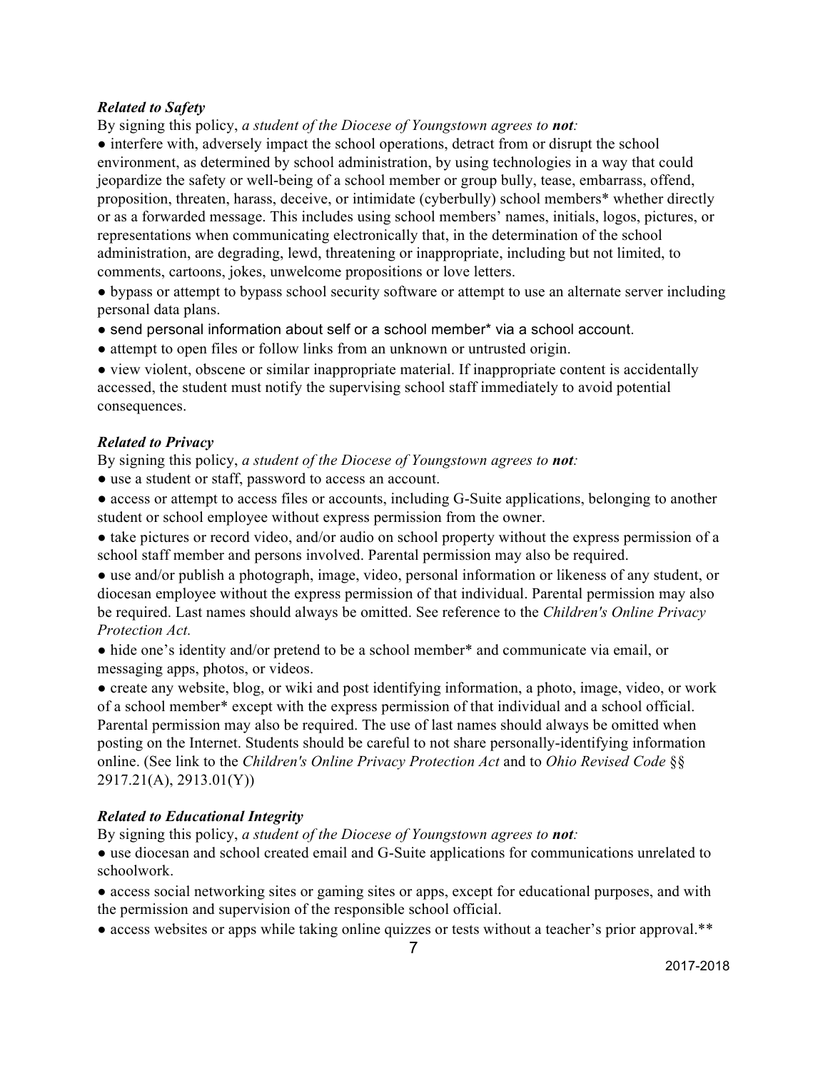***Related to Safety***

By signing this policy, *a student of the Diocese of Youngstown agrees to **not**:*

● interfere with, adversely impact the school operations, detract from or disrupt the school environment, as determined by school administration, by using technologies in a way that could jeopardize the safety or well-being of a school member or group bully, tease, embarrass, offend, proposition, threaten, harass, deceive, or intimidate (cyberbully) school members* whether directly or as a forwarded message. This includes using school members' names, initials, logos, pictures, or representations when communicating electronically that, in the determination of the school administration, are degrading, lewd, threatening or inappropriate, including but not limited, to comments, cartoons, jokes, unwelcome propositions or love letters.

● bypass or attempt to bypass school security software or attempt to use an alternate server including personal data plans.

● send personal information about self or a school member* via a school account.

● attempt to open files or follow links from an unknown or untrusted origin.

● view violent, obscene or similar inappropriate material. If inappropriate content is accidentally accessed, the student must notify the supervising school staff immediately to avoid potential consequences.

***Related to Privacy***

By signing this policy, *a student of the Diocese of Youngstown agrees to **not**:*

● use a student or staff, password to access an account.

● access or attempt to access files or accounts, including G-Suite applications, belonging to another student or school employee without express permission from the owner.

● take pictures or record video, and/or audio on school property without the express permission of a school staff member and persons involved. Parental permission may also be required.

● use and/or publish a photograph, image, video, personal information or likeness of any student, or diocesan employee without the express permission of that individual. Parental permission may also be required. Last names should always be omitted. See reference to the *Children's Online Privacy Protection Act.*

● hide one's identity and/or pretend to be a school member* and communicate via email, or messaging apps, photos, or videos.

● create any website, blog, or wiki and post identifying information, a photo, image, video, or work of a school member* except with the express permission of that individual and a school official. Parental permission may also be required. The use of last names should always be omitted when posting on the Internet. Students should be careful to not share personally-identifying information online. (See link to the *Children's Online Privacy Protection Act* and to *Ohio Revised Code* §§ 2917.21(A), 2913.01(Y))

***Related to Educational Integrity***

By signing this policy, *a student of the Diocese of Youngstown agrees to **not**:*

● use diocesan and school created email and G-Suite applications for communications unrelated to schoolwork.

● access social networking sites or gaming sites or apps, except for educational purposes, and with the permission and supervision of the responsible school official.

● access websites or apps while taking online quizzes or tests without a teacher's prior approval.**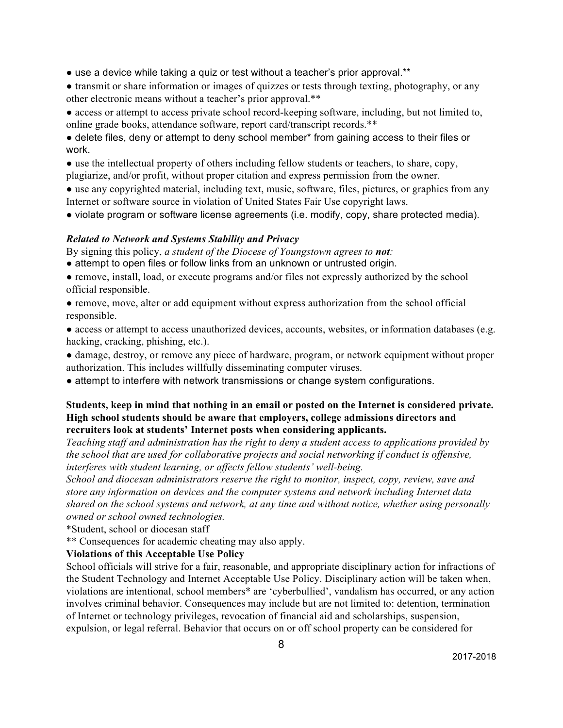● use a device while taking a quiz or test without a teacher's prior approval.**

● transmit or share information or images of quizzes or tests through texting, photography, or any other electronic means without a teacher's prior approval.**

● access or attempt to access private school record-keeping software, including, but not limited to, online grade books, attendance software, report card/transcript records.**

● delete files, deny or attempt to deny school member* from gaining access to their files or work.

● use the intellectual property of others including fellow students or teachers, to share, copy, plagiarize, and/or profit, without proper citation and express permission from the owner.

● use any copyrighted material, including text, music, software, files, pictures, or graphics from any Internet or software source in violation of United States Fair Use copyright laws.

● violate program or software license agreements (i.e. modify, copy, share protected media).

***Related to Network and Systems Stability and Privacy***

By signing this policy, *a student of the Diocese of Youngstown agrees to **not**:*

● attempt to open files or follow links from an unknown or untrusted origin.

● remove, install, load, or execute programs and/or files not expressly authorized by the school official responsible.

● remove, move, alter or add equipment without express authorization from the school official responsible.

● access or attempt to access unauthorized devices, accounts, websites, or information databases (e.g. hacking, cracking, phishing, etc.).

● damage, destroy, or remove any piece of hardware, program, or network equipment without proper authorization. This includes willfully disseminating computer viruses.

● attempt to interfere with network transmissions or change system configurations.

**Students, keep in mind that nothing in an email or posted on the Internet is considered private. High school students should be aware that employers, college admissions directors and recruiters look at students' Internet posts when considering applicants.**

*Teaching staff and administration has the right to deny a student access to applications provided by the school that are used for collaborative projects and social networking if conduct is offensive, interferes with student learning, or affects fellow students' well-being.*

*School and diocesan administrators reserve the right to monitor, inspect, copy, review, save and store any information on devices and the computer systems and network including Internet data shared on the school systems and network, at any time and without notice, whether using personally owned or school owned technologies.*

*Student, school or diocesan staff

** Consequences for academic cheating may also apply.

**Violations of this Acceptable Use Policy**

School officials will strive for a fair, reasonable, and appropriate disciplinary action for infractions of the Student Technology and Internet Acceptable Use Policy. Disciplinary action will be taken when, violations are intentional, school members* are 'cyberbullied', vandalism has occurred, or any action involves criminal behavior. Consequences may include but are not limited to: detention, termination of Internet or technology privileges, revocation of financial aid and scholarships, suspension, expulsion, or legal referral. Behavior that occurs on or off school property can be considered for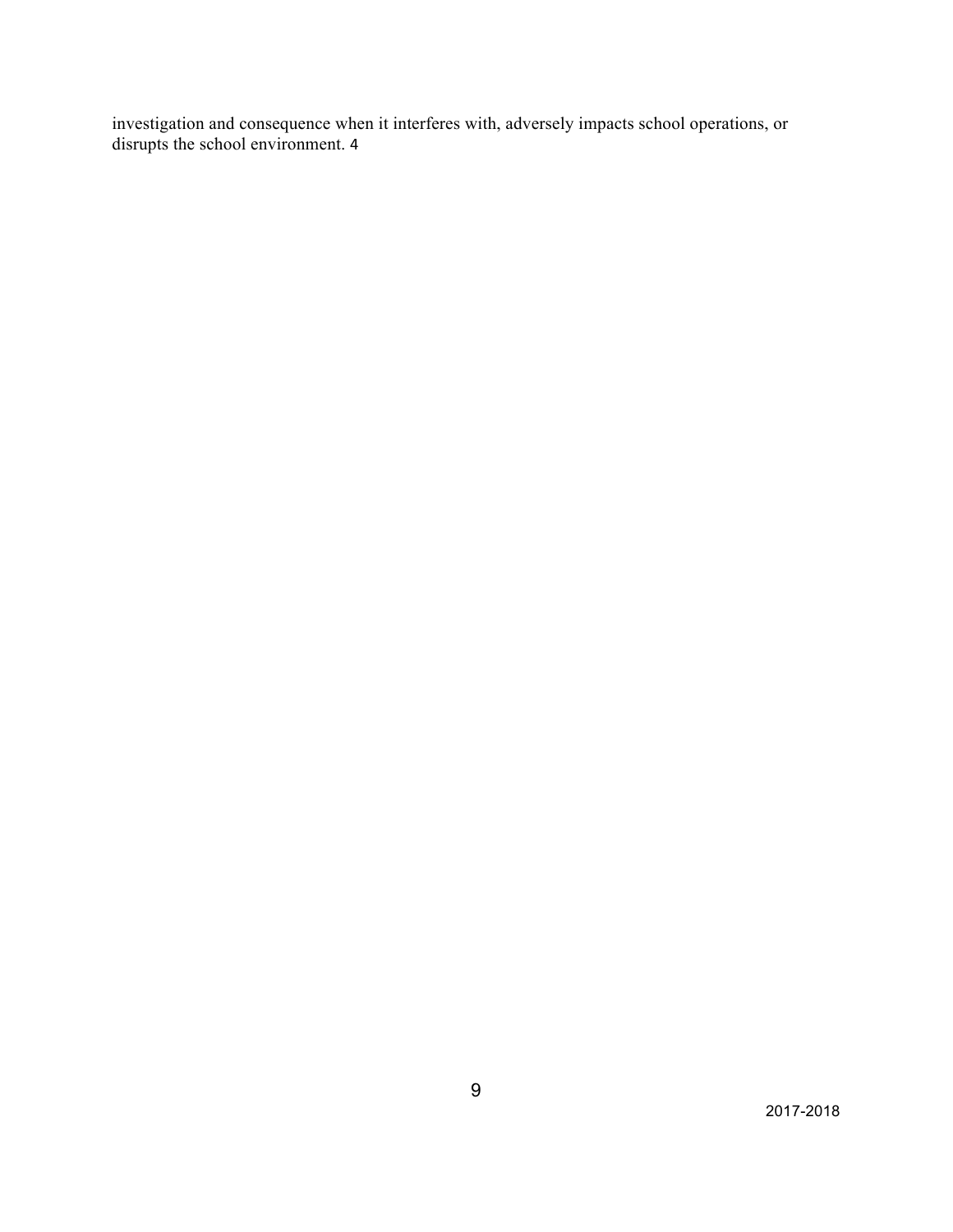investigation and consequence when it interferes with, adversely impacts school operations, or disrupts the school environment. 4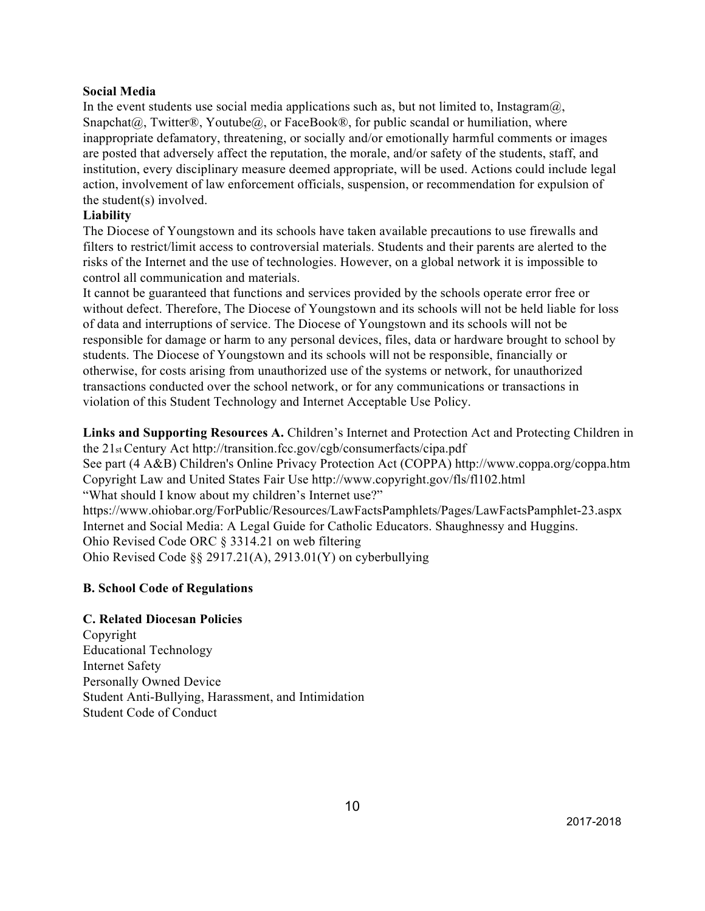**Social Media**

In the event students use social media applications such as, but not limited to, Instagram@, Snapchat@, Twitter®, Youtube@, or FaceBook®, for public scandal or humiliation, where inappropriate defamatory, threatening, or socially and/or emotionally harmful comments or images are posted that adversely affect the reputation, the morale, and/or safety of the students, staff, and institution, every disciplinary measure deemed appropriate, will be used. Actions could include legal action, involvement of law enforcement officials, suspension, or recommendation for expulsion of the student(s) involved.

**Liability**

The Diocese of Youngstown and its schools have taken available precautions to use firewalls and filters to restrict/limit access to controversial materials. Students and their parents are alerted to the risks of the Internet and the use of technologies. However, on a global network it is impossible to control all communication and materials.

It cannot be guaranteed that functions and services provided by the schools operate error free or without defect. Therefore, The Diocese of Youngstown and its schools will not be held liable for loss of data and interruptions of service. The Diocese of Youngstown and its schools will not be responsible for damage or harm to any personal devices, files, data or hardware brought to school by students. The Diocese of Youngstown and its schools will not be responsible, financially or otherwise, for costs arising from unauthorized use of the systems or network, for unauthorized transactions conducted over the school network, or for any communications or transactions in violation of this Student Technology and Internet Acceptable Use Policy.

**Links and Supporting Resources A.** Children's Internet and Protection Act and Protecting Children in the 21st Century Act http://transition.fcc.gov/cgb/consumerfacts/cipa.pdf
See part (4 A&B) Children's Online Privacy Protection Act (COPPA) http://www.coppa.org/coppa.htm
Copyright Law and United States Fair Use http://www.copyright.gov/fls/fl102.html
"What should I know about my children's Internet use?"
https://www.ohiobar.org/ForPublic/Resources/LawFactsPamphlets/Pages/LawFactsPamphlet-23.aspx
Internet and Social Media: A Legal Guide for Catholic Educators. Shaughnessy and Huggins.
Ohio Revised Code ORC § 3314.21 on web filtering
Ohio Revised Code §§ 2917.21(A), 2913.01(Y) on cyberbullying

**B. School Code of Regulations**

**C. Related Diocesan Policies**

Copyright
Educational Technology
Internet Safety
Personally Owned Device
Student Anti-Bullying, Harassment, and Intimidation
Student Code of Conduct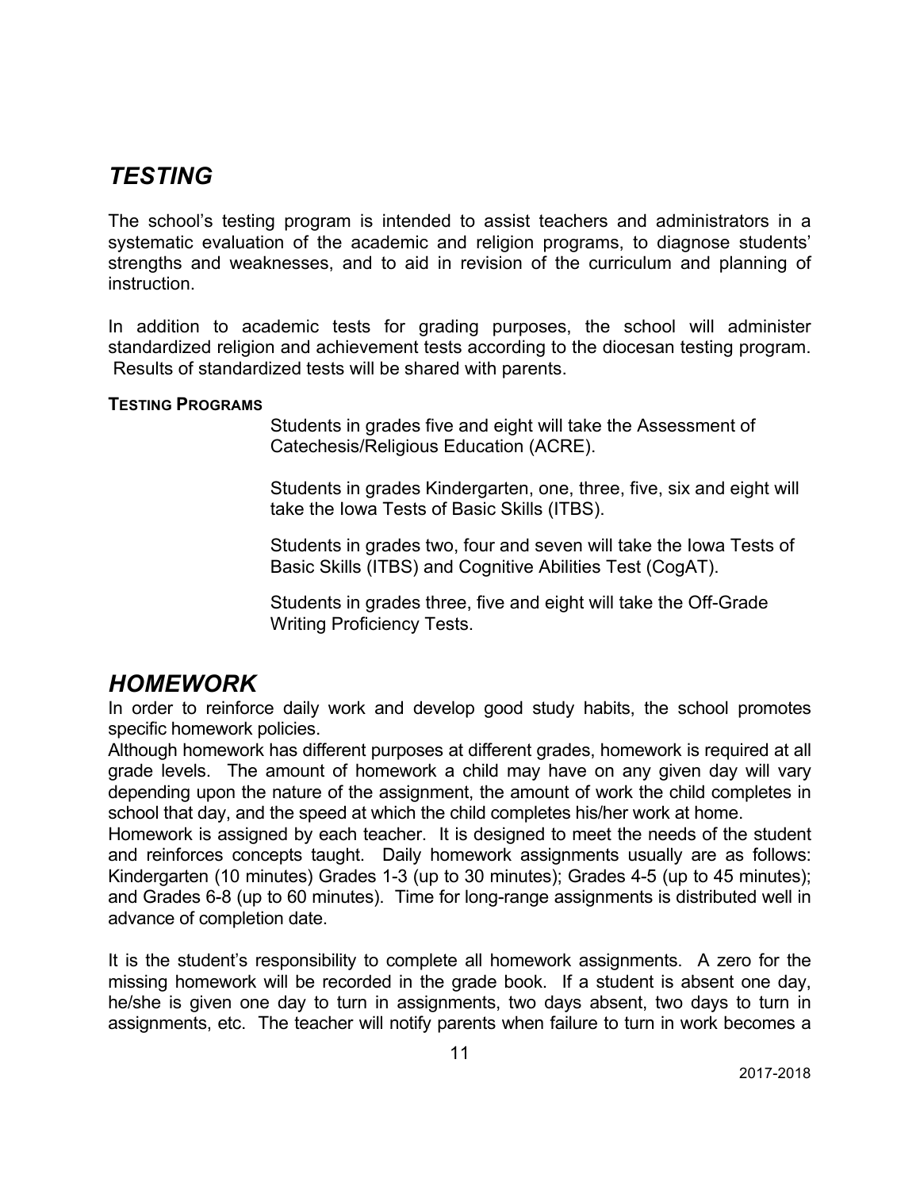## *TESTING*

The school's testing program is intended to assist teachers and administrators in a systematic evaluation of the academic and religion programs, to diagnose students' strengths and weaknesses, and to aid in revision of the curriculum and planning of instruction.

In addition to academic tests for grading purposes, the school will administer standardized religion and achievement tests according to the diocesan testing program. Results of standardized tests will be shared with parents.

**TESTING PROGRAMS**

Students in grades five and eight will take the Assessment of Catechesis/Religious Education (ACRE).

Students in grades Kindergarten, one, three, five, six and eight will take the Iowa Tests of Basic Skills (ITBS).

Students in grades two, four and seven will take the Iowa Tests of Basic Skills (ITBS) and Cognitive Abilities Test (CogAT).

Students in grades three, five and eight will take the Off-Grade Writing Proficiency Tests.

## *HOMEWORK*

In order to reinforce daily work and develop good study habits, the school promotes specific homework policies.

Although homework has different purposes at different grades, homework is required at all grade levels. The amount of homework a child may have on any given day will vary depending upon the nature of the assignment, the amount of work the child completes in school that day, and the speed at which the child completes his/her work at home.

Homework is assigned by each teacher. It is designed to meet the needs of the student and reinforces concepts taught. Daily homework assignments usually are as follows: Kindergarten (10 minutes) Grades 1-3 (up to 30 minutes); Grades 4-5 (up to 45 minutes); and Grades 6-8 (up to 60 minutes). Time for long-range assignments is distributed well in advance of completion date.

It is the student's responsibility to complete all homework assignments. A zero for the missing homework will be recorded in the grade book. If a student is absent one day, he/she is given one day to turn in assignments, two days absent, two days to turn in assignments, etc. The teacher will notify parents when failure to turn in work becomes a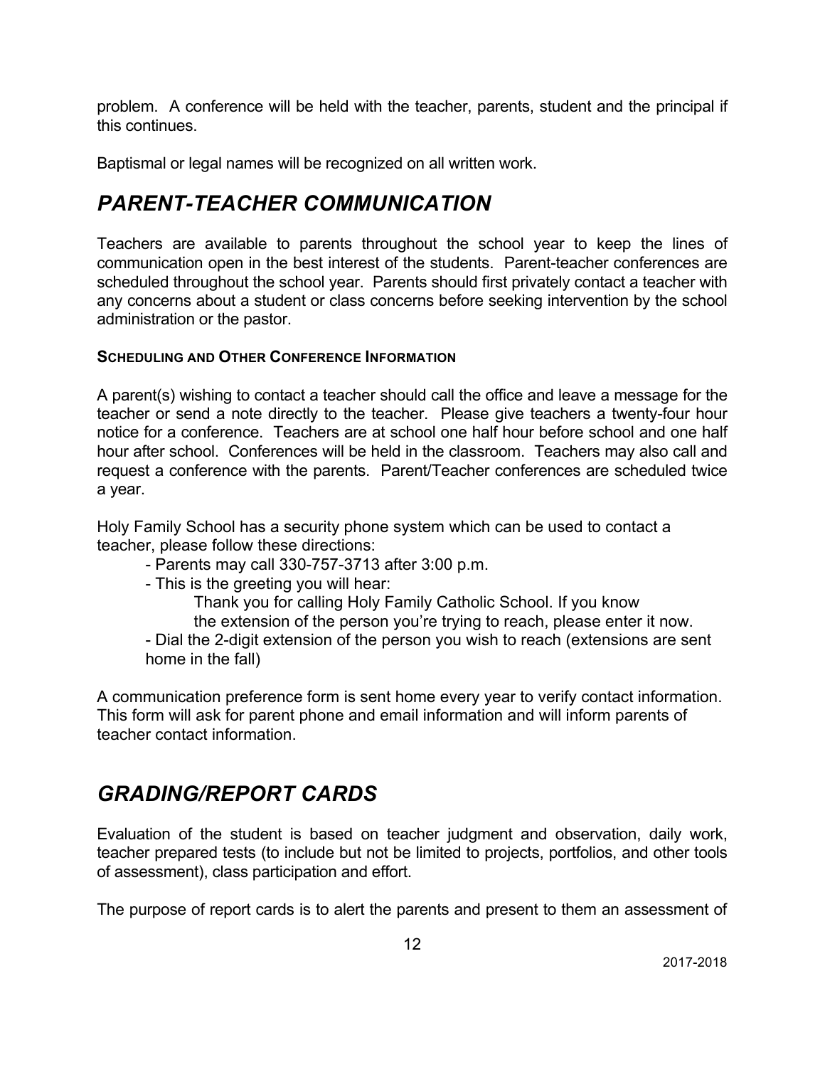problem. A conference will be held with the teacher, parents, student and the principal if this continues.

Baptismal or legal names will be recognized on all written work.

## *PARENT-TEACHER COMMUNICATION*

Teachers are available to parents throughout the school year to keep the lines of communication open in the best interest of the students. Parent-teacher conferences are scheduled throughout the school year. Parents should first privately contact a teacher with any concerns about a student or class concerns before seeking intervention by the school administration or the pastor.

#### SCHEDULING AND OTHER CONFERENCE INFORMATION

A parent(s) wishing to contact a teacher should call the office and leave a message for the teacher or send a note directly to the teacher. Please give teachers a twenty-four hour notice for a conference. Teachers are at school one half hour before school and one half hour after school. Conferences will be held in the classroom. Teachers may also call and request a conference with the parents. Parent/Teacher conferences are scheduled twice a year.

Holy Family School has a security phone system which can be used to contact a teacher, please follow these directions:

- Parents may call 330-757-3713 after 3:00 p.m.
- This is the greeting you will hear:

  Thank you for calling Holy Family Catholic School. If you know the extension of the person you're trying to reach, please enter it now.
- Dial the 2-digit extension of the person you wish to reach (extensions are sent home in the fall)

A communication preference form is sent home every year to verify contact information. This form will ask for parent phone and email information and will inform parents of teacher contact information.

## *GRADING/REPORT CARDS*

Evaluation of the student is based on teacher judgment and observation, daily work, teacher prepared tests (to include but not be limited to projects, portfolios, and other tools of assessment), class participation and effort.

The purpose of report cards is to alert the parents and present to them an assessment of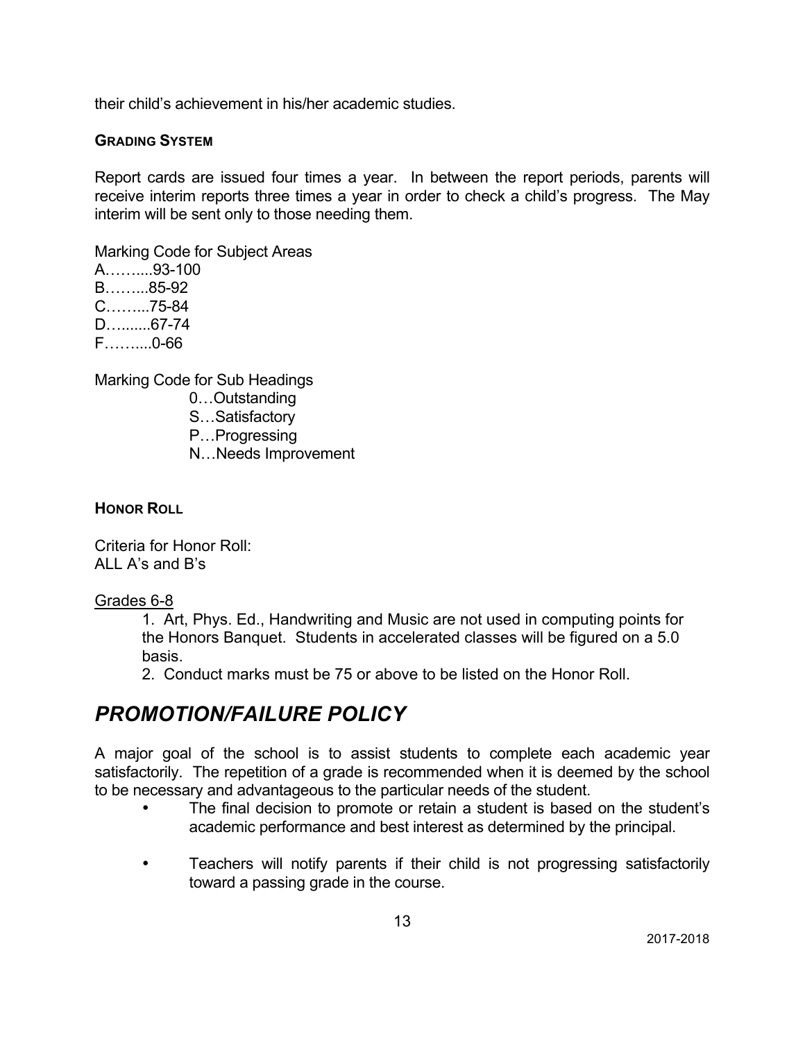their child's achievement in his/her academic studies.

### Grading System

Report cards are issued four times a year. In between the report periods, parents will receive interim reports three times a year in order to check a child's progress. The May interim will be sent only to those needing them.

Marking Code for Subject Areas
A……....93-100
B……...85-92
C……...75-84
D…......67-74
F……....0-66

Marking Code for Sub Headings
0…Outstanding
S…Satisfactory
P…Progressing
N…Needs Improvement

### Honor Roll

Criteria for Honor Roll:
ALL A's and B's

<u>Grades 6-8</u>

1. Art, Phys. Ed., Handwriting and Music are not used in computing points for the Honors Banquet. Students in accelerated classes will be figured on a 5.0 basis.
2. Conduct marks must be 75 or above to be listed on the Honor Roll.

## *PROMOTION/FAILURE POLICY*

A major goal of the school is to assist students to complete each academic year satisfactorily. The repetition of a grade is recommended when it is deemed by the school to be necessary and advantageous to the particular needs of the student.

- The final decision to promote or retain a student is based on the student's academic performance and best interest as determined by the principal.
- Teachers will notify parents if their child is not progressing satisfactorily toward a passing grade in the course.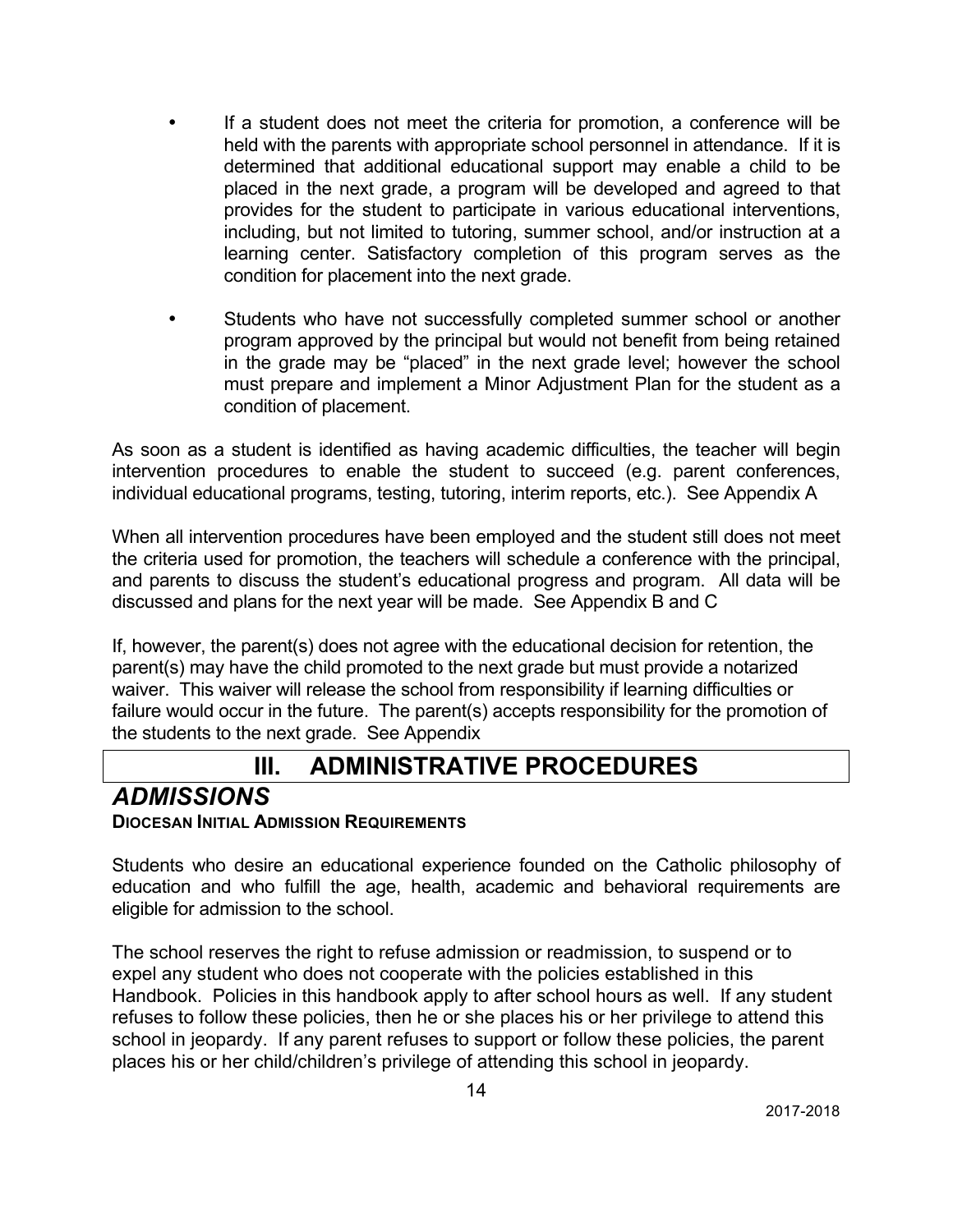- If a student does not meet the criteria for promotion, a conference will be held with the parents with appropriate school personnel in attendance. If it is determined that additional educational support may enable a child to be placed in the next grade, a program will be developed and agreed to that provides for the student to participate in various educational interventions, including, but not limited to tutoring, summer school, and/or instruction at a learning center. Satisfactory completion of this program serves as the condition for placement into the next grade.
- Students who have not successfully completed summer school or another program approved by the principal but would not benefit from being retained in the grade may be "placed" in the next grade level; however the school must prepare and implement a Minor Adjustment Plan for the student as a condition of placement.

As soon as a student is identified as having academic difficulties, the teacher will begin intervention procedures to enable the student to succeed (e.g. parent conferences, individual educational programs, testing, tutoring, interim reports, etc.). See Appendix A

When all intervention procedures have been employed and the student still does not meet the criteria used for promotion, the teachers will schedule a conference with the principal, and parents to discuss the student's educational progress and program. All data will be discussed and plans for the next year will be made. See Appendix B and C

If, however, the parent(s) does not agree with the educational decision for retention, the parent(s) may have the child promoted to the next grade but must provide a notarized waiver. This waiver will release the school from responsibility if learning difficulties or failure would occur in the future. The parent(s) accepts responsibility for the promotion of the students to the next grade. See Appendix

# III. ADMINISTRATIVE PROCEDURES

## *ADMISSIONS*

### Diocesan Initial Admission Requirements

Students who desire an educational experience founded on the Catholic philosophy of education and who fulfill the age, health, academic and behavioral requirements are eligible for admission to the school.

The school reserves the right to refuse admission or readmission, to suspend or to expel any student who does not cooperate with the policies established in this Handbook. Policies in this handbook apply to after school hours as well. If any student refuses to follow these policies, then he or she places his or her privilege to attend this school in jeopardy. If any parent refuses to support or follow these policies, the parent places his or her child/children's privilege of attending this school in jeopardy.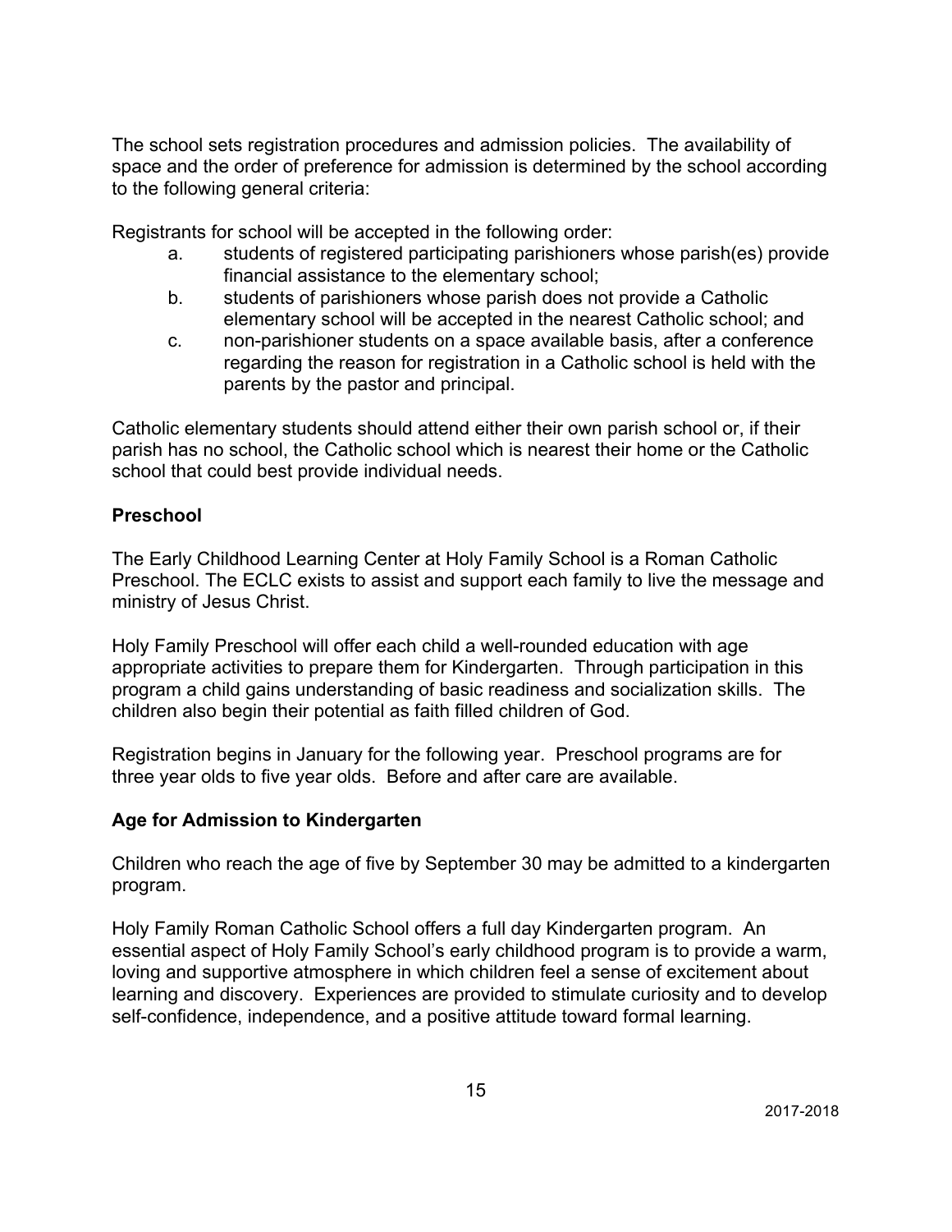The school sets registration procedures and admission policies. The availability of space and the order of preference for admission is determined by the school according to the following general criteria:

Registrants for school will be accepted in the following order:

a. students of registered participating parishioners whose parish(es) provide financial assistance to the elementary school;
b. students of parishioners whose parish does not provide a Catholic elementary school will be accepted in the nearest Catholic school; and
c. non-parishioner students on a space available basis, after a conference regarding the reason for registration in a Catholic school is held with the parents by the pastor and principal.

Catholic elementary students should attend either their own parish school or, if their parish has no school, the Catholic school which is nearest their home or the Catholic school that could best provide individual needs.

## Preschool

The Early Childhood Learning Center at Holy Family School is a Roman Catholic Preschool. The ECLC exists to assist and support each family to live the message and ministry of Jesus Christ.

Holy Family Preschool will offer each child a well-rounded education with age appropriate activities to prepare them for Kindergarten. Through participation in this program a child gains understanding of basic readiness and socialization skills. The children also begin their potential as faith filled children of God.

Registration begins in January for the following year. Preschool programs are for three year olds to five year olds. Before and after care are available.

## Age for Admission to Kindergarten

Children who reach the age of five by September 30 may be admitted to a kindergarten program.

Holy Family Roman Catholic School offers a full day Kindergarten program. An essential aspect of Holy Family School's early childhood program is to provide a warm, loving and supportive atmosphere in which children feel a sense of excitement about learning and discovery. Experiences are provided to stimulate curiosity and to develop self-confidence, independence, and a positive attitude toward formal learning.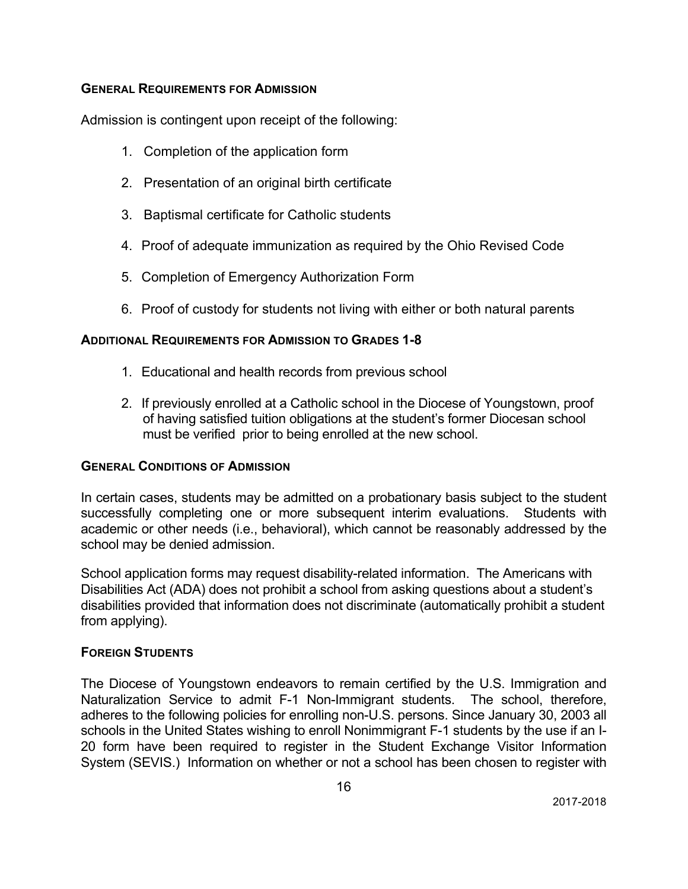## General Requirements for Admission

Admission is contingent upon receipt of the following:

1. Completion of the application form
2. Presentation of an original birth certificate
3. Baptismal certificate for Catholic students
4. Proof of adequate immunization as required by the Ohio Revised Code
5. Completion of Emergency Authorization Form
6. Proof of custody for students not living with either or both natural parents

## Additional Requirements for Admission to Grades 1-8

1. Educational and health records from previous school
2. If previously enrolled at a Catholic school in the Diocese of Youngstown, proof of having satisfied tuition obligations at the student's former Diocesan school must be verified prior to being enrolled at the new school.

## General Conditions of Admission

In certain cases, students may be admitted on a probationary basis subject to the student successfully completing one or more subsequent interim evaluations. Students with academic or other needs (i.e., behavioral), which cannot be reasonably addressed by the school may be denied admission.

School application forms may request disability-related information. The Americans with Disabilities Act (ADA) does not prohibit a school from asking questions about a student's disabilities provided that information does not discriminate (automatically prohibit a student from applying).

## Foreign Students

The Diocese of Youngstown endeavors to remain certified by the U.S. Immigration and Naturalization Service to admit F-1 Non-Immigrant students. The school, therefore, adheres to the following policies for enrolling non-U.S. persons. Since January 30, 2003 all schools in the United States wishing to enroll Nonimmigrant F-1 students by the use if an I-20 form have been required to register in the Student Exchange Visitor Information System (SEVIS.) Information on whether or not a school has been chosen to register with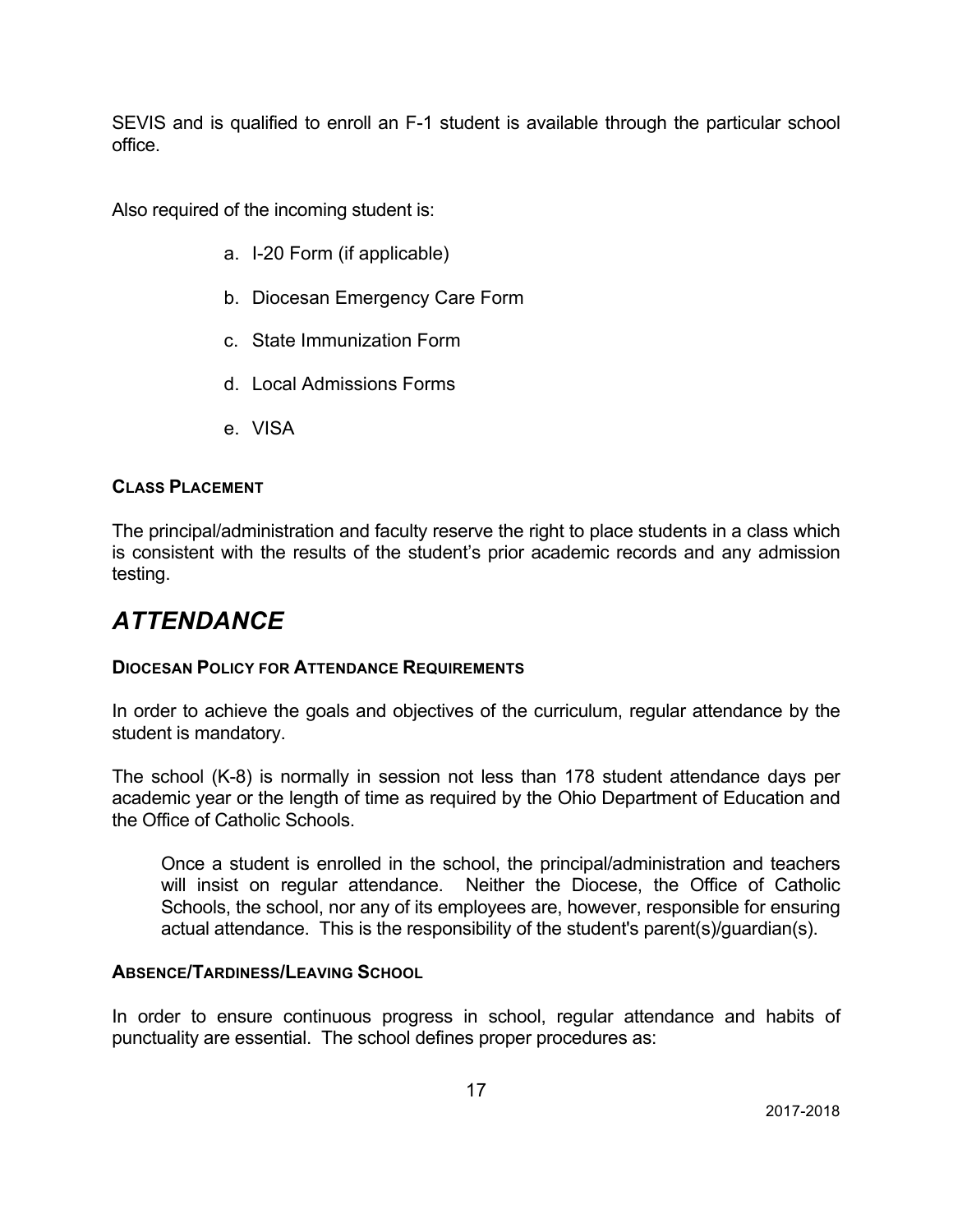SEVIS and is qualified to enroll an F-1 student is available through the particular school office.

Also required of the incoming student is:

a. I-20 Form (if applicable)
b. Diocesan Emergency Care Form
c. State Immunization Form
d. Local Admissions Forms
e. VISA

### CLASS PLACEMENT

The principal/administration and faculty reserve the right to place students in a class which is consistent with the results of the student's prior academic records and any admission testing.

## *ATTENDANCE*

### DIOCESAN POLICY FOR ATTENDANCE REQUIREMENTS

In order to achieve the goals and objectives of the curriculum, regular attendance by the student is mandatory.

The school (K-8) is normally in session not less than 178 student attendance days per academic year or the length of time as required by the Ohio Department of Education and the Office of Catholic Schools.

> Once a student is enrolled in the school, the principal/administration and teachers will insist on regular attendance. Neither the Diocese, the Office of Catholic Schools, the school, nor any of its employees are, however, responsible for ensuring actual attendance. This is the responsibility of the student's parent(s)/guardian(s).

### ABSENCE/TARDINESS/LEAVING SCHOOL

In order to ensure continuous progress in school, regular attendance and habits of punctuality are essential. The school defines proper procedures as: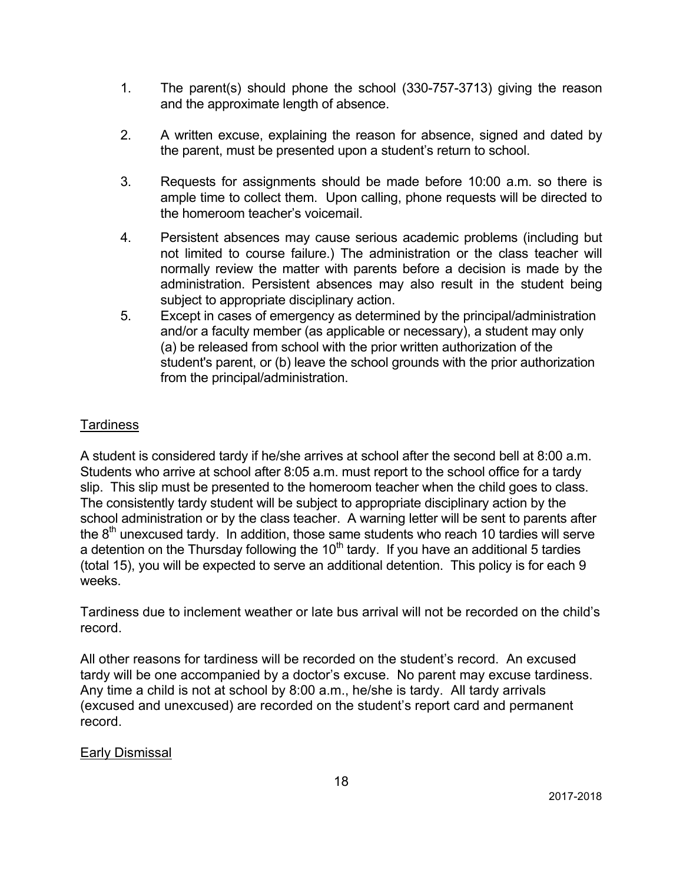1. The parent(s) should phone the school (330-757-3713) giving the reason and the approximate length of absence.

2. A written excuse, explaining the reason for absence, signed and dated by the parent, must be presented upon a student's return to school.

3. Requests for assignments should be made before 10:00 a.m. so there is ample time to collect them. Upon calling, phone requests will be directed to the homeroom teacher's voicemail.

4. Persistent absences may cause serious academic problems (including but not limited to course failure.) The administration or the class teacher will normally review the matter with parents before a decision is made by the administration. Persistent absences may also result in the student being subject to appropriate disciplinary action.

5. Except in cases of emergency as determined by the principal/administration and/or a faculty member (as applicable or necessary), a student may only (a) be released from school with the prior written authorization of the student's parent, or (b) leave the school grounds with the prior authorization from the principal/administration.

## Tardiness

A student is considered tardy if he/she arrives at school after the second bell at 8:00 a.m. Students who arrive at school after 8:05 a.m. must report to the school office for a tardy slip. This slip must be presented to the homeroom teacher when the child goes to class. The consistently tardy student will be subject to appropriate disciplinary action by the school administration or by the class teacher. A warning letter will be sent to parents after the 8th unexcused tardy. In addition, those same students who reach 10 tardies will serve a detention on the Thursday following the 10th tardy. If you have an additional 5 tardies (total 15), you will be expected to serve an additional detention. This policy is for each 9 weeks.

Tardiness due to inclement weather or late bus arrival will not be recorded on the child's record.

All other reasons for tardiness will be recorded on the student's record. An excused tardy will be one accompanied by a doctor's excuse. No parent may excuse tardiness. Any time a child is not at school by 8:00 a.m., he/she is tardy. All tardy arrivals (excused and unexcused) are recorded on the student's report card and permanent record.

## Early Dismissal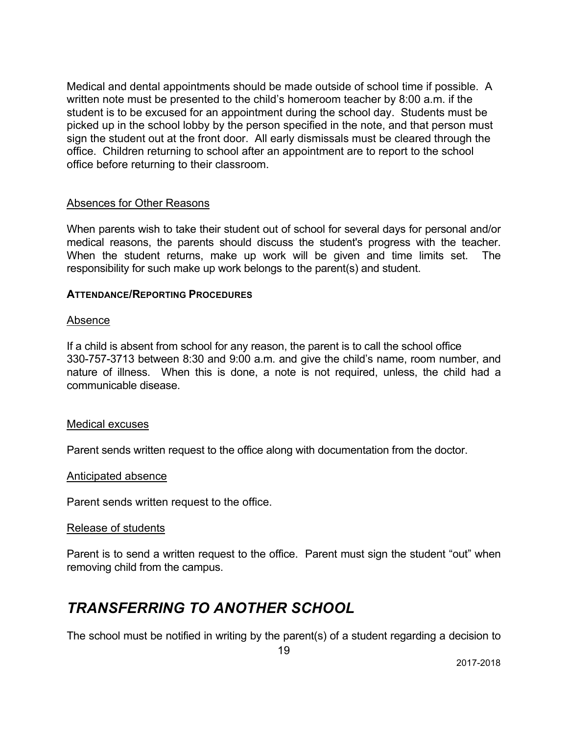Medical and dental appointments should be made outside of school time if possible. A written note must be presented to the child's homeroom teacher by 8:00 a.m. if the student is to be excused for an appointment during the school day. Students must be picked up in the school lobby by the person specified in the note, and that person must sign the student out at the front door. All early dismissals must be cleared through the office. Children returning to school after an appointment are to report to the school office before returning to their classroom.

Absences for Other Reasons

When parents wish to take their student out of school for several days for personal and/or medical reasons, the parents should discuss the student's progress with the teacher. When the student returns, make up work will be given and time limits set. The responsibility for such make up work belongs to the parent(s) and student.

**ATTENDANCE/REPORTING PROCEDURES**

Absence

If a child is absent from school for any reason, the parent is to call the school office 330-757-3713 between 8:30 and 9:00 a.m. and give the child's name, room number, and nature of illness. When this is done, a note is not required, unless, the child had a communicable disease.

Medical excuses

Parent sends written request to the office along with documentation from the doctor.

Anticipated absence

Parent sends written request to the office.

Release of students

Parent is to send a written request to the office. Parent must sign the student "out" when removing child from the campus.

## *TRANSFERRING TO ANOTHER SCHOOL*

The school must be notified in writing by the parent(s) of a student regarding a decision to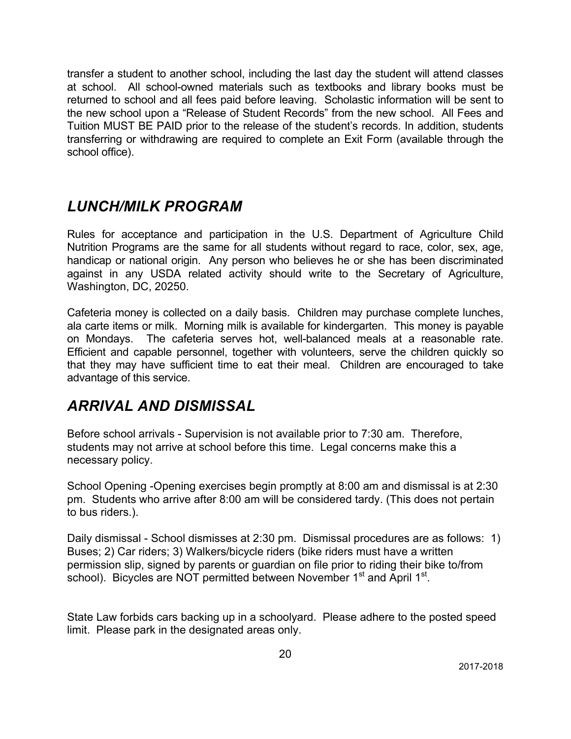transfer a student to another school, including the last day the student will attend classes at school. All school-owned materials such as textbooks and library books must be returned to school and all fees paid before leaving. Scholastic information will be sent to the new school upon a "Release of Student Records" from the new school. All Fees and Tuition MUST BE PAID prior to the release of the student's records. In addition, students transferring or withdrawing are required to complete an Exit Form (available through the school office).

## *LUNCH/MILK PROGRAM*

Rules for acceptance and participation in the U.S. Department of Agriculture Child Nutrition Programs are the same for all students without regard to race, color, sex, age, handicap or national origin. Any person who believes he or she has been discriminated against in any USDA related activity should write to the Secretary of Agriculture, Washington, DC, 20250.

Cafeteria money is collected on a daily basis. Children may purchase complete lunches, ala carte items or milk. Morning milk is available for kindergarten. This money is payable on Mondays. The cafeteria serves hot, well-balanced meals at a reasonable rate. Efficient and capable personnel, together with volunteers, serve the children quickly so that they may have sufficient time to eat their meal. Children are encouraged to take advantage of this service.

## *ARRIVAL AND DISMISSAL*

Before school arrivals - Supervision is not available prior to 7:30 am. Therefore, students may not arrive at school before this time. Legal concerns make this a necessary policy.

School Opening -Opening exercises begin promptly at 8:00 am and dismissal is at 2:30 pm. Students who arrive after 8:00 am will be considered tardy. (This does not pertain to bus riders.).

Daily dismissal - School dismisses at 2:30 pm. Dismissal procedures are as follows: 1) Buses; 2) Car riders; 3) Walkers/bicycle riders (bike riders must have a written permission slip, signed by parents or guardian on file prior to riding their bike to/from school). Bicycles are NOT permitted between November 1st and April 1st.

State Law forbids cars backing up in a schoolyard. Please adhere to the posted speed limit. Please park in the designated areas only.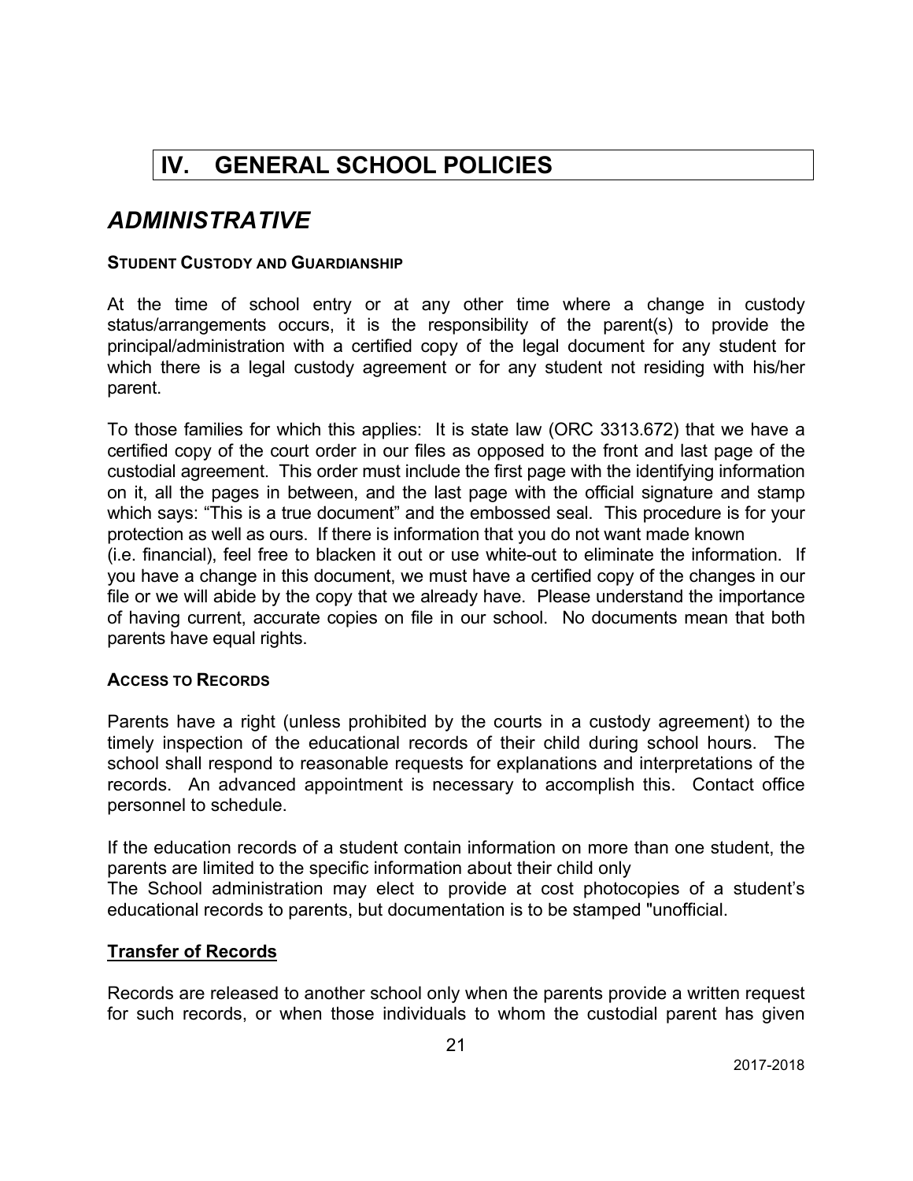# IV. GENERAL SCHOOL POLICIES

## *ADMINISTRATIVE*

**STUDENT CUSTODY AND GUARDIANSHIP**

At the time of school entry or at any other time where a change in custody status/arrangements occurs, it is the responsibility of the parent(s) to provide the principal/administration with a certified copy of the legal document for any student for which there is a legal custody agreement or for any student not residing with his/her parent.

To those families for which this applies: It is state law (ORC 3313.672) that we have a certified copy of the court order in our files as opposed to the front and last page of the custodial agreement. This order must include the first page with the identifying information on it, all the pages in between, and the last page with the official signature and stamp which says: "This is a true document" and the embossed seal. This procedure is for your protection as well as ours. If there is information that you do not want made known (i.e. financial), feel free to blacken it out or use white-out to eliminate the information. If you have a change in this document, we must have a certified copy of the changes in our file or we will abide by the copy that we already have. Please understand the importance of having current, accurate copies on file in our school. No documents mean that both parents have equal rights.

**ACCESS TO RECORDS**

Parents have a right (unless prohibited by the courts in a custody agreement) to the timely inspection of the educational records of their child during school hours. The school shall respond to reasonable requests for explanations and interpretations of the records. An advanced appointment is necessary to accomplish this. Contact office personnel to schedule.

If the education records of a student contain information on more than one student, the parents are limited to the specific information about their child only

The School administration may elect to provide at cost photocopies of a student's educational records to parents, but documentation is to be stamped "unofficial.

**Transfer of Records**

Records are released to another school only when the parents provide a written request for such records, or when those individuals to whom the custodial parent has given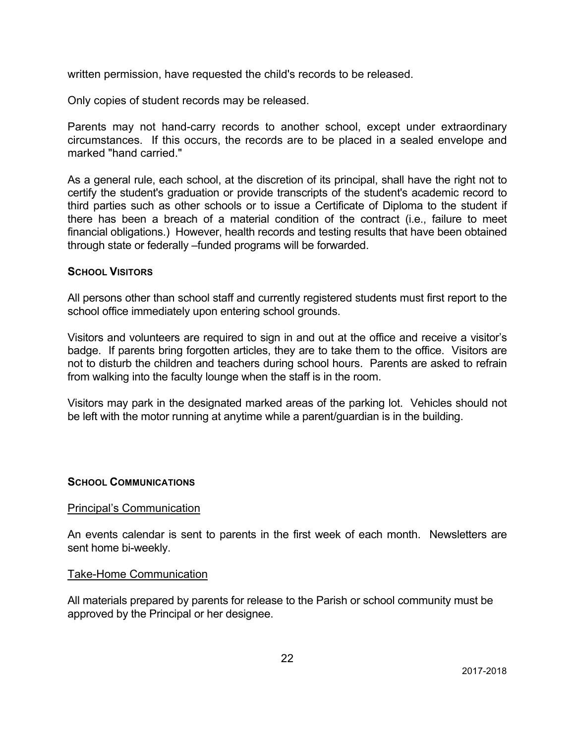written permission, have requested the child's records to be released.

Only copies of student records may be released.

Parents may not hand-carry records to another school, except under extraordinary circumstances. If this occurs, the records are to be placed in a sealed envelope and marked "hand carried."

As a general rule, each school, at the discretion of its principal, shall have the right not to certify the student's graduation or provide transcripts of the student's academic record to third parties such as other schools or to issue a Certificate of Diploma to the student if there has been a breach of a material condition of the contract (i.e., failure to meet financial obligations.) However, health records and testing results that have been obtained through state or federally –funded programs will be forwarded.

### School Visitors

All persons other than school staff and currently registered students must first report to the school office immediately upon entering school grounds.

Visitors and volunteers are required to sign in and out at the office and receive a visitor's badge. If parents bring forgotten articles, they are to take them to the office. Visitors are not to disturb the children and teachers during school hours. Parents are asked to refrain from walking into the faculty lounge when the staff is in the room.

Visitors may park in the designated marked areas of the parking lot. Vehicles should not be left with the motor running at anytime while a parent/guardian is in the building.

### School Communications

#### Principal's Communication

An events calendar is sent to parents in the first week of each month. Newsletters are sent home bi-weekly.

#### Take-Home Communication

All materials prepared by parents for release to the Parish or school community must be approved by the Principal or her designee.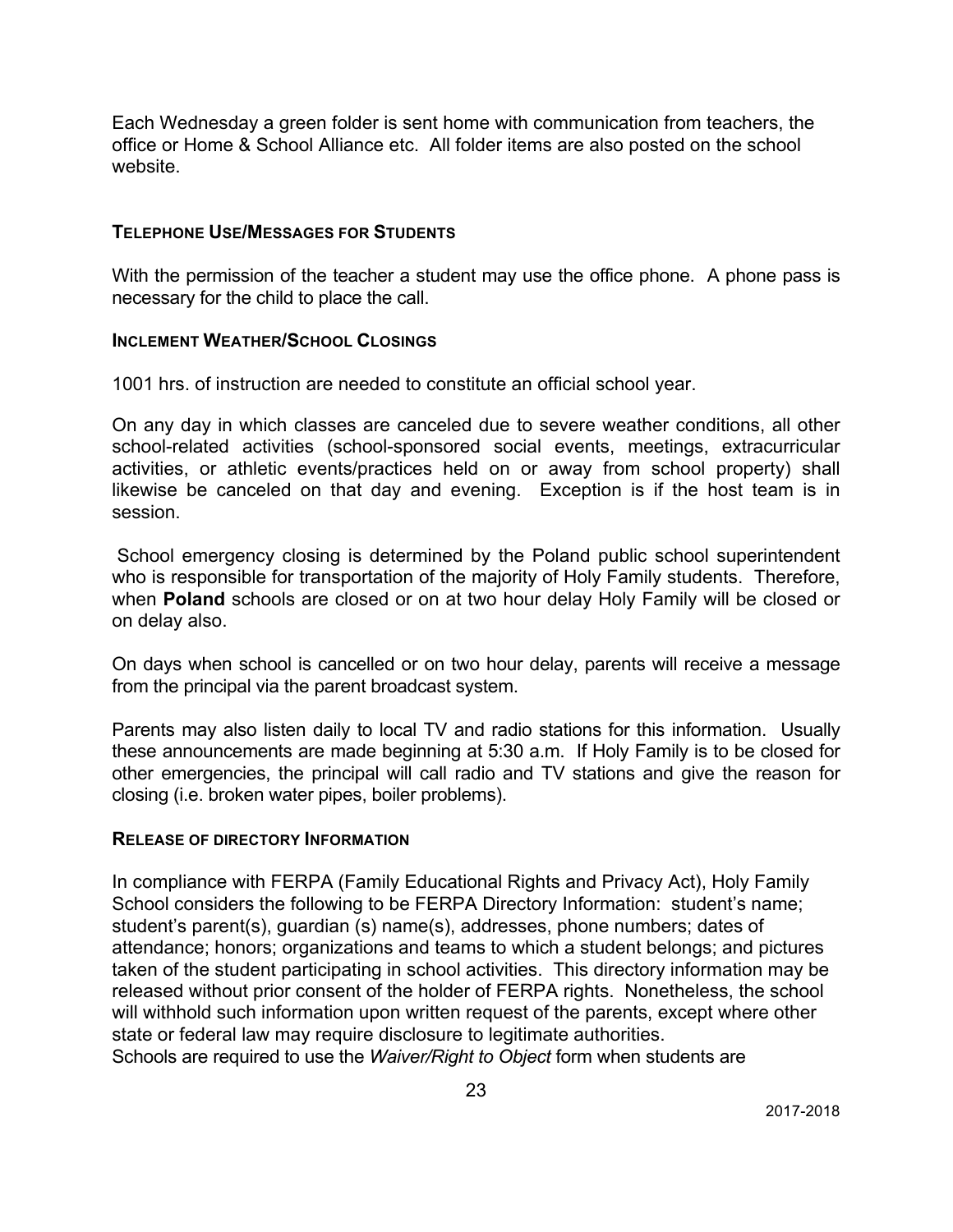Each Wednesday a green folder is sent home with communication from teachers, the office or Home & School Alliance etc. All folder items are also posted on the school website.

### TELEPHONE USE/MESSAGES FOR STUDENTS

With the permission of the teacher a student may use the office phone. A phone pass is necessary for the child to place the call.

### INCLEMENT WEATHER/SCHOOL CLOSINGS

1001 hrs. of instruction are needed to constitute an official school year.

On any day in which classes are canceled due to severe weather conditions, all other school-related activities (school-sponsored social events, meetings, extracurricular activities, or athletic events/practices held on or away from school property) shall likewise be canceled on that day and evening. Exception is if the host team is in session.

School emergency closing is determined by the Poland public school superintendent who is responsible for transportation of the majority of Holy Family students. Therefore, when **Poland** schools are closed or on at two hour delay Holy Family will be closed or on delay also.

On days when school is cancelled or on two hour delay, parents will receive a message from the principal via the parent broadcast system.

Parents may also listen daily to local TV and radio stations for this information. Usually these announcements are made beginning at 5:30 a.m. If Holy Family is to be closed for other emergencies, the principal will call radio and TV stations and give the reason for closing (i.e. broken water pipes, boiler problems).

### RELEASE OF DIRECTORY INFORMATION

In compliance with FERPA (Family Educational Rights and Privacy Act), Holy Family School considers the following to be FERPA Directory Information: student's name; student's parent(s), guardian (s) name(s), addresses, phone numbers; dates of attendance; honors; organizations and teams to which a student belongs; and pictures taken of the student participating in school activities. This directory information may be released without prior consent of the holder of FERPA rights. Nonetheless, the school will withhold such information upon written request of the parents, except where other state or federal law may require disclosure to legitimate authorities.
Schools are required to use the *Waiver/Right to Object* form when students are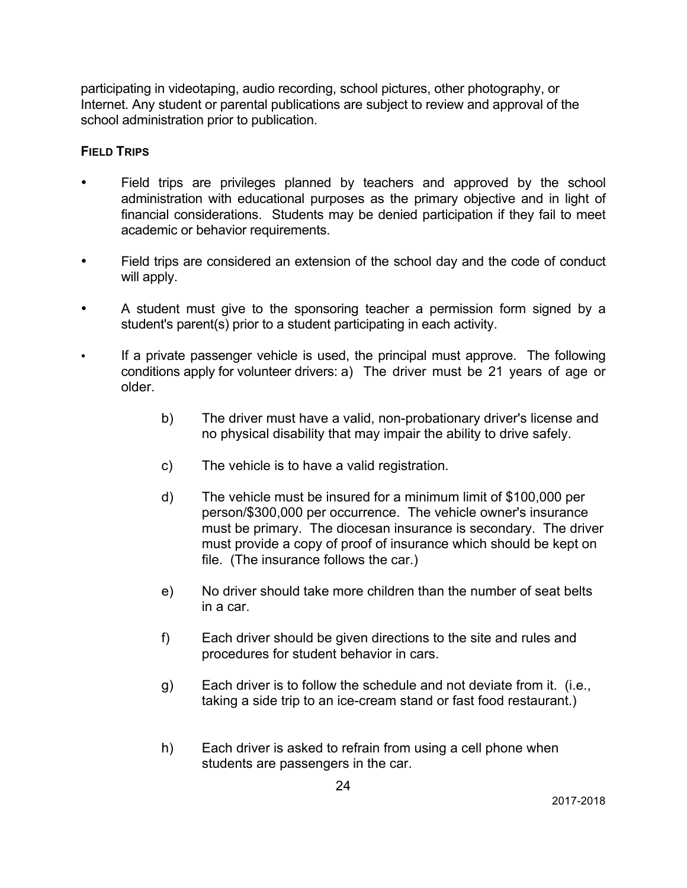participating in videotaping, audio recording, school pictures, other photography, or Internet. Any student or parental publications are subject to review and approval of the school administration prior to publication.

**FIELD TRIPS**

- Field trips are privileges planned by teachers and approved by the school administration with educational purposes as the primary objective and in light of financial considerations. Students may be denied participation if they fail to meet academic or behavior requirements.
- Field trips are considered an extension of the school day and the code of conduct will apply.
- A student must give to the sponsoring teacher a permission form signed by a student's parent(s) prior to a student participating in each activity.
- If a private passenger vehicle is used, the principal must approve. The following conditions apply for volunteer drivers: a) The driver must be 21 years of age or older.

    b) The driver must have a valid, non-probationary driver's license and no physical disability that may impair the ability to drive safely.

    c) The vehicle is to have a valid registration.

    d) The vehicle must be insured for a minimum limit of $100,000 per person/$300,000 per occurrence. The vehicle owner's insurance must be primary. The diocesan insurance is secondary. The driver must provide a copy of proof of insurance which should be kept on file. (The insurance follows the car.)

    e) No driver should take more children than the number of seat belts in a car.

    f) Each driver should be given directions to the site and rules and procedures for student behavior in cars.

    g) Each driver is to follow the schedule and not deviate from it. (i.e., taking a side trip to an ice-cream stand or fast food restaurant.)

    h) Each driver is asked to refrain from using a cell phone when students are passengers in the car.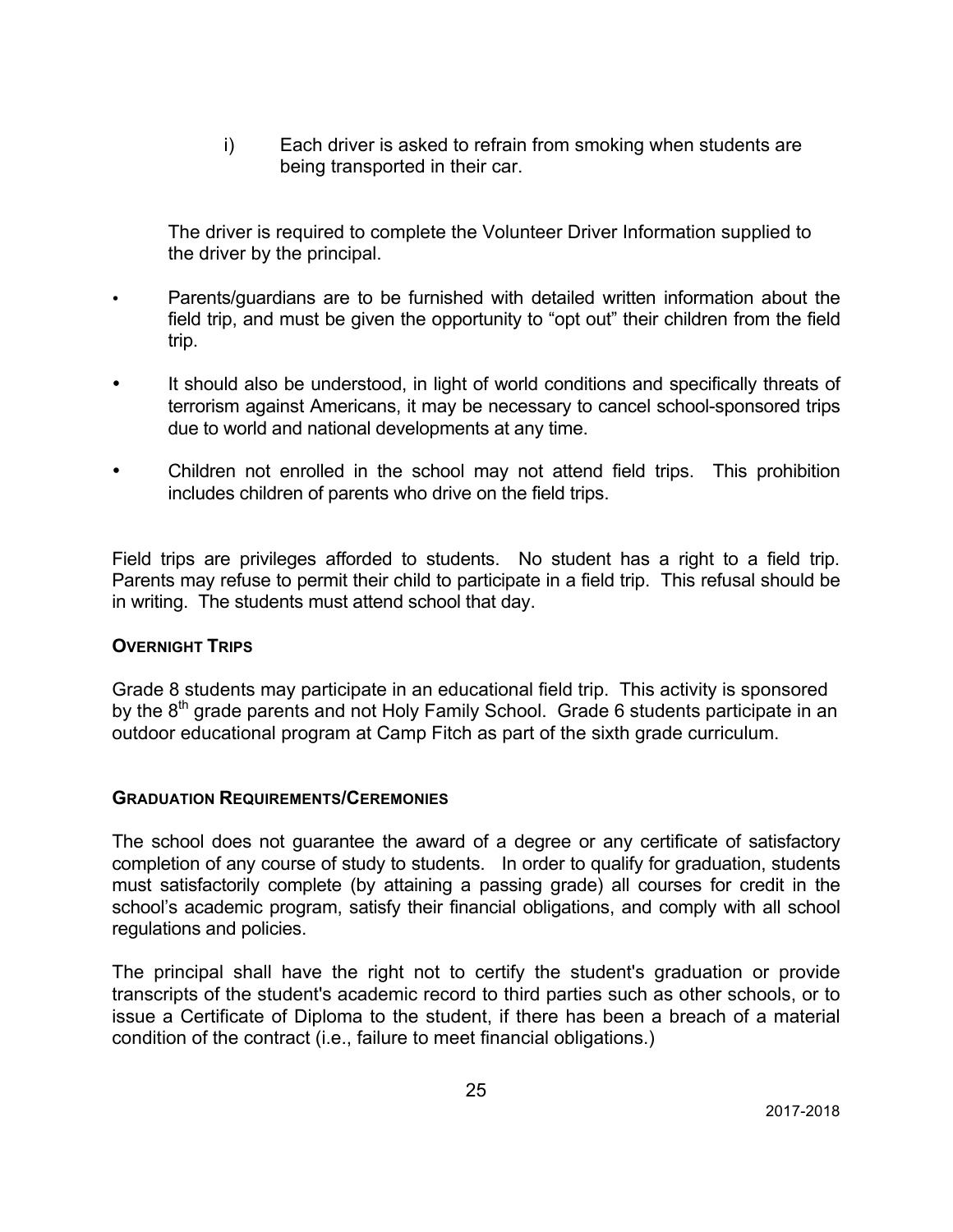i) Each driver is asked to refrain from smoking when students are being transported in their car.

The driver is required to complete the Volunteer Driver Information supplied to the driver by the principal.

- Parents/guardians are to be furnished with detailed written information about the field trip, and must be given the opportunity to "opt out" their children from the field trip.
- It should also be understood, in light of world conditions and specifically threats of terrorism against Americans, it may be necessary to cancel school-sponsored trips due to world and national developments at any time.
- Children not enrolled in the school may not attend field trips. This prohibition includes children of parents who drive on the field trips.

Field trips are privileges afforded to students. No student has a right to a field trip. Parents may refuse to permit their child to participate in a field trip. This refusal should be in writing. The students must attend school that day.

#### OVERNIGHT TRIPS

Grade 8 students may participate in an educational field trip. This activity is sponsored by the 8th grade parents and not Holy Family School. Grade 6 students participate in an outdoor educational program at Camp Fitch as part of the sixth grade curriculum.

#### GRADUATION REQUIREMENTS/CEREMONIES

The school does not guarantee the award of a degree or any certificate of satisfactory completion of any course of study to students. In order to qualify for graduation, students must satisfactorily complete (by attaining a passing grade) all courses for credit in the school's academic program, satisfy their financial obligations, and comply with all school regulations and policies.

The principal shall have the right not to certify the student's graduation or provide transcripts of the student's academic record to third parties such as other schools, or to issue a Certificate of Diploma to the student, if there has been a breach of a material condition of the contract (i.e., failure to meet financial obligations.)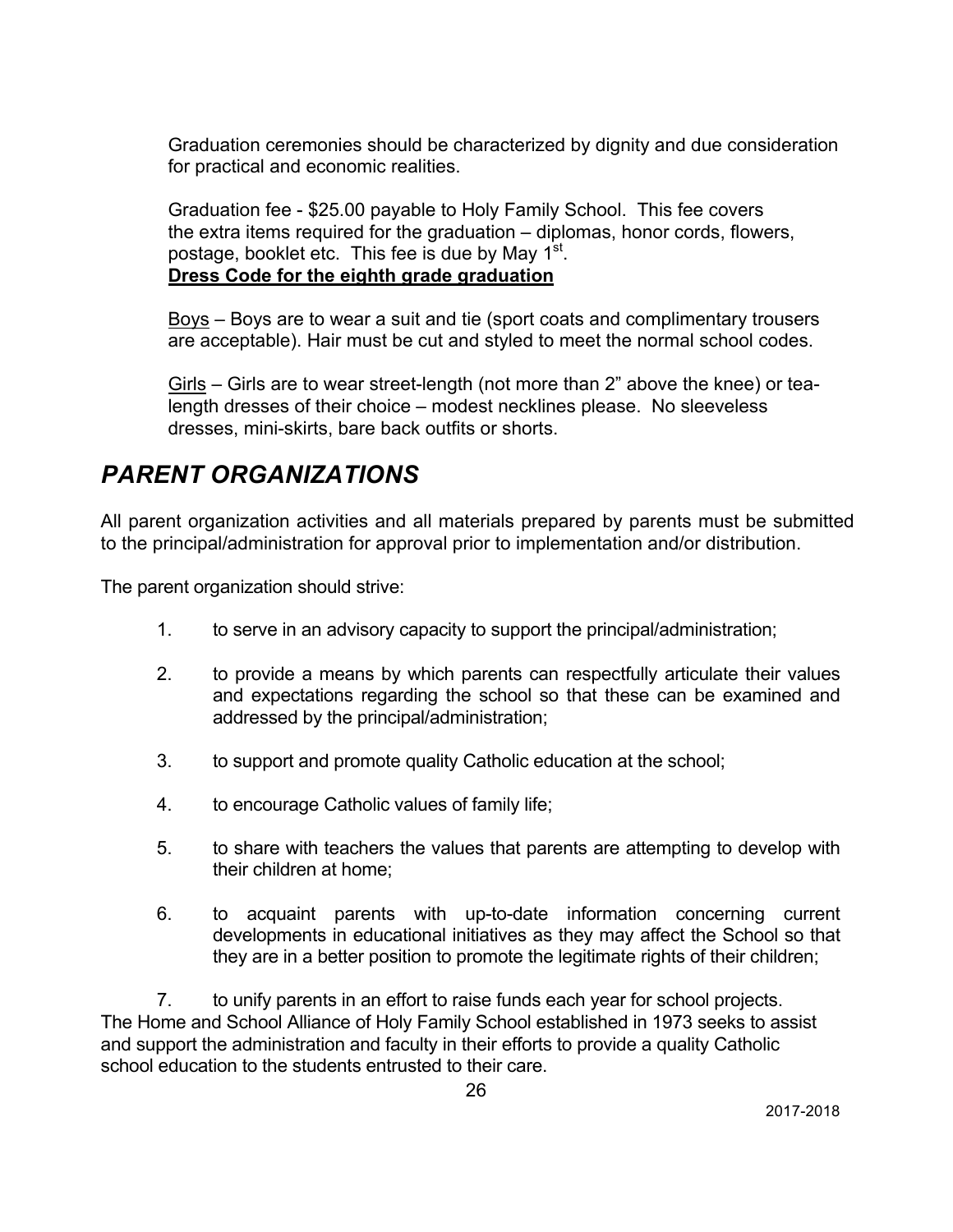Graduation ceremonies should be characterized by dignity and due consideration for practical and economic realities.

Graduation fee - $25.00 payable to Holy Family School. This fee covers the extra items required for the graduation – diplomas, honor cords, flowers, postage, booklet etc. This fee is due by May 1st.

**Dress Code for the eighth grade graduation**

Boys – Boys are to wear a suit and tie (sport coats and complimentary trousers are acceptable). Hair must be cut and styled to meet the normal school codes.

Girls – Girls are to wear street-length (not more than 2" above the knee) or tea-length dresses of their choice – modest necklines please. No sleeveless dresses, mini-skirts, bare back outfits or shorts.

# *PARENT ORGANIZATIONS*

All parent organization activities and all materials prepared by parents must be submitted to the principal/administration for approval prior to implementation and/or distribution.

The parent organization should strive:

1. to serve in an advisory capacity to support the principal/administration;

2. to provide a means by which parents can respectfully articulate their values and expectations regarding the school so that these can be examined and addressed by the principal/administration;

3. to support and promote quality Catholic education at the school;

4. to encourage Catholic values of family life;

5. to share with teachers the values that parents are attempting to develop with their children at home;

6. to acquaint parents with up-to-date information concerning current developments in educational initiatives as they may affect the School so that they are in a better position to promote the legitimate rights of their children;

7. to unify parents in an effort to raise funds each year for school projects.

The Home and School Alliance of Holy Family School established in 1973 seeks to assist and support the administration and faculty in their efforts to provide a quality Catholic school education to the students entrusted to their care.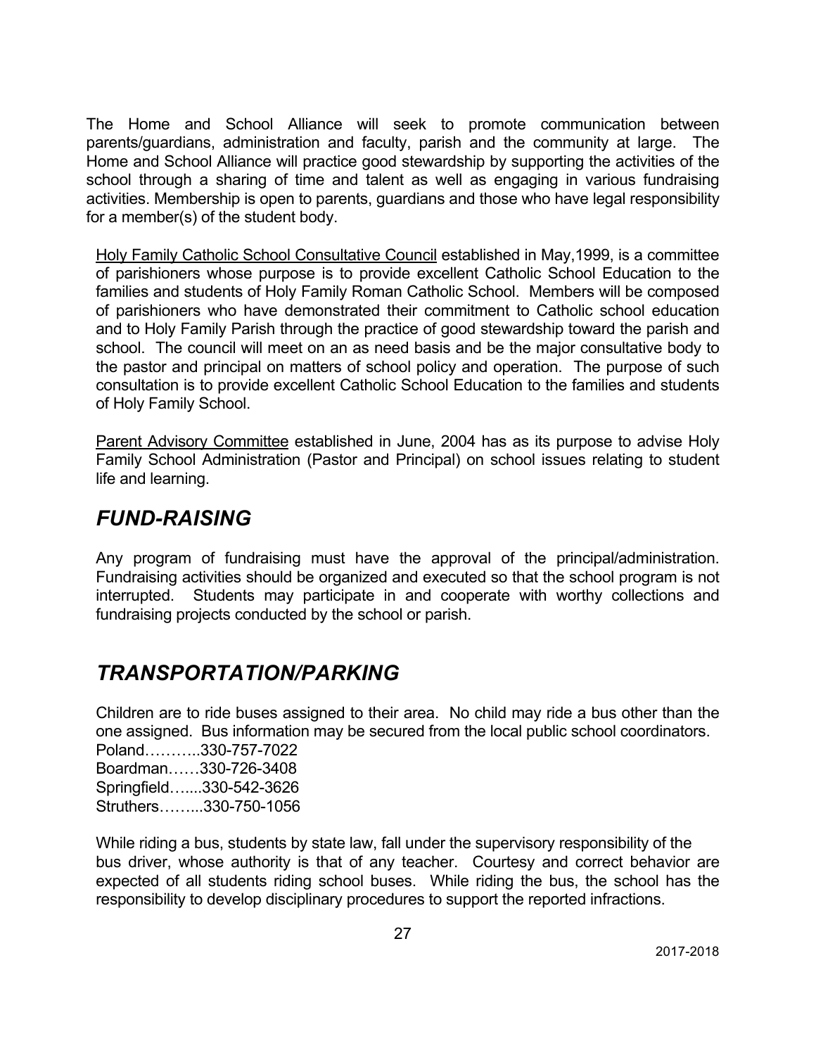The Home and School Alliance will seek to promote communication between parents/guardians, administration and faculty, parish and the community at large. The Home and School Alliance will practice good stewardship by supporting the activities of the school through a sharing of time and talent as well as engaging in various fundraising activities. Membership is open to parents, guardians and those who have legal responsibility for a member(s) of the student body.

Holy Family Catholic School Consultative Council established in May,1999, is a committee of parishioners whose purpose is to provide excellent Catholic School Education to the families and students of Holy Family Roman Catholic School. Members will be composed of parishioners who have demonstrated their commitment to Catholic school education and to Holy Family Parish through the practice of good stewardship toward the parish and school. The council will meet on an as need basis and be the major consultative body to the pastor and principal on matters of school policy and operation. The purpose of such consultation is to provide excellent Catholic School Education to the families and students of Holy Family School.

Parent Advisory Committee established in June, 2004 has as its purpose to advise Holy Family School Administration (Pastor and Principal) on school issues relating to student life and learning.

## *FUND-RAISING*

Any program of fundraising must have the approval of the principal/administration. Fundraising activities should be organized and executed so that the school program is not interrupted. Students may participate in and cooperate with worthy collections and fundraising projects conducted by the school or parish.

## *TRANSPORTATION/PARKING*

Children are to ride buses assigned to their area. No child may ride a bus other than the one assigned. Bus information may be secured from the local public school coordinators.

Poland………..330-757-7022
Boardman……330-726-3408
Springfield…....330-542-3626
Struthers……...330-750-1056

While riding a bus, students by state law, fall under the supervisory responsibility of the bus driver, whose authority is that of any teacher. Courtesy and correct behavior are expected of all students riding school buses. While riding the bus, the school has the responsibility to develop disciplinary procedures to support the reported infractions.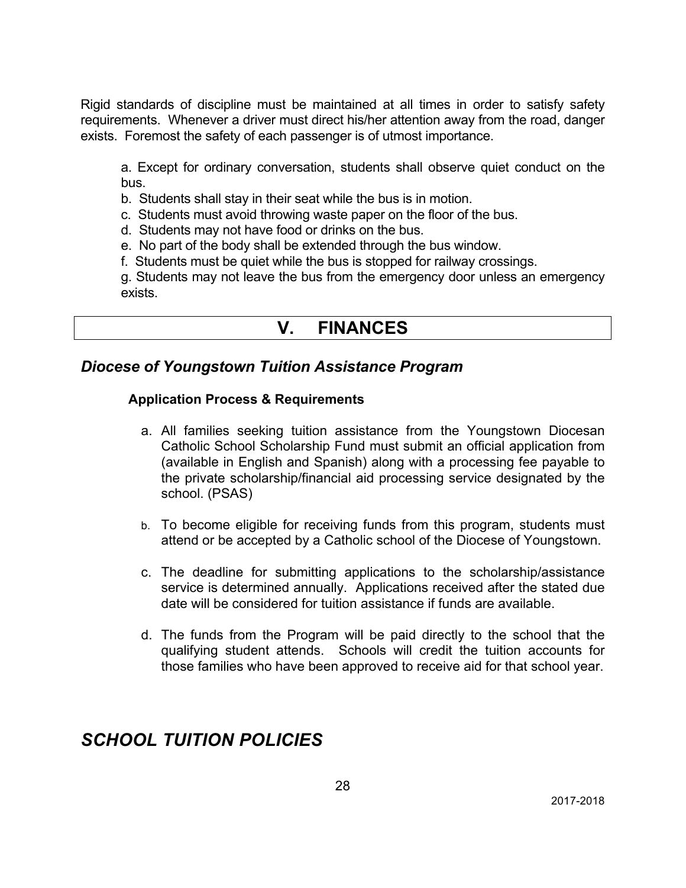Rigid standards of discipline must be maintained at all times in order to satisfy safety requirements. Whenever a driver must direct his/her attention away from the road, danger exists. Foremost the safety of each passenger is of utmost importance.

a. Except for ordinary conversation, students shall observe quiet conduct on the bus.
b. Students shall stay in their seat while the bus is in motion.
c. Students must avoid throwing waste paper on the floor of the bus.
d. Students may not have food or drinks on the bus.
e. No part of the body shall be extended through the bus window.
f. Students must be quiet while the bus is stopped for railway crossings.
g. Students may not leave the bus from the emergency door unless an emergency exists.

# V. FINANCES

## *Diocese of Youngstown Tuition Assistance Program*

### Application Process & Requirements

a. All families seeking tuition assistance from the Youngstown Diocesan Catholic School Scholarship Fund must submit an official application from (available in English and Spanish) along with a processing fee payable to the private scholarship/financial aid processing service designated by the school. (PSAS)

b. To become eligible for receiving funds from this program, students must attend or be accepted by a Catholic school of the Diocese of Youngstown.

c. The deadline for submitting applications to the scholarship/assistance service is determined annually. Applications received after the stated due date will be considered for tuition assistance if funds are available.

d. The funds from the Program will be paid directly to the school that the qualifying student attends. Schools will credit the tuition accounts for those families who have been approved to receive aid for that school year.

## *SCHOOL TUITION POLICIES*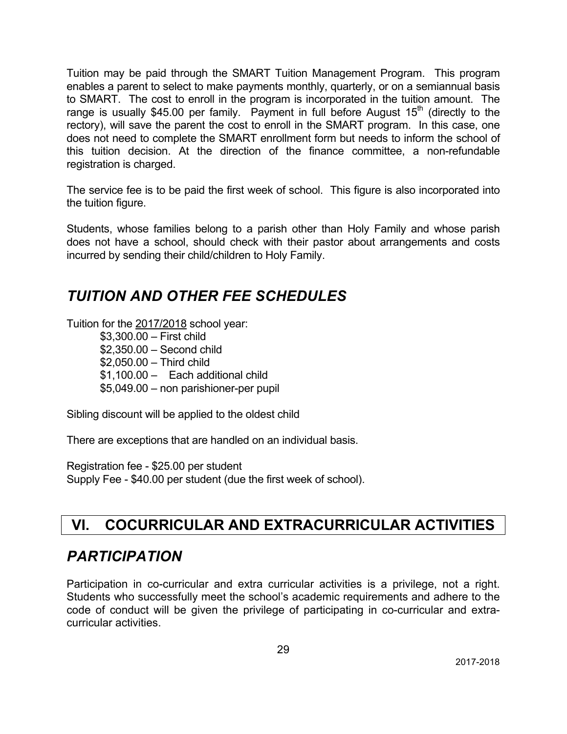Tuition may be paid through the SMART Tuition Management Program. This program enables a parent to select to make payments monthly, quarterly, or on a semiannual basis to SMART. The cost to enroll in the program is incorporated in the tuition amount. The range is usually $45.00 per family. Payment in full before August 15th (directly to the rectory), will save the parent the cost to enroll in the SMART program. In this case, one does not need to complete the SMART enrollment form but needs to inform the school of this tuition decision. At the direction of the finance committee, a non-refundable registration is charged.

The service fee is to be paid the first week of school. This figure is also incorporated into the tuition figure.

Students, whose families belong to a parish other than Holy Family and whose parish does not have a school, should check with their pastor about arrangements and costs incurred by sending their child/children to Holy Family.

## *TUITION AND OTHER FEE SCHEDULES*

Tuition for the 2017/2018 school year:

- $3,300.00 – First child
- $2,350.00 – Second child
- $2,050.00 – Third child
- $1,100.00 – Each additional child
- $5,049.00 – non parishioner-per pupil

Sibling discount will be applied to the oldest child

There are exceptions that are handled on an individual basis.

Registration fee - $25.00 per student
Supply Fee - $40.00 per student (due the first week of school).

# VI. COCURRICULAR AND EXTRACURRICULAR ACTIVITIES

## *PARTICIPATION*

Participation in co-curricular and extra curricular activities is a privilege, not a right. Students who successfully meet the school's academic requirements and adhere to the code of conduct will be given the privilege of participating in co-curricular and extra-curricular activities.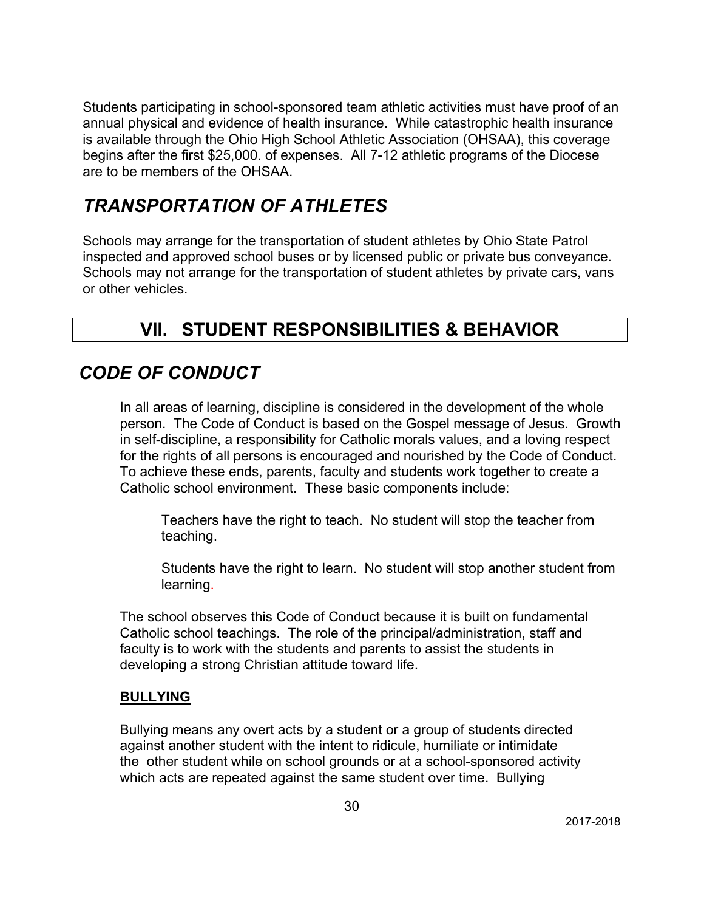Students participating in school-sponsored team athletic activities must have proof of an annual physical and evidence of health insurance. While catastrophic health insurance is available through the Ohio High School Athletic Association (OHSAA), this coverage begins after the first $25,000. of expenses. All 7-12 athletic programs of the Diocese are to be members of the OHSAA.

## *TRANSPORTATION OF ATHLETES*

Schools may arrange for the transportation of student athletes by Ohio State Patrol inspected and approved school buses or by licensed public or private bus conveyance. Schools may not arrange for the transportation of student athletes by private cars, vans or other vehicles.

# VII. STUDENT RESPONSIBILITIES & BEHAVIOR

## *CODE OF CONDUCT*

In all areas of learning, discipline is considered in the development of the whole person. The Code of Conduct is based on the Gospel message of Jesus. Growth in self-discipline, a responsibility for Catholic morals values, and a loving respect for the rights of all persons is encouraged and nourished by the Code of Conduct. To achieve these ends, parents, faculty and students work together to create a Catholic school environment. These basic components include:

> Teachers have the right to teach. No student will stop the teacher from teaching.
>
> Students have the right to learn. No student will stop another student from learning.

The school observes this Code of Conduct because it is built on fundamental Catholic school teachings. The role of the principal/administration, staff and faculty is to work with the students and parents to assist the students in developing a strong Christian attitude toward life.

### BULLYING

Bullying means any overt acts by a student or a group of students directed against another student with the intent to ridicule, humiliate or intimidate the other student while on school grounds or at a school-sponsored activity which acts are repeated against the same student over time. Bullying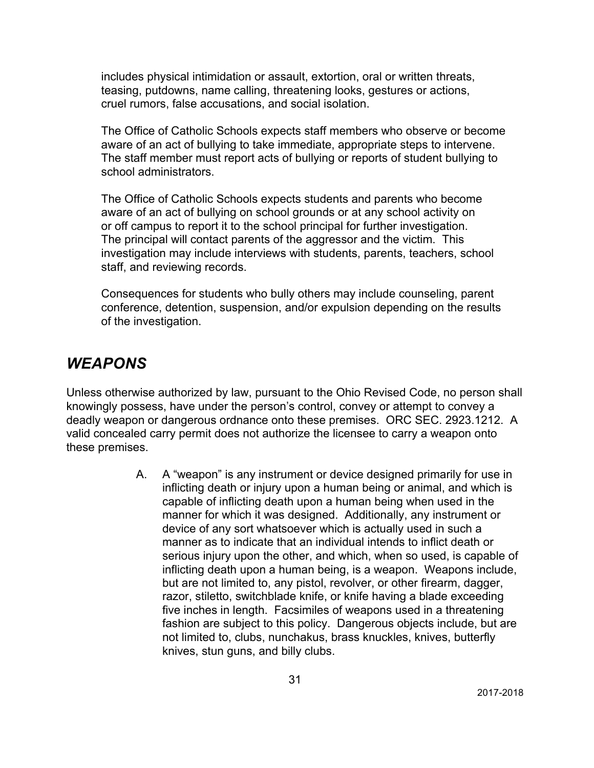includes physical intimidation or assault, extortion, oral or written threats, teasing, putdowns, name calling, threatening looks, gestures or actions, cruel rumors, false accusations, and social isolation.

The Office of Catholic Schools expects staff members who observe or become aware of an act of bullying to take immediate, appropriate steps to intervene. The staff member must report acts of bullying or reports of student bullying to school administrators.

The Office of Catholic Schools expects students and parents who become aware of an act of bullying on school grounds or at any school activity on or off campus to report it to the school principal for further investigation. The principal will contact parents of the aggressor and the victim. This investigation may include interviews with students, parents, teachers, school staff, and reviewing records.

Consequences for students who bully others may include counseling, parent conference, detention, suspension, and/or expulsion depending on the results of the investigation.

## *WEAPONS*

Unless otherwise authorized by law, pursuant to the Ohio Revised Code, no person shall knowingly possess, have under the person's control, convey or attempt to convey a deadly weapon or dangerous ordnance onto these premises. ORC SEC. 2923.1212. A valid concealed carry permit does not authorize the licensee to carry a weapon onto these premises.

A. A "weapon" is any instrument or device designed primarily for use in inflicting death or injury upon a human being or animal, and which is capable of inflicting death upon a human being when used in the manner for which it was designed. Additionally, any instrument or device of any sort whatsoever which is actually used in such a manner as to indicate that an individual intends to inflict death or serious injury upon the other, and which, when so used, is capable of inflicting death upon a human being, is a weapon. Weapons include, but are not limited to, any pistol, revolver, or other firearm, dagger, razor, stiletto, switchblade knife, or knife having a blade exceeding five inches in length. Facsimiles of weapons used in a threatening fashion are subject to this policy. Dangerous objects include, but are not limited to, clubs, nunchakus, brass knuckles, knives, butterfly knives, stun guns, and billy clubs.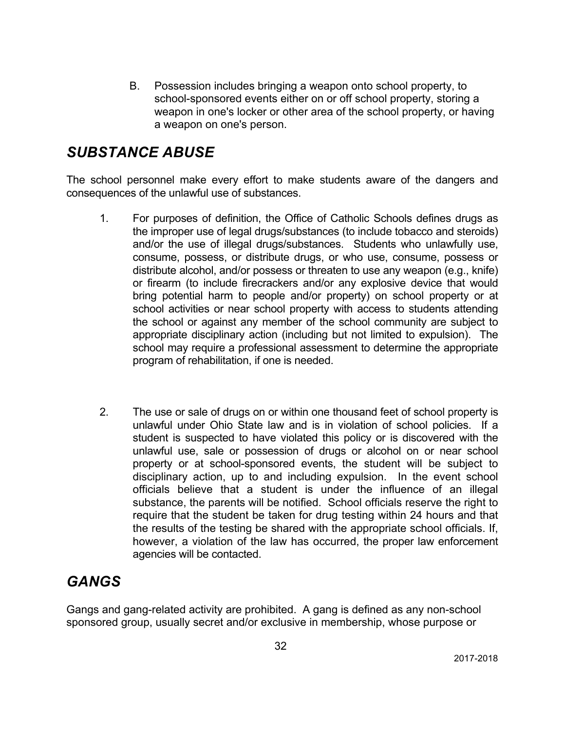B. Possession includes bringing a weapon onto school property, to school-sponsored events either on or off school property, storing a weapon in one's locker or other area of the school property, or having a weapon on one's person.

## *SUBSTANCE ABUSE*

The school personnel make every effort to make students aware of the dangers and consequences of the unlawful use of substances.

1. For purposes of definition, the Office of Catholic Schools defines drugs as the improper use of legal drugs/substances (to include tobacco and steroids) and/or the use of illegal drugs/substances. Students who unlawfully use, consume, possess, or distribute drugs, or who use, consume, possess or distribute alcohol, and/or possess or threaten to use any weapon (e.g., knife) or firearm (to include firecrackers and/or any explosive device that would bring potential harm to people and/or property) on school property or at school activities or near school property with access to students attending the school or against any member of the school community are subject to appropriate disciplinary action (including but not limited to expulsion). The school may require a professional assessment to determine the appropriate program of rehabilitation, if one is needed.

2. The use or sale of drugs on or within one thousand feet of school property is unlawful under Ohio State law and is in violation of school policies. If a student is suspected to have violated this policy or is discovered with the unlawful use, sale or possession of drugs or alcohol on or near school property or at school-sponsored events, the student will be subject to disciplinary action, up to and including expulsion. In the event school officials believe that a student is under the influence of an illegal substance, the parents will be notified. School officials reserve the right to require that the student be taken for drug testing within 24 hours and that the results of the testing be shared with the appropriate school officials. If, however, a violation of the law has occurred, the proper law enforcement agencies will be contacted.

## *GANGS*

Gangs and gang-related activity are prohibited. A gang is defined as any non-school sponsored group, usually secret and/or exclusive in membership, whose purpose or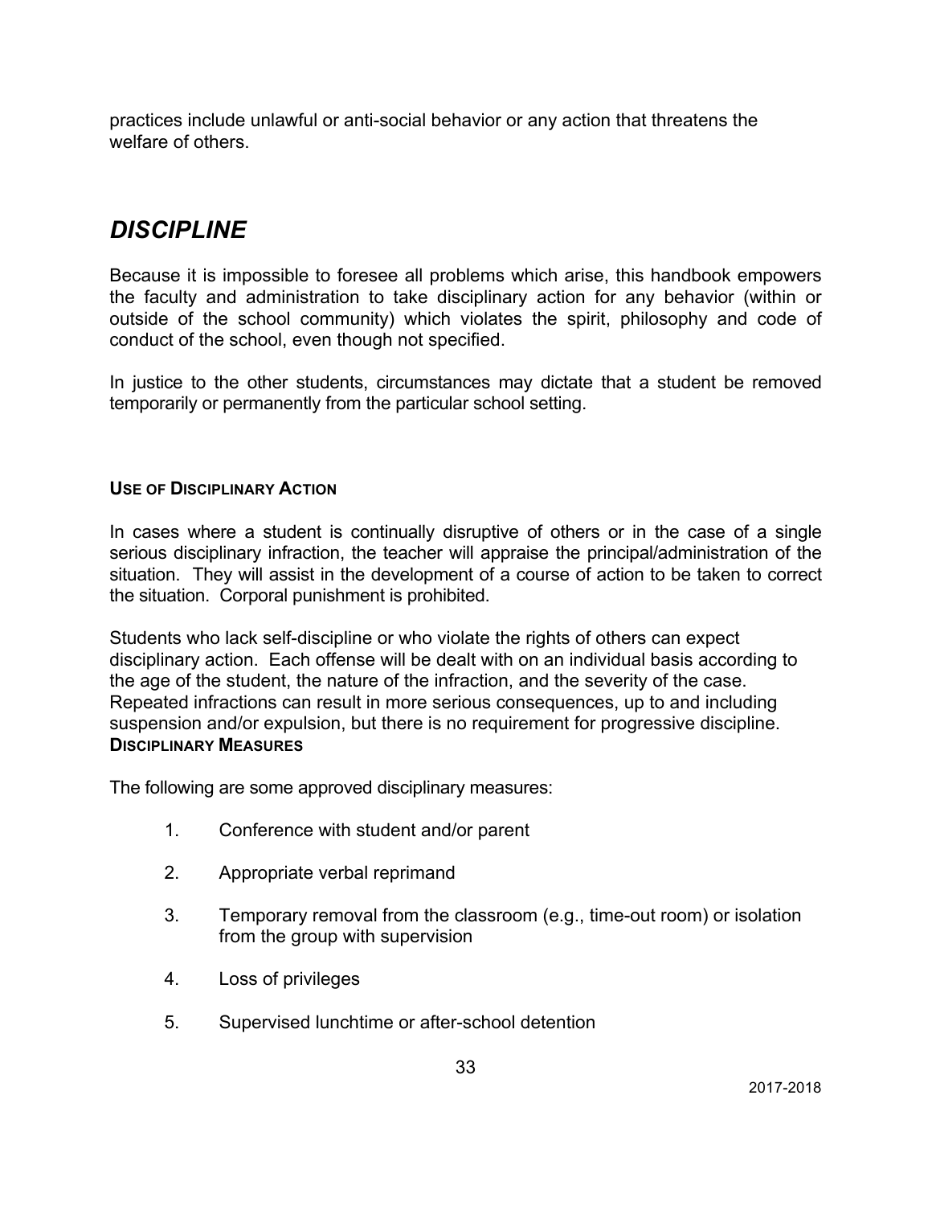practices include unlawful or anti-social behavior or any action that threatens the welfare of others.

## *DISCIPLINE*

Because it is impossible to foresee all problems which arise, this handbook empowers the faculty and administration to take disciplinary action for any behavior (within or outside of the school community) which violates the spirit, philosophy and code of conduct of the school, even though not specified.

In justice to the other students, circumstances may dictate that a student be removed temporarily or permanently from the particular school setting.

### USE OF DISCIPLINARY ACTION

In cases where a student is continually disruptive of others or in the case of a single serious disciplinary infraction, the teacher will appraise the principal/administration of the situation. They will assist in the development of a course of action to be taken to correct the situation. Corporal punishment is prohibited.

Students who lack self-discipline or who violate the rights of others can expect disciplinary action. Each offense will be dealt with on an individual basis according to the age of the student, the nature of the infraction, and the severity of the case. Repeated infractions can result in more serious consequences, up to and including suspension and/or expulsion, but there is no requirement for progressive discipline.

### DISCIPLINARY MEASURES

The following are some approved disciplinary measures:

1. Conference with student and/or parent
2. Appropriate verbal reprimand
3. Temporary removal from the classroom (e.g., time-out room) or isolation from the group with supervision
4. Loss of privileges
5. Supervised lunchtime or after-school detention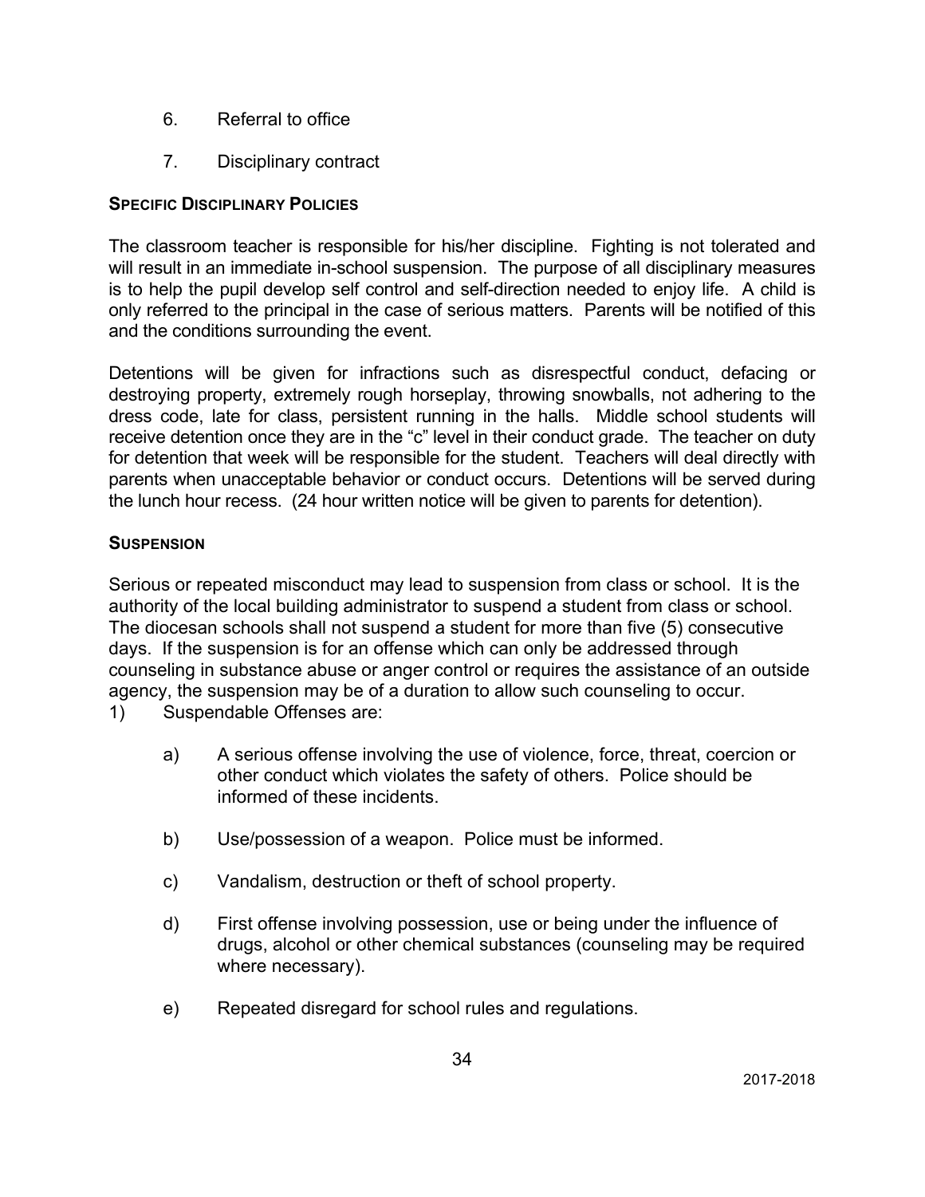6. Referral to office

7. Disciplinary contract

**Specific Disciplinary Policies**

The classroom teacher is responsible for his/her discipline. Fighting is not tolerated and will result in an immediate in-school suspension. The purpose of all disciplinary measures is to help the pupil develop self control and self-direction needed to enjoy life. A child is only referred to the principal in the case of serious matters. Parents will be notified of this and the conditions surrounding the event.

Detentions will be given for infractions such as disrespectful conduct, defacing or destroying property, extremely rough horseplay, throwing snowballs, not adhering to the dress code, late for class, persistent running in the halls. Middle school students will receive detention once they are in the "c" level in their conduct grade. The teacher on duty for detention that week will be responsible for the student. Teachers will deal directly with parents when unacceptable behavior or conduct occurs. Detentions will be served during the lunch hour recess. (24 hour written notice will be given to parents for detention).

**Suspension**

Serious or repeated misconduct may lead to suspension from class or school. It is the authority of the local building administrator to suspend a student from class or school. The diocesan schools shall not suspend a student for more than five (5) consecutive days. If the suspension is for an offense which can only be addressed through counseling in substance abuse or anger control or requires the assistance of an outside agency, the suspension may be of a duration to allow such counseling to occur.

1) Suspendable Offenses are:

   a) A serious offense involving the use of violence, force, threat, coercion or other conduct which violates the safety of others. Police should be informed of these incidents.

   b) Use/possession of a weapon. Police must be informed.

   c) Vandalism, destruction or theft of school property.

   d) First offense involving possession, use or being under the influence of drugs, alcohol or other chemical substances (counseling may be required where necessary).

   e) Repeated disregard for school rules and regulations.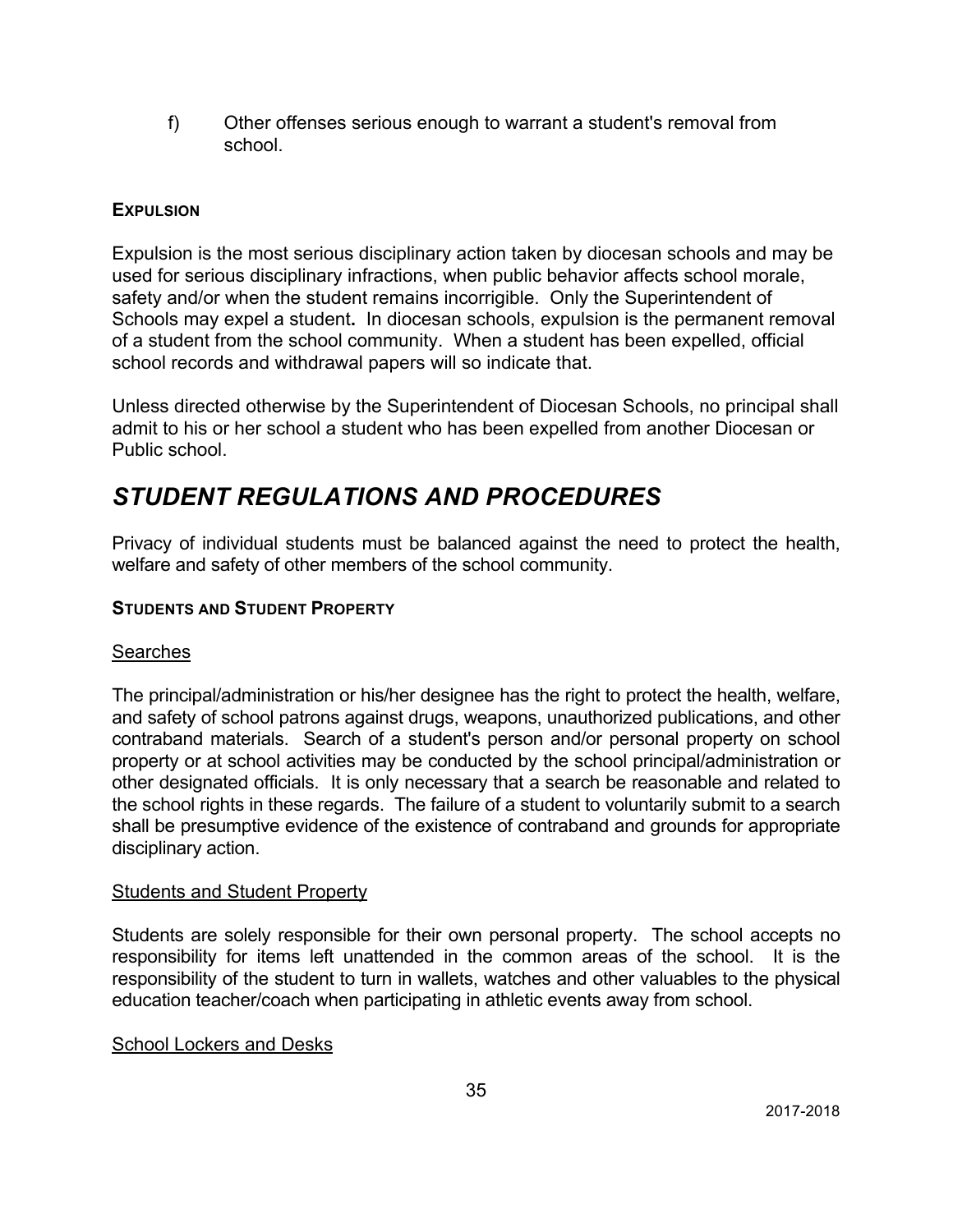f) Other offenses serious enough to warrant a student's removal from school.

### EXPULSION

Expulsion is the most serious disciplinary action taken by diocesan schools and may be used for serious disciplinary infractions, when public behavior affects school morale, safety and/or when the student remains incorrigible. Only the Superintendent of Schools may expel a student**.** In diocesan schools, expulsion is the permanent removal of a student from the school community. When a student has been expelled, official school records and withdrawal papers will so indicate that.

Unless directed otherwise by the Superintendent of Diocesan Schools, no principal shall admit to his or her school a student who has been expelled from another Diocesan or Public school.

## *STUDENT REGULATIONS AND PROCEDURES*

Privacy of individual students must be balanced against the need to protect the health, welfare and safety of other members of the school community.

### STUDENTS AND STUDENT PROPERTY

Searches

The principal/administration or his/her designee has the right to protect the health, welfare, and safety of school patrons against drugs, weapons, unauthorized publications, and other contraband materials. Search of a student's person and/or personal property on school property or at school activities may be conducted by the school principal/administration or other designated officials. It is only necessary that a search be reasonable and related to the school rights in these regards. The failure of a student to voluntarily submit to a search shall be presumptive evidence of the existence of contraband and grounds for appropriate disciplinary action.

Students and Student Property

Students are solely responsible for their own personal property. The school accepts no responsibility for items left unattended in the common areas of the school. It is the responsibility of the student to turn in wallets, watches and other valuables to the physical education teacher/coach when participating in athletic events away from school.

School Lockers and Desks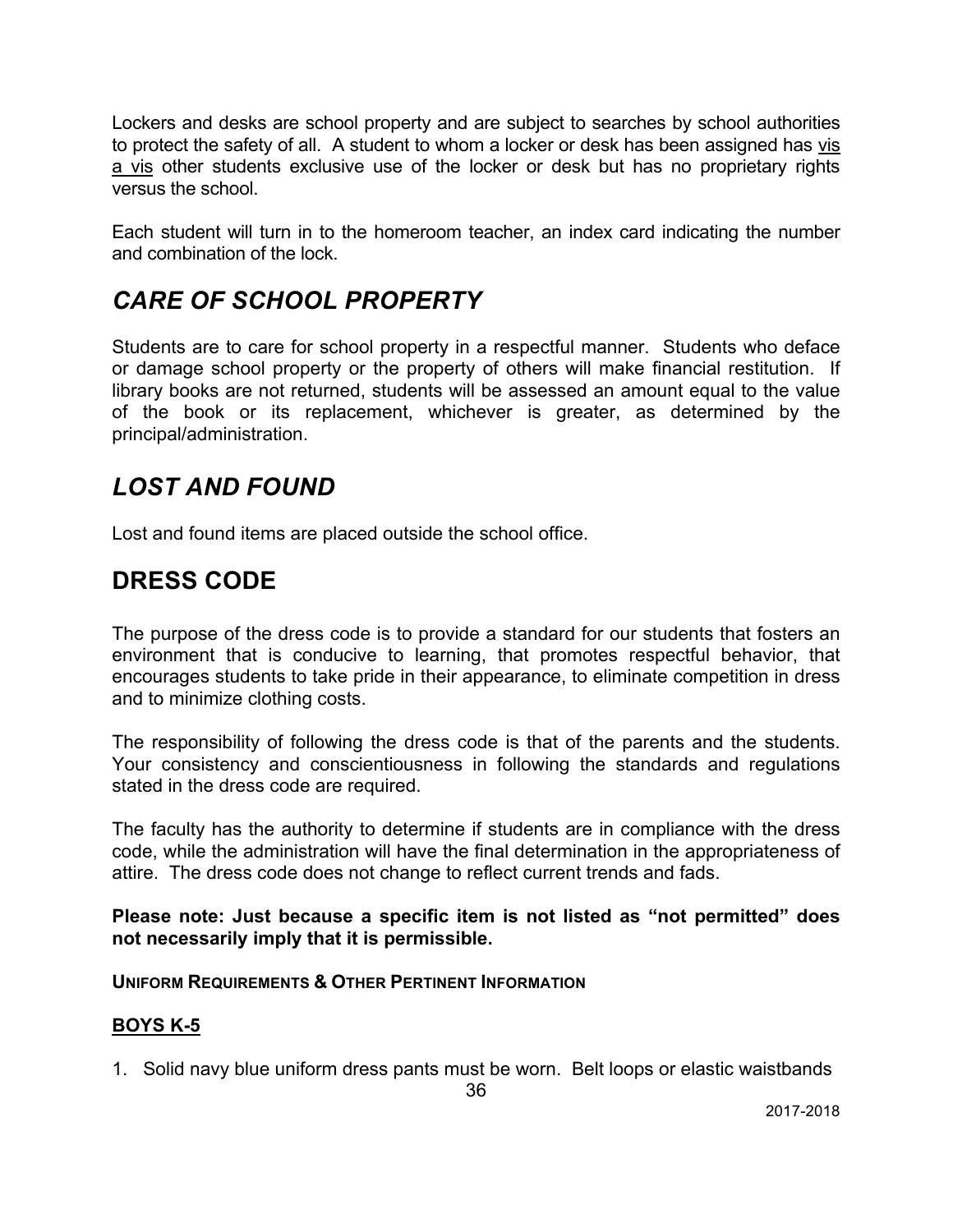Lockers and desks are school property and are subject to searches by school authorities to protect the safety of all. A student to whom a locker or desk has been assigned has vis a vis other students exclusive use of the locker or desk but has no proprietary rights versus the school.

Each student will turn in to the homeroom teacher, an index card indicating the number and combination of the lock.

## *CARE OF SCHOOL PROPERTY*

Students are to care for school property in a respectful manner. Students who deface or damage school property or the property of others will make financial restitution. If library books are not returned, students will be assessed an amount equal to the value of the book or its replacement, whichever is greater, as determined by the principal/administration.

## *LOST AND FOUND*

Lost and found items are placed outside the school office.

# DRESS CODE

The purpose of the dress code is to provide a standard for our students that fosters an environment that is conducive to learning, that promotes respectful behavior, that encourages students to take pride in their appearance, to eliminate competition in dress and to minimize clothing costs.

The responsibility of following the dress code is that of the parents and the students. Your consistency and conscientiousness in following the standards and regulations stated in the dress code are required.

The faculty has the authority to determine if students are in compliance with the dress code, while the administration will have the final determination in the appropriateness of attire. The dress code does not change to reflect current trends and fads.

**Please note: Just because a specific item is not listed as "not permitted" does not necessarily imply that it is permissible.**

**UNIFORM REQUIREMENTS & OTHER PERTINENT INFORMATION**

### BOYS K-5

1. Solid navy blue uniform dress pants must be worn. Belt loops or elastic waistbands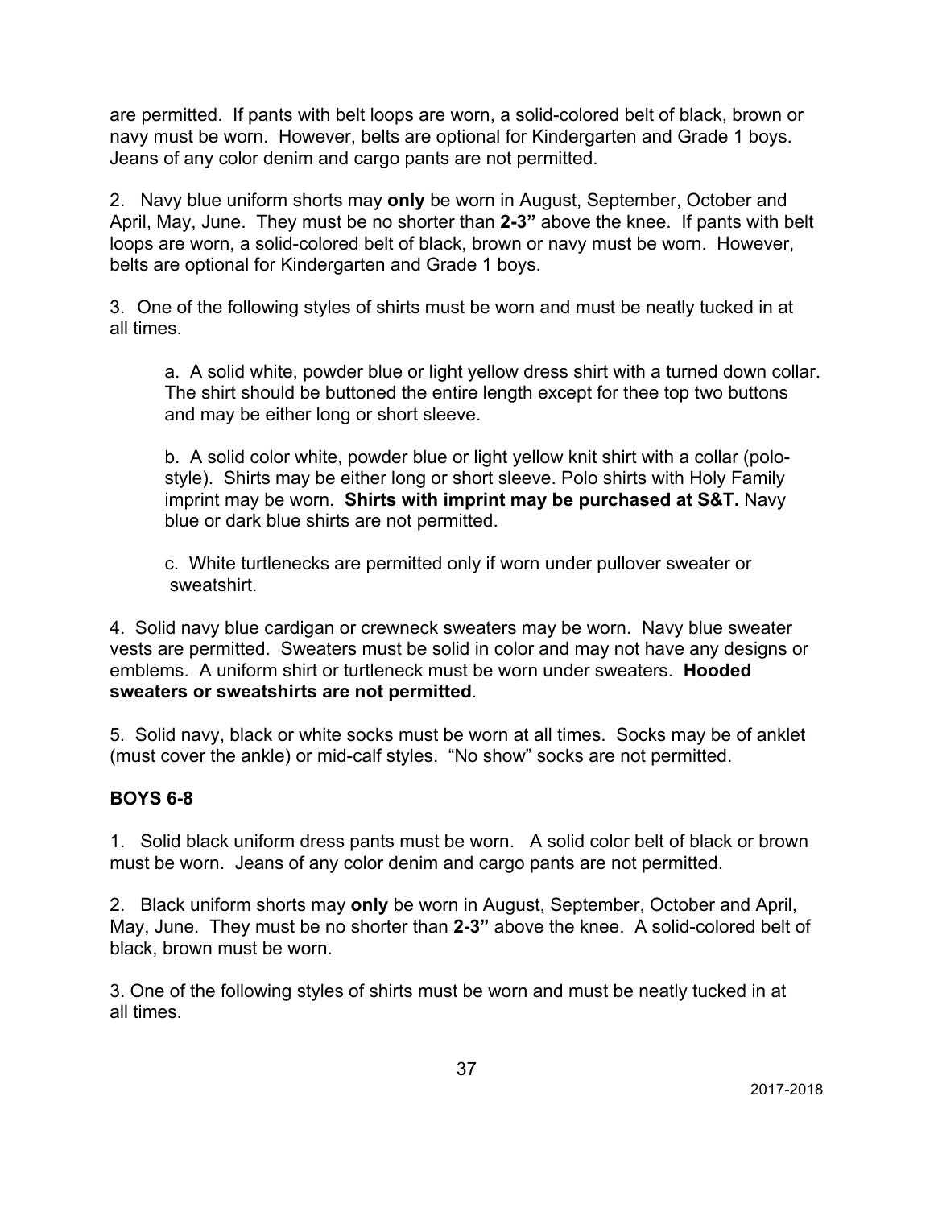are permitted. If pants with belt loops are worn, a solid-colored belt of black, brown or navy must be worn. However, belts are optional for Kindergarten and Grade 1 boys. Jeans of any color denim and cargo pants are not permitted.

2. Navy blue uniform shorts may **only** be worn in August, September, October and April, May, June. They must be no shorter than **2-3"** above the knee. If pants with belt loops are worn, a solid-colored belt of black, brown or navy must be worn. However, belts are optional for Kindergarten and Grade 1 boys.

3. One of the following styles of shirts must be worn and must be neatly tucked in at all times.

   a. A solid white, powder blue or light yellow dress shirt with a turned down collar. The shirt should be buttoned the entire length except for thee top two buttons and may be either long or short sleeve.

   b. A solid color white, powder blue or light yellow knit shirt with a collar (polo-style). Shirts may be either long or short sleeve. Polo shirts with Holy Family imprint may be worn. **Shirts with imprint may be purchased at S&T.** Navy blue or dark blue shirts are not permitted.

   c. White turtlenecks are permitted only if worn under pullover sweater or sweatshirt.

4. Solid navy blue cardigan or crewneck sweaters may be worn. Navy blue sweater vests are permitted. Sweaters must be solid in color and may not have any designs or emblems. A uniform shirt or turtleneck must be worn under sweaters. **Hooded sweaters or sweatshirts are not permitted**.

5. Solid navy, black or white socks must be worn at all times. Socks may be of anklet (must cover the ankle) or mid-calf styles. "No show" socks are not permitted.

**BOYS 6-8**

1. Solid black uniform dress pants must be worn. A solid color belt of black or brown must be worn. Jeans of any color denim and cargo pants are not permitted.

2. Black uniform shorts may **only** be worn in August, September, October and April, May, June. They must be no shorter than **2-3"** above the knee. A solid-colored belt of black, brown must be worn.

3. One of the following styles of shirts must be worn and must be neatly tucked in at all times.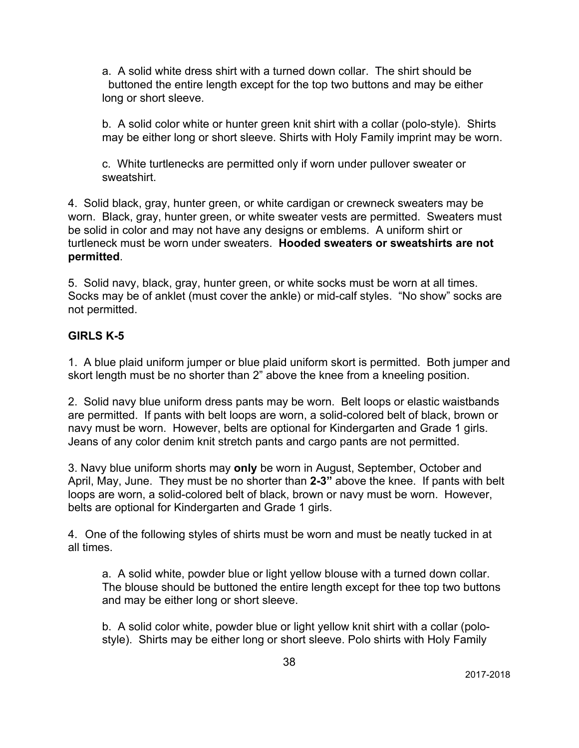a. A solid white dress shirt with a turned down collar. The shirt should be buttoned the entire length except for the top two buttons and may be either long or short sleeve.

b. A solid color white or hunter green knit shirt with a collar (polo-style). Shirts may be either long or short sleeve. Shirts with Holy Family imprint may be worn.

c. White turtlenecks are permitted only if worn under pullover sweater or sweatshirt.

4. Solid black, gray, hunter green, or white cardigan or crewneck sweaters may be worn. Black, gray, hunter green, or white sweater vests are permitted. Sweaters must be solid in color and may not have any designs or emblems. A uniform shirt or turtleneck must be worn under sweaters. **Hooded sweaters or sweatshirts are not permitted**.

5. Solid navy, black, gray, hunter green, or white socks must be worn at all times. Socks may be of anklet (must cover the ankle) or mid-calf styles. "No show" socks are not permitted.

**GIRLS K-5**

1. A blue plaid uniform jumper or blue plaid uniform skort is permitted. Both jumper and skort length must be no shorter than 2" above the knee from a kneeling position.

2. Solid navy blue uniform dress pants may be worn. Belt loops or elastic waistbands are permitted. If pants with belt loops are worn, a solid-colored belt of black, brown or navy must be worn. However, belts are optional for Kindergarten and Grade 1 girls. Jeans of any color denim knit stretch pants and cargo pants are not permitted.

3. Navy blue uniform shorts may **only** be worn in August, September, October and April, May, June. They must be no shorter than **2-3"** above the knee. If pants with belt loops are worn, a solid-colored belt of black, brown or navy must be worn. However, belts are optional for Kindergarten and Grade 1 girls.

4. One of the following styles of shirts must be worn and must be neatly tucked in at all times.

a. A solid white, powder blue or light yellow blouse with a turned down collar. The blouse should be buttoned the entire length except for thee top two buttons and may be either long or short sleeve.

b. A solid color white, powder blue or light yellow knit shirt with a collar (polo-style). Shirts may be either long or short sleeve. Polo shirts with Holy Family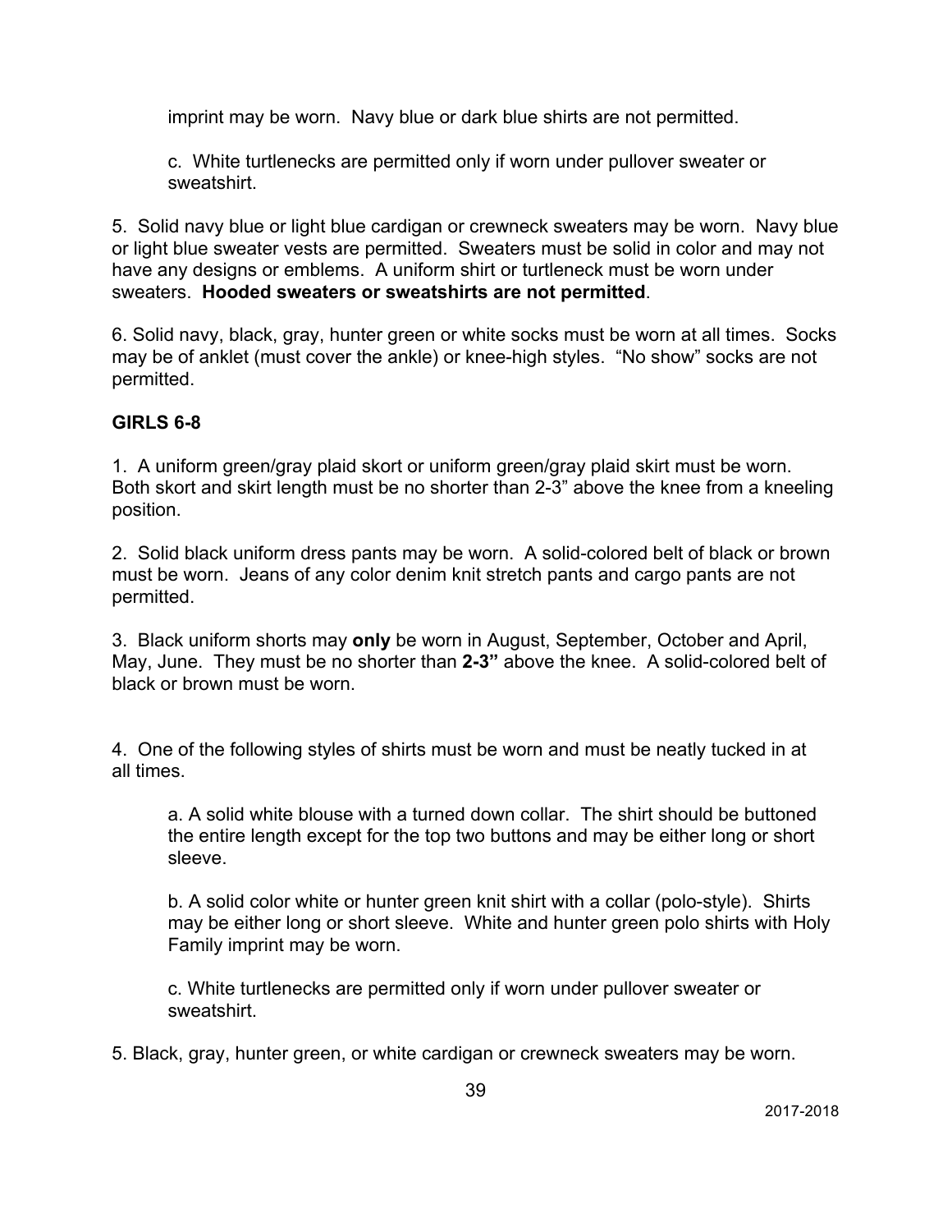imprint may be worn. Navy blue or dark blue shirts are not permitted.

c. White turtlenecks are permitted only if worn under pullover sweater or sweatshirt.

5. Solid navy blue or light blue cardigan or crewneck sweaters may be worn. Navy blue or light blue sweater vests are permitted. Sweaters must be solid in color and may not have any designs or emblems. A uniform shirt or turtleneck must be worn under sweaters. **Hooded sweaters or sweatshirts are not permitted**.

6. Solid navy, black, gray, hunter green or white socks must be worn at all times. Socks may be of anklet (must cover the ankle) or knee-high styles. "No show" socks are not permitted.

**GIRLS 6-8**

1. A uniform green/gray plaid skort or uniform green/gray plaid skirt must be worn. Both skort and skirt length must be no shorter than 2-3" above the knee from a kneeling position.

2. Solid black uniform dress pants may be worn. A solid-colored belt of black or brown must be worn. Jeans of any color denim knit stretch pants and cargo pants are not permitted.

3. Black uniform shorts may **only** be worn in August, September, October and April, May, June. They must be no shorter than **2-3"** above the knee. A solid-colored belt of black or brown must be worn.

4. One of the following styles of shirts must be worn and must be neatly tucked in at all times.

a. A solid white blouse with a turned down collar. The shirt should be buttoned the entire length except for the top two buttons and may be either long or short sleeve.

b. A solid color white or hunter green knit shirt with a collar (polo-style). Shirts may be either long or short sleeve. White and hunter green polo shirts with Holy Family imprint may be worn.

c. White turtlenecks are permitted only if worn under pullover sweater or sweatshirt.

5. Black, gray, hunter green, or white cardigan or crewneck sweaters may be worn.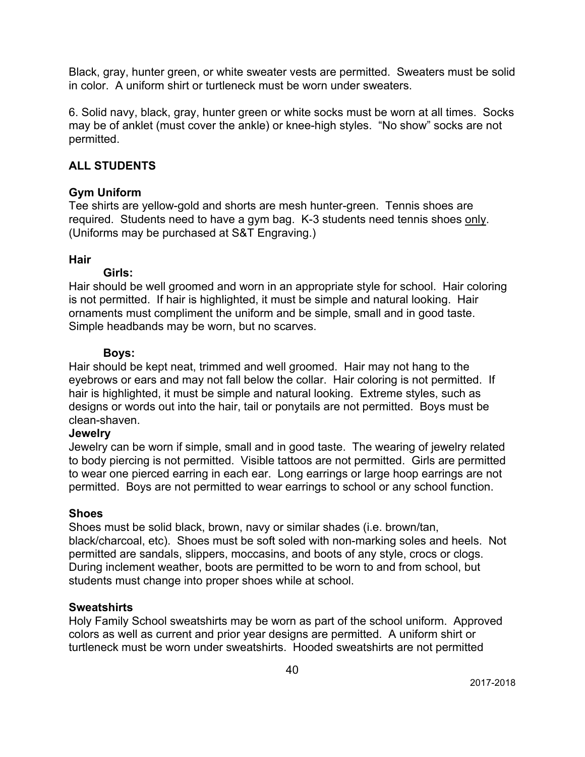Black, gray, hunter green, or white sweater vests are permitted. Sweaters must be solid in color. A uniform shirt or turtleneck must be worn under sweaters.

6. Solid navy, black, gray, hunter green or white socks must be worn at all times. Socks may be of anklet (must cover the ankle) or knee-high styles. "No show" socks are not permitted.

## ALL STUDENTS

### Gym Uniform

Tee shirts are yellow-gold and shorts are mesh hunter-green. Tennis shoes are required. Students need to have a gym bag. K-3 students need tennis shoes <u>only</u>. (Uniforms may be purchased at S&T Engraving.)

### Hair

**Girls:**

Hair should be well groomed and worn in an appropriate style for school. Hair coloring is not permitted. If hair is highlighted, it must be simple and natural looking. Hair ornaments must compliment the uniform and be simple, small and in good taste. Simple headbands may be worn, but no scarves.

**Boys:**

Hair should be kept neat, trimmed and well groomed. Hair may not hang to the eyebrows or ears and may not fall below the collar. Hair coloring is not permitted. If hair is highlighted, it must be simple and natural looking. Extreme styles, such as designs or words out into the hair, tail or ponytails are not permitted. Boys must be clean-shaven.

### Jewelry

Jewelry can be worn if simple, small and in good taste. The wearing of jewelry related to body piercing is not permitted. Visible tattoos are not permitted. Girls are permitted to wear one pierced earring in each ear. Long earrings or large hoop earrings are not permitted. Boys are not permitted to wear earrings to school or any school function.

### Shoes

Shoes must be solid black, brown, navy or similar shades (i.e. brown/tan, black/charcoal, etc). Shoes must be soft soled with non-marking soles and heels. Not permitted are sandals, slippers, moccasins, and boots of any style, crocs or clogs. During inclement weather, boots are permitted to be worn to and from school, but students must change into proper shoes while at school.

### Sweatshirts

Holy Family School sweatshirts may be worn as part of the school uniform. Approved colors as well as current and prior year designs are permitted. A uniform shirt or turtleneck must be worn under sweatshirts. Hooded sweatshirts are not permitted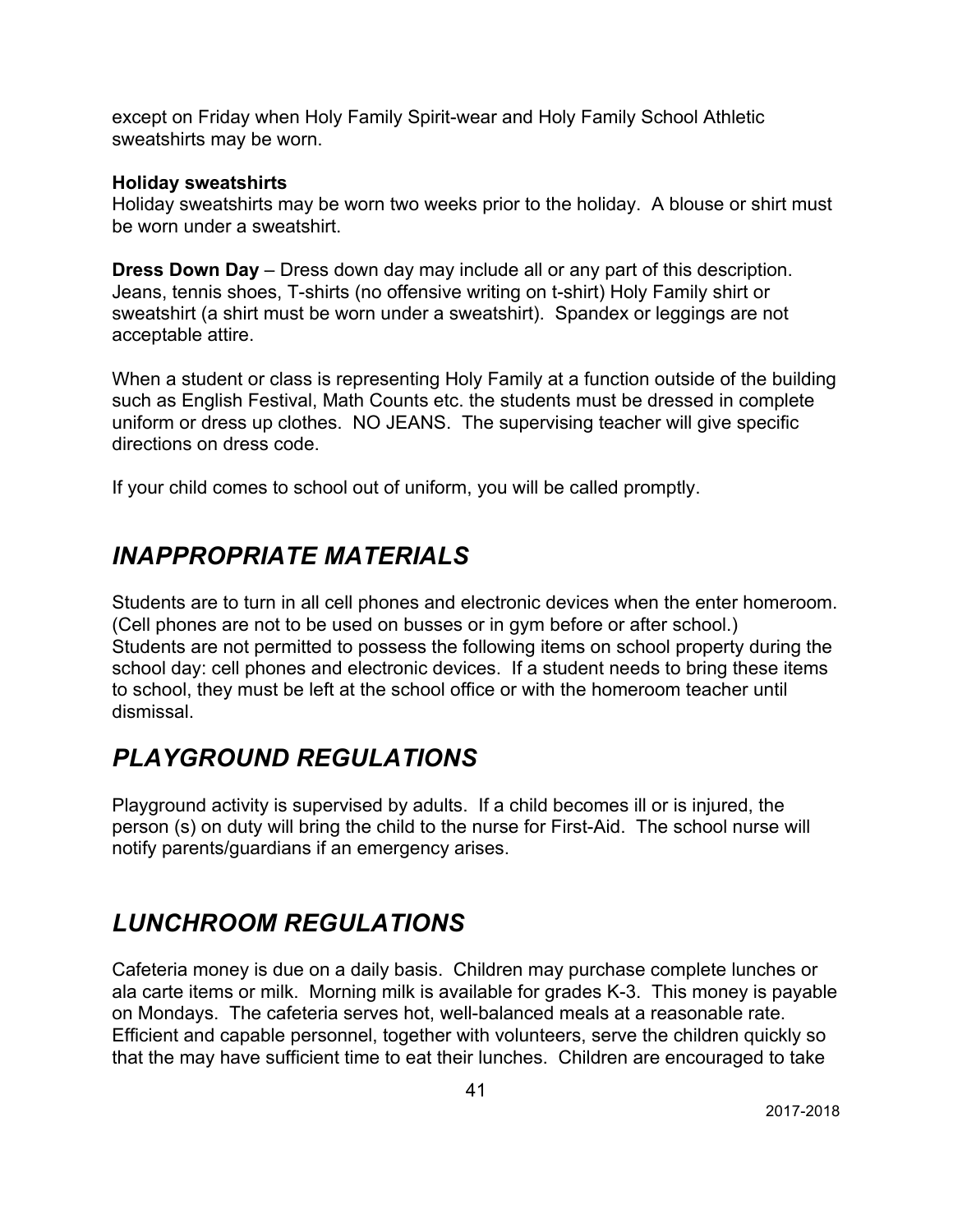except on Friday when Holy Family Spirit-wear and Holy Family School Athletic sweatshirts may be worn.

**Holiday sweatshirts**
Holiday sweatshirts may be worn two weeks prior to the holiday. A blouse or shirt must be worn under a sweatshirt.

**Dress Down Day** – Dress down day may include all or any part of this description. Jeans, tennis shoes, T-shirts (no offensive writing on t-shirt) Holy Family shirt or sweatshirt (a shirt must be worn under a sweatshirt). Spandex or leggings are not acceptable attire.

When a student or class is representing Holy Family at a function outside of the building such as English Festival, Math Counts etc. the students must be dressed in complete uniform or dress up clothes. NO JEANS. The supervising teacher will give specific directions on dress code.

If your child comes to school out of uniform, you will be called promptly.

## *INAPPROPRIATE MATERIALS*

Students are to turn in all cell phones and electronic devices when the enter homeroom. (Cell phones are not to be used on busses or in gym before or after school.) Students are not permitted to possess the following items on school property during the school day: cell phones and electronic devices. If a student needs to bring these items to school, they must be left at the school office or with the homeroom teacher until dismissal.

## *PLAYGROUND REGULATIONS*

Playground activity is supervised by adults. If a child becomes ill or is injured, the person (s) on duty will bring the child to the nurse for First-Aid. The school nurse will notify parents/guardians if an emergency arises.

## *LUNCHROOM REGULATIONS*

Cafeteria money is due on a daily basis. Children may purchase complete lunches or ala carte items or milk. Morning milk is available for grades K-3. This money is payable on Mondays. The cafeteria serves hot, well-balanced meals at a reasonable rate. Efficient and capable personnel, together with volunteers, serve the children quickly so that the may have sufficient time to eat their lunches. Children are encouraged to take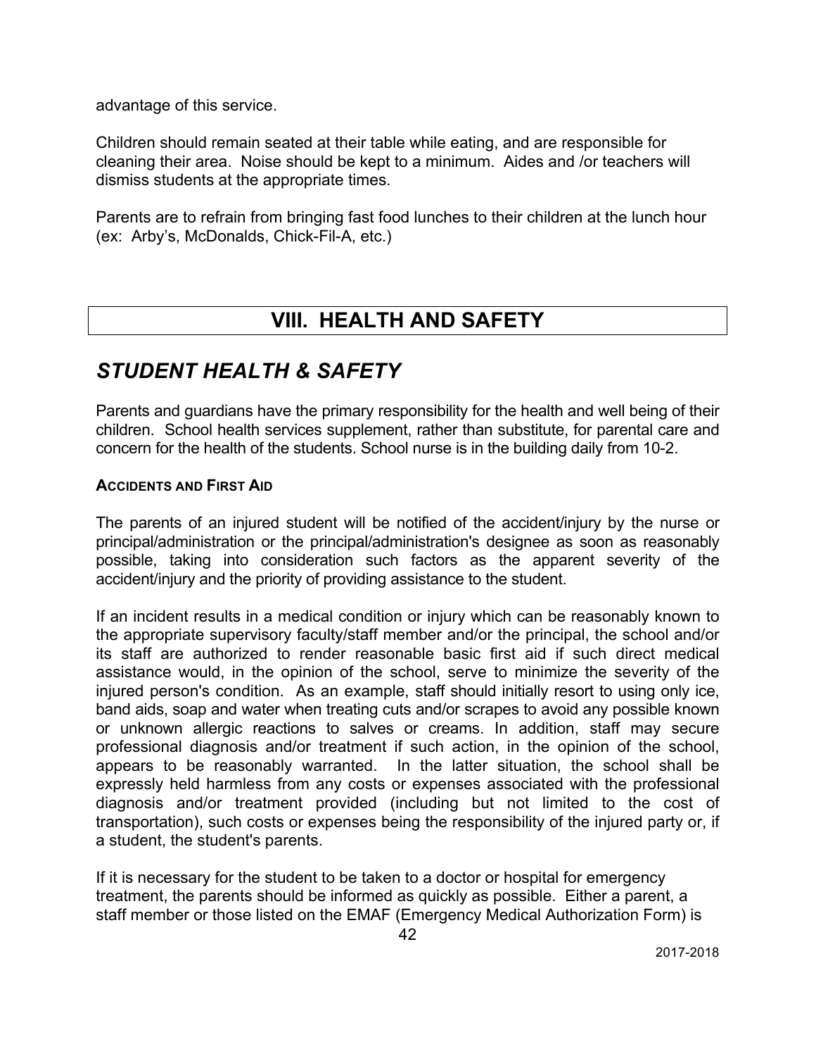advantage of this service.

Children should remain seated at their table while eating, and are responsible for cleaning their area. Noise should be kept to a minimum. Aides and /or teachers will dismiss students at the appropriate times.

Parents are to refrain from bringing fast food lunches to their children at the lunch hour (ex: Arby's, McDonalds, Chick-Fil-A, etc.)

# VIII. HEALTH AND SAFETY

## *STUDENT HEALTH & SAFETY*

Parents and guardians have the primary responsibility for the health and well being of their children. School health services supplement, rather than substitute, for parental care and concern for the health of the students. School nurse is in the building daily from 10-2.

### ACCIDENTS AND FIRST AID

The parents of an injured student will be notified of the accident/injury by the nurse or principal/administration or the principal/administration's designee as soon as reasonably possible, taking into consideration such factors as the apparent severity of the accident/injury and the priority of providing assistance to the student.

If an incident results in a medical condition or injury which can be reasonably known to the appropriate supervisory faculty/staff member and/or the principal, the school and/or its staff are authorized to render reasonable basic first aid if such direct medical assistance would, in the opinion of the school, serve to minimize the severity of the injured person's condition. As an example, staff should initially resort to using only ice, band aids, soap and water when treating cuts and/or scrapes to avoid any possible known or unknown allergic reactions to salves or creams. In addition, staff may secure professional diagnosis and/or treatment if such action, in the opinion of the school, appears to be reasonably warranted. In the latter situation, the school shall be expressly held harmless from any costs or expenses associated with the professional diagnosis and/or treatment provided (including but not limited to the cost of transportation), such costs or expenses being the responsibility of the injured party or, if a student, the student's parents.

If it is necessary for the student to be taken to a doctor or hospital for emergency treatment, the parents should be informed as quickly as possible. Either a parent, a staff member or those listed on the EMAF (Emergency Medical Authorization Form) is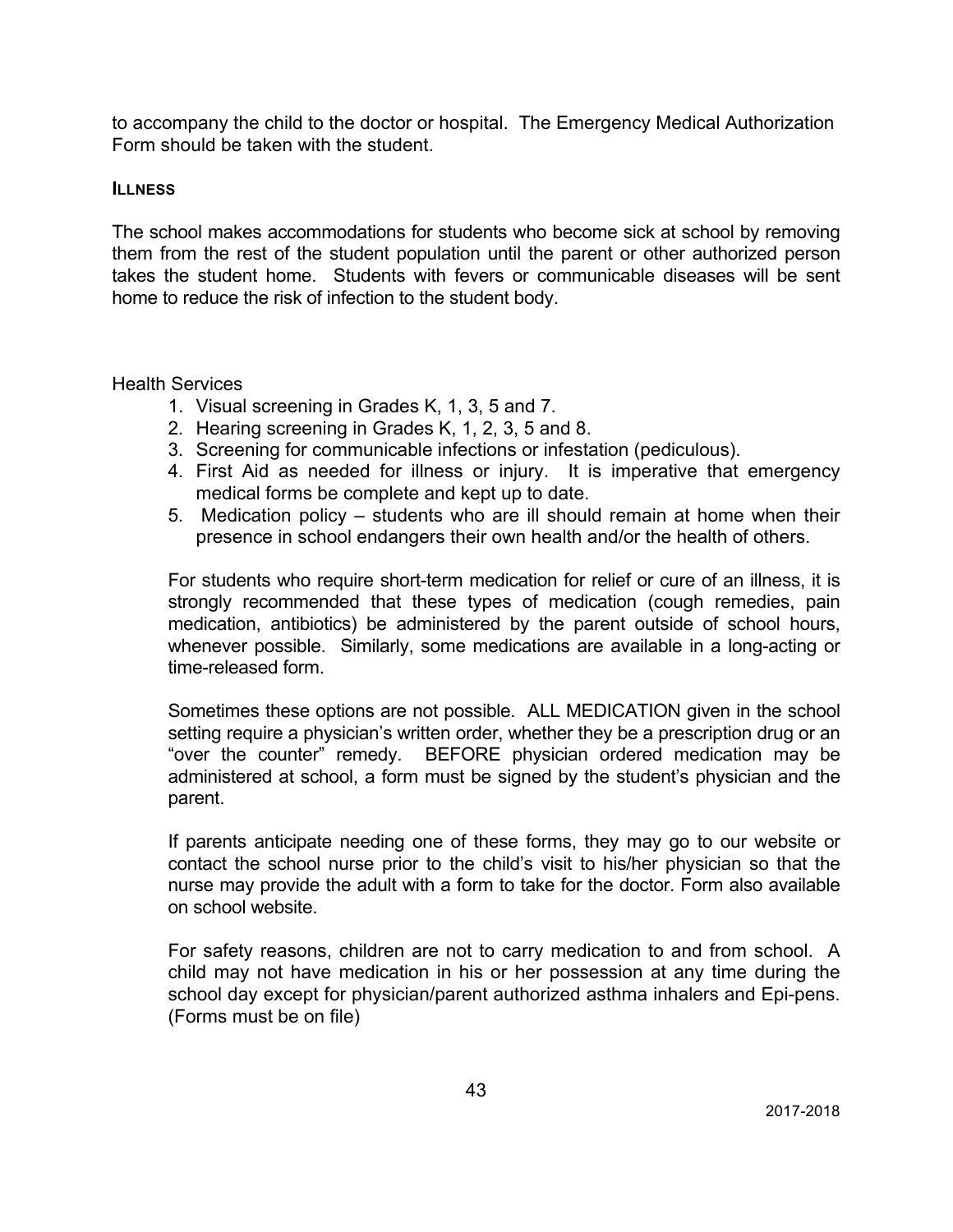to accompany the child to the doctor or hospital. The Emergency Medical Authorization Form should be taken with the student.

### ILLNESS

The school makes accommodations for students who become sick at school by removing them from the rest of the student population until the parent or other authorized person takes the student home. Students with fevers or communicable diseases will be sent home to reduce the risk of infection to the student body.

Health Services

1. Visual screening in Grades K, 1, 3, 5 and 7.
2. Hearing screening in Grades K, 1, 2, 3, 5 and 8.
3. Screening for communicable infections or infestation (pediculous).
4. First Aid as needed for illness or injury. It is imperative that emergency medical forms be complete and kept up to date.
5. Medication policy – students who are ill should remain at home when their presence in school endangers their own health and/or the health of others.

For students who require short-term medication for relief or cure of an illness, it is strongly recommended that these types of medication (cough remedies, pain medication, antibiotics) be administered by the parent outside of school hours, whenever possible. Similarly, some medications are available in a long-acting or time-released form.

Sometimes these options are not possible. ALL MEDICATION given in the school setting require a physician's written order, whether they be a prescription drug or an "over the counter" remedy. BEFORE physician ordered medication may be administered at school, a form must be signed by the student's physician and the parent.

If parents anticipate needing one of these forms, they may go to our website or contact the school nurse prior to the child's visit to his/her physician so that the nurse may provide the adult with a form to take for the doctor. Form also available on school website.

For safety reasons, children are not to carry medication to and from school. A child may not have medication in his or her possession at any time during the school day except for physician/parent authorized asthma inhalers and Epi-pens. (Forms must be on file)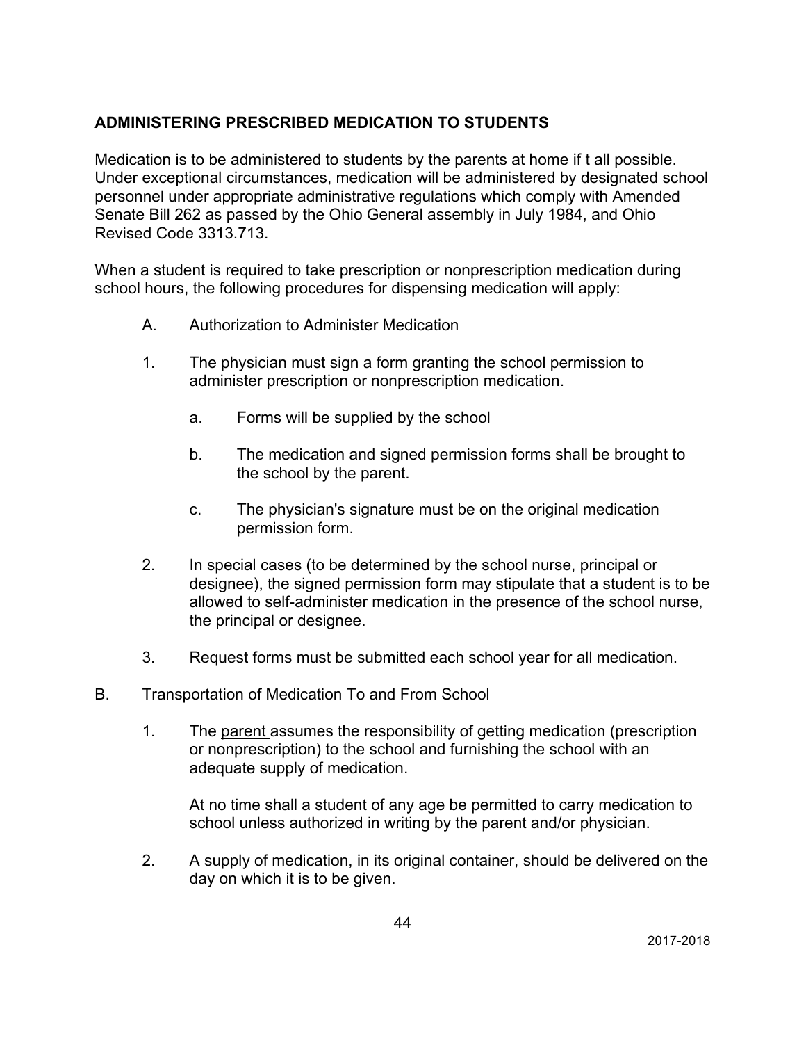## ADMINISTERING PRESCRIBED MEDICATION TO STUDENTS

Medication is to be administered to students by the parents at home if t all possible. Under exceptional circumstances, medication will be administered by designated school personnel under appropriate administrative regulations which comply with Amended Senate Bill 262 as passed by the Ohio General assembly in July 1984, and Ohio Revised Code 3313.713.

When a student is required to take prescription or nonprescription medication during school hours, the following procedures for dispensing medication will apply:

A. Authorization to Administer Medication

1. The physician must sign a form granting the school permission to administer prescription or nonprescription medication.

   a. Forms will be supplied by the school

   b. The medication and signed permission forms shall be brought to the school by the parent.

   c. The physician's signature must be on the original medication permission form.

2. In special cases (to be determined by the school nurse, principal or designee), the signed permission form may stipulate that a student is to be allowed to self-administer medication in the presence of the school nurse, the principal or designee.

3. Request forms must be submitted each school year for all medication.

B. Transportation of Medication To and From School

1. The <u>parent</u> assumes the responsibility of getting medication (prescription or nonprescription) to the school and furnishing the school with an adequate supply of medication.

   At no time shall a student of any age be permitted to carry medication to school unless authorized in writing by the parent and/or physician.

2. A supply of medication, in its original container, should be delivered on the day on which it is to be given.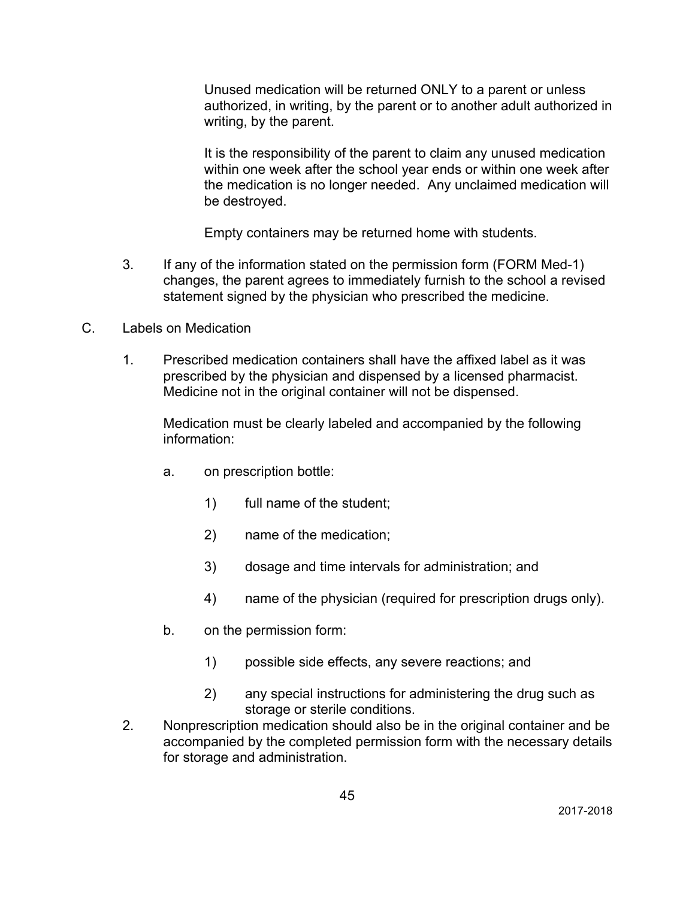Unused medication will be returned ONLY to a parent or unless authorized, in writing, by the parent or to another adult authorized in writing, by the parent.

It is the responsibility of the parent to claim any unused medication within one week after the school year ends or within one week after the medication is no longer needed. Any unclaimed medication will be destroyed.

Empty containers may be returned home with students.

3. If any of the information stated on the permission form (FORM Med-1) changes, the parent agrees to immediately furnish to the school a revised statement signed by the physician who prescribed the medicine.

C. Labels on Medication

1. Prescribed medication containers shall have the affixed label as it was prescribed by the physician and dispensed by a licensed pharmacist. Medicine not in the original container will not be dispensed.

   Medication must be clearly labeled and accompanied by the following information:

   a. on prescription bottle:

      1) full name of the student;

      2) name of the medication;

      3) dosage and time intervals for administration; and

      4) name of the physician (required for prescription drugs only).

   b. on the permission form:

      1) possible side effects, any severe reactions; and

      2) any special instructions for administering the drug such as storage or sterile conditions.

2. Nonprescription medication should also be in the original container and be accompanied by the completed permission form with the necessary details for storage and administration.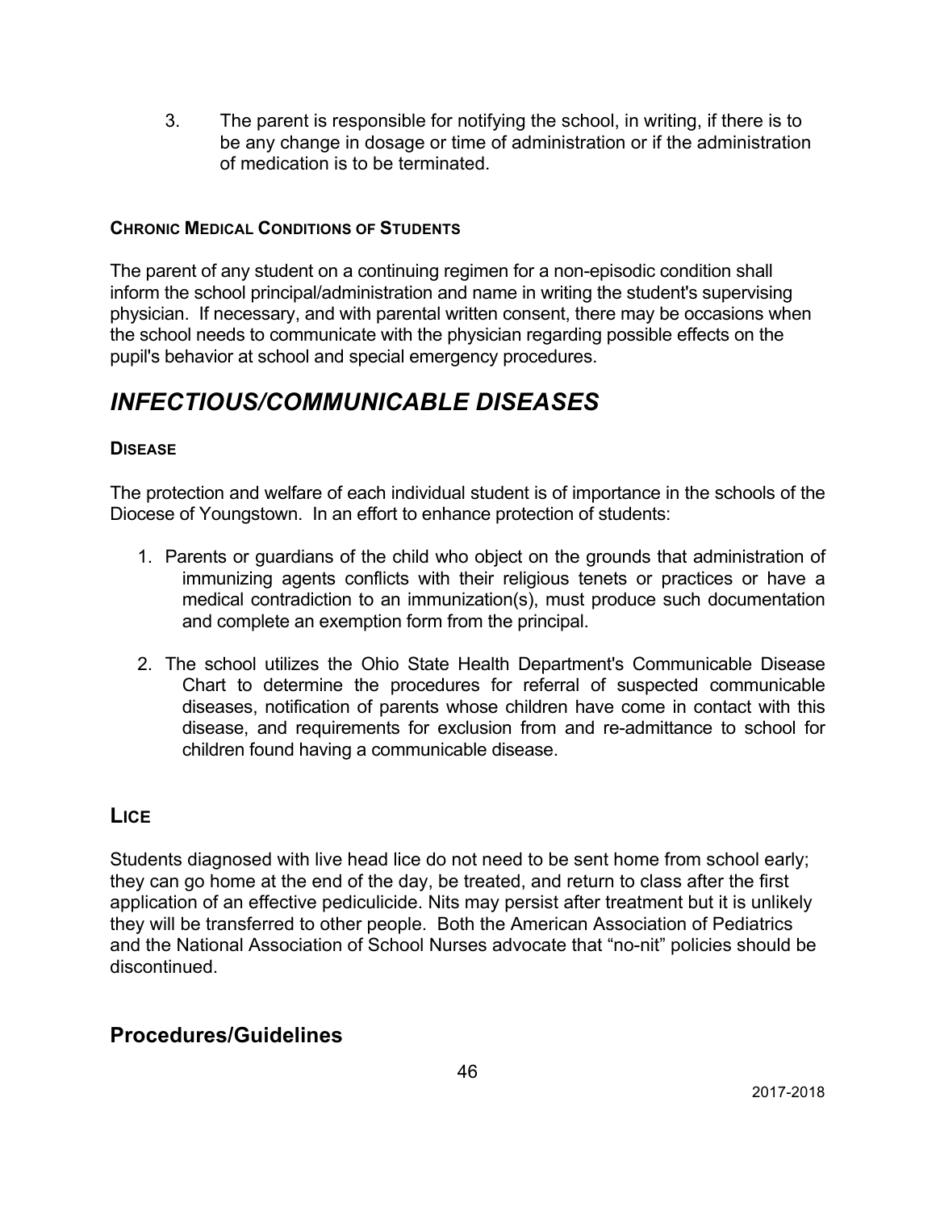3. The parent is responsible for notifying the school, in writing, if there is to be any change in dosage or time of administration or if the administration of medication is to be terminated.

#### CHRONIC MEDICAL CONDITIONS OF STUDENTS

The parent of any student on a continuing regimen for a non-episodic condition shall inform the school principal/administration and name in writing the student's supervising physician. If necessary, and with parental written consent, there may be occasions when the school needs to communicate with the physician regarding possible effects on the pupil's behavior at school and special emergency procedures.

# *INFECTIOUS/COMMUNICABLE DISEASES*

#### DISEASE

The protection and welfare of each individual student is of importance in the schools of the Diocese of Youngstown. In an effort to enhance protection of students:

1. Parents or guardians of the child who object on the grounds that administration of immunizing agents conflicts with their religious tenets or practices or have a medical contradiction to an immunization(s), must produce such documentation and complete an exemption form from the principal.

2. The school utilizes the Ohio State Health Department's Communicable Disease Chart to determine the procedures for referral of suspected communicable diseases, notification of parents whose children have come in contact with this disease, and requirements for exclusion from and re-admittance to school for children found having a communicable disease.

## LICE

Students diagnosed with live head lice do not need to be sent home from school early; they can go home at the end of the day, be treated, and return to class after the first application of an effective pediculicide. Nits may persist after treatment but it is unlikely they will be transferred to other people. Both the American Association of Pediatrics and the National Association of School Nurses advocate that "no-nit" policies should be discontinued.

## Procedures/Guidelines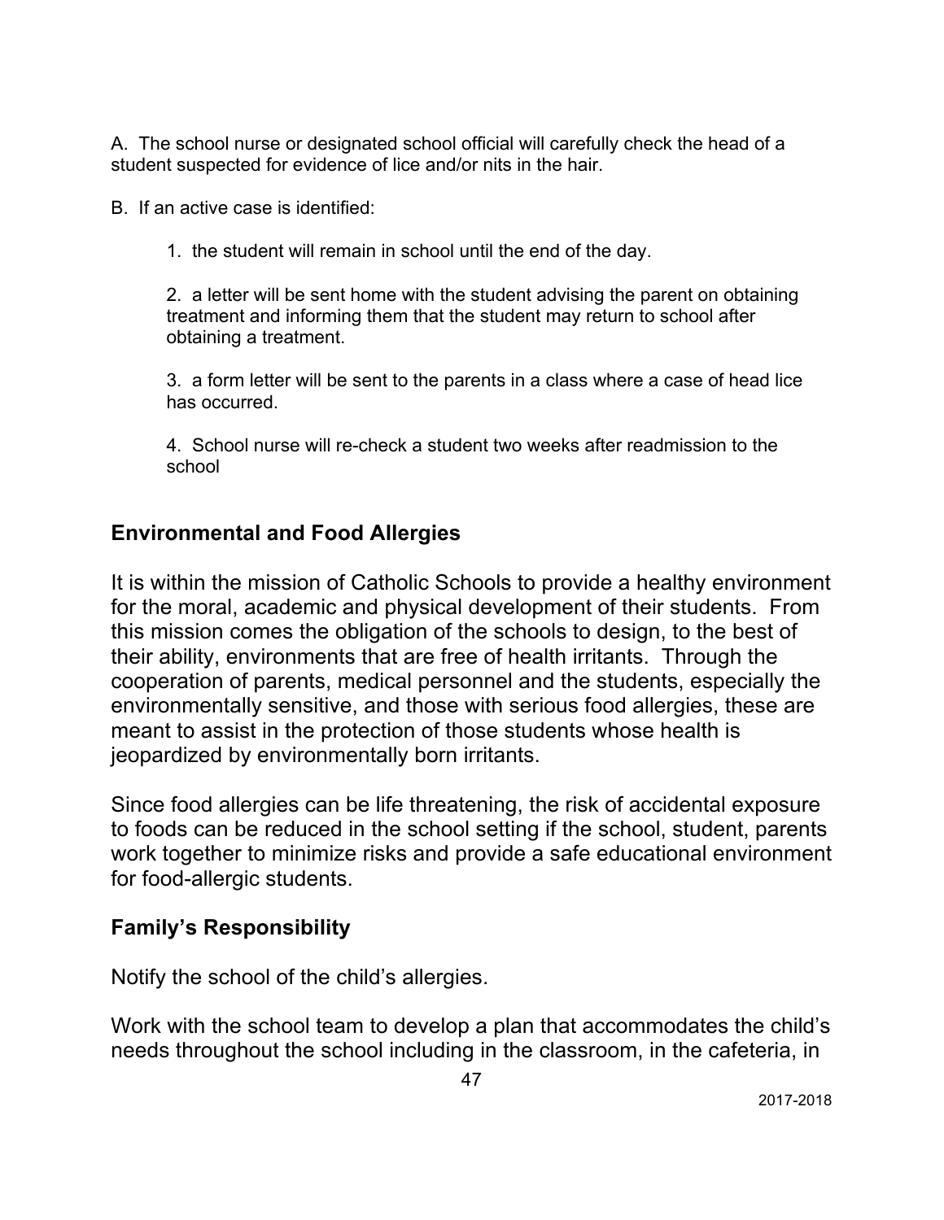A. The school nurse or designated school official will carefully check the head of a student suspected for evidence of lice and/or nits in the hair.

B. If an active case is identified:

1. the student will remain in school until the end of the day.

2. a letter will be sent home with the student advising the parent on obtaining treatment and informing them that the student may return to school after obtaining a treatment.

3. a form letter will be sent to the parents in a class where a case of head lice has occurred.

4. School nurse will re-check a student two weeks after readmission to the school

## Environmental and Food Allergies

It is within the mission of Catholic Schools to provide a healthy environment for the moral, academic and physical development of their students. From this mission comes the obligation of the schools to design, to the best of their ability, environments that are free of health irritants. Through the cooperation of parents, medical personnel and the students, especially the environmentally sensitive, and those with serious food allergies, these are meant to assist in the protection of those students whose health is jeopardized by environmentally born irritants.

Since food allergies can be life threatening, the risk of accidental exposure to foods can be reduced in the school setting if the school, student, parents work together to minimize risks and provide a safe educational environment for food-allergic students.

## Family's Responsibility

Notify the school of the child's allergies.

Work with the school team to develop a plan that accommodates the child's needs throughout the school including in the classroom, in the cafeteria, in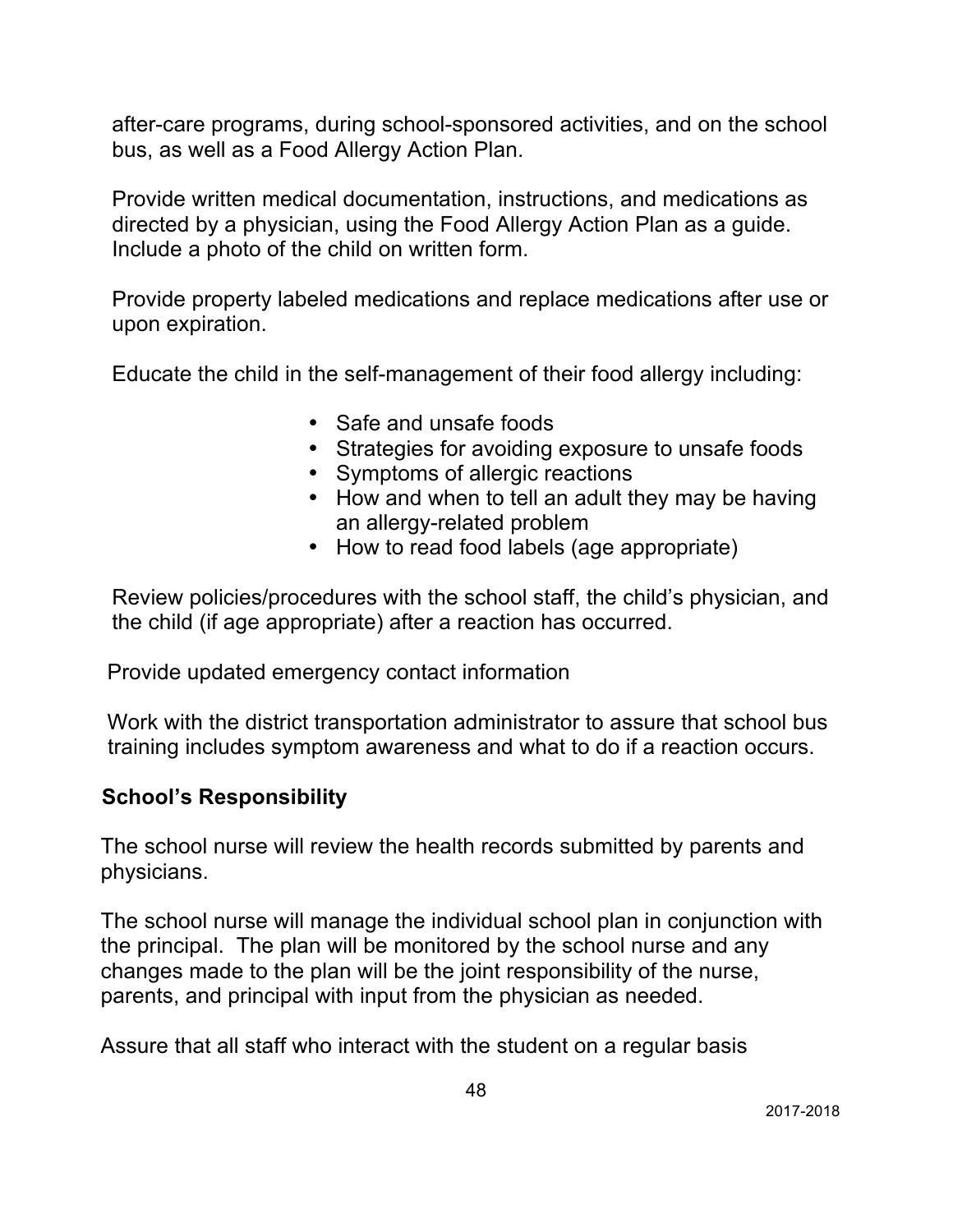after-care programs, during school-sponsored activities, and on the school bus, as well as a Food Allergy Action Plan.

Provide written medical documentation, instructions, and medications as directed by a physician, using the Food Allergy Action Plan as a guide. Include a photo of the child on written form.

Provide property labeled medications and replace medications after use or upon expiration.

Educate the child in the self-management of their food allergy including:

- Safe and unsafe foods
- Strategies for avoiding exposure to unsafe foods
- Symptoms of allergic reactions
- How and when to tell an adult they may be having an allergy-related problem
- How to read food labels (age appropriate)

Review policies/procedures with the school staff, the child's physician, and the child (if age appropriate) after a reaction has occurred.

Provide updated emergency contact information

Work with the district transportation administrator to assure that school bus training includes symptom awareness and what to do if a reaction occurs.

**School's Responsibility**

The school nurse will review the health records submitted by parents and physicians.

The school nurse will manage the individual school plan in conjunction with the principal. The plan will be monitored by the school nurse and any changes made to the plan will be the joint responsibility of the nurse, parents, and principal with input from the physician as needed.

Assure that all staff who interact with the student on a regular basis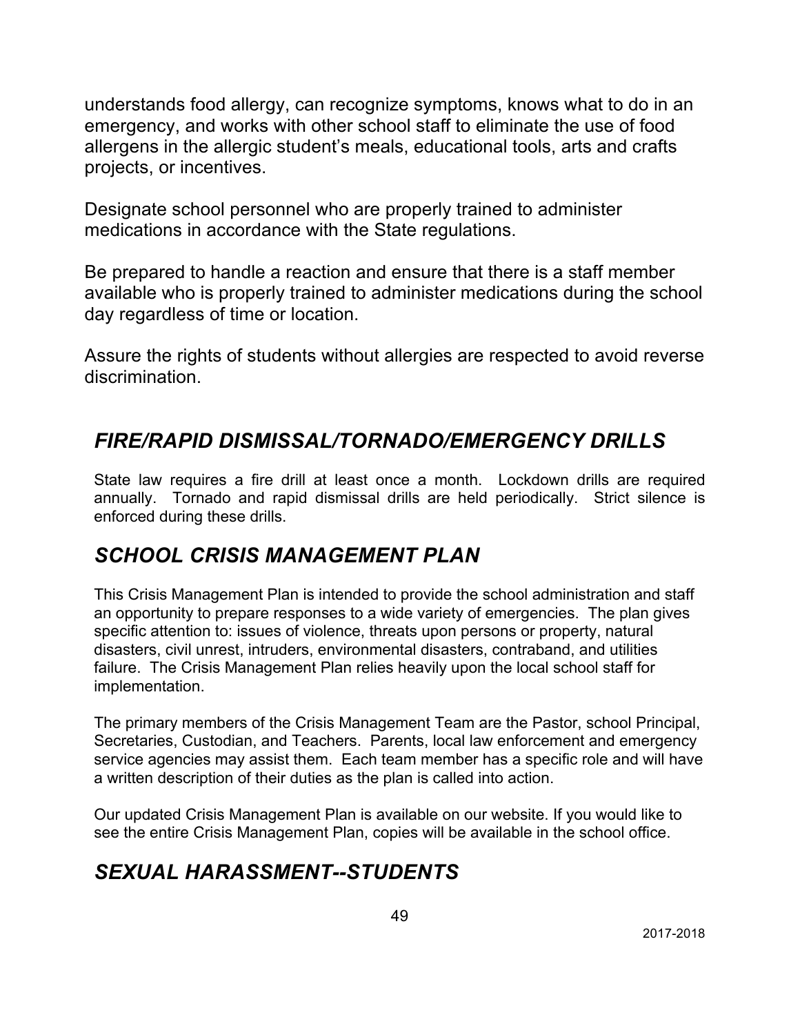understands food allergy, can recognize symptoms, knows what to do in an emergency, and works with other school staff to eliminate the use of food allergens in the allergic student's meals, educational tools, arts and crafts projects, or incentives.

Designate school personnel who are properly trained to administer medications in accordance with the State regulations.

Be prepared to handle a reaction and ensure that there is a staff member available who is properly trained to administer medications during the school day regardless of time or location.

Assure the rights of students without allergies are respected to avoid reverse discrimination.

## *FIRE/RAPID DISMISSAL/TORNADO/EMERGENCY DRILLS*

State law requires a fire drill at least once a month. Lockdown drills are required annually. Tornado and rapid dismissal drills are held periodically. Strict silence is enforced during these drills.

## *SCHOOL CRISIS MANAGEMENT PLAN*

This Crisis Management Plan is intended to provide the school administration and staff an opportunity to prepare responses to a wide variety of emergencies. The plan gives specific attention to: issues of violence, threats upon persons or property, natural disasters, civil unrest, intruders, environmental disasters, contraband, and utilities failure. The Crisis Management Plan relies heavily upon the local school staff for implementation.

The primary members of the Crisis Management Team are the Pastor, school Principal, Secretaries, Custodian, and Teachers. Parents, local law enforcement and emergency service agencies may assist them. Each team member has a specific role and will have a written description of their duties as the plan is called into action.

Our updated Crisis Management Plan is available on our website. If you would like to see the entire Crisis Management Plan, copies will be available in the school office.

## *SEXUAL HARASSMENT--STUDENTS*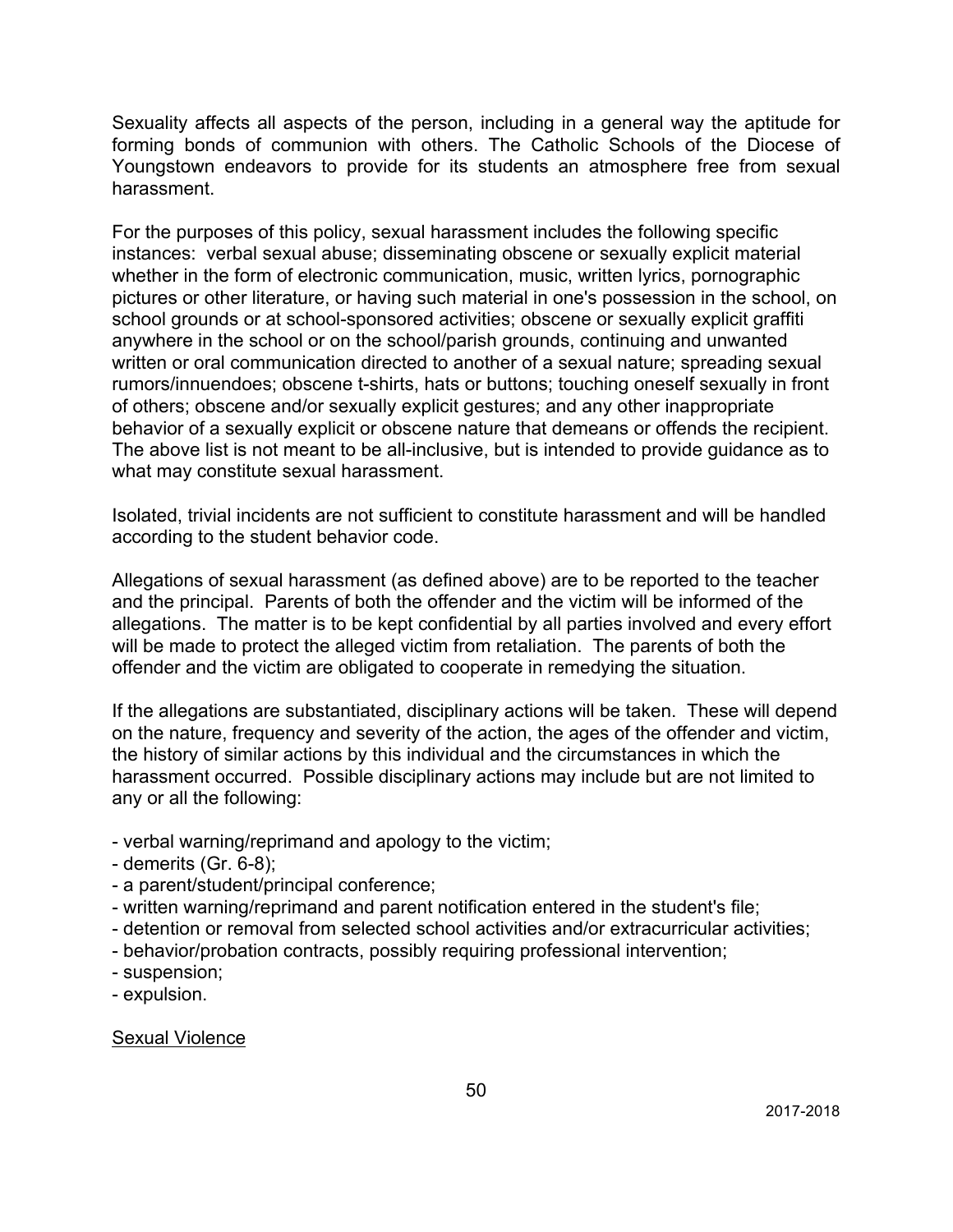Sexuality affects all aspects of the person, including in a general way the aptitude for forming bonds of communion with others. The Catholic Schools of the Diocese of Youngstown endeavors to provide for its students an atmosphere free from sexual harassment.

For the purposes of this policy, sexual harassment includes the following specific instances: verbal sexual abuse; disseminating obscene or sexually explicit material whether in the form of electronic communication, music, written lyrics, pornographic pictures or other literature, or having such material in one's possession in the school, on school grounds or at school-sponsored activities; obscene or sexually explicit graffiti anywhere in the school or on the school/parish grounds, continuing and unwanted written or oral communication directed to another of a sexual nature; spreading sexual rumors/innuendoes; obscene t-shirts, hats or buttons; touching oneself sexually in front of others; obscene and/or sexually explicit gestures; and any other inappropriate behavior of a sexually explicit or obscene nature that demeans or offends the recipient. The above list is not meant to be all-inclusive, but is intended to provide guidance as to what may constitute sexual harassment.

Isolated, trivial incidents are not sufficient to constitute harassment and will be handled according to the student behavior code.

Allegations of sexual harassment (as defined above) are to be reported to the teacher and the principal. Parents of both the offender and the victim will be informed of the allegations. The matter is to be kept confidential by all parties involved and every effort will be made to protect the alleged victim from retaliation. The parents of both the offender and the victim are obligated to cooperate in remedying the situation.

If the allegations are substantiated, disciplinary actions will be taken. These will depend on the nature, frequency and severity of the action, the ages of the offender and victim, the history of similar actions by this individual and the circumstances in which the harassment occurred. Possible disciplinary actions may include but are not limited to any or all the following:

- verbal warning/reprimand and apology to the victim;
- demerits (Gr. 6-8);
- a parent/student/principal conference;
- written warning/reprimand and parent notification entered in the student's file;
- detention or removal from selected school activities and/or extracurricular activities;
- behavior/probation contracts, possibly requiring professional intervention;
- suspension;
- expulsion.

<u>Sexual Violence</u>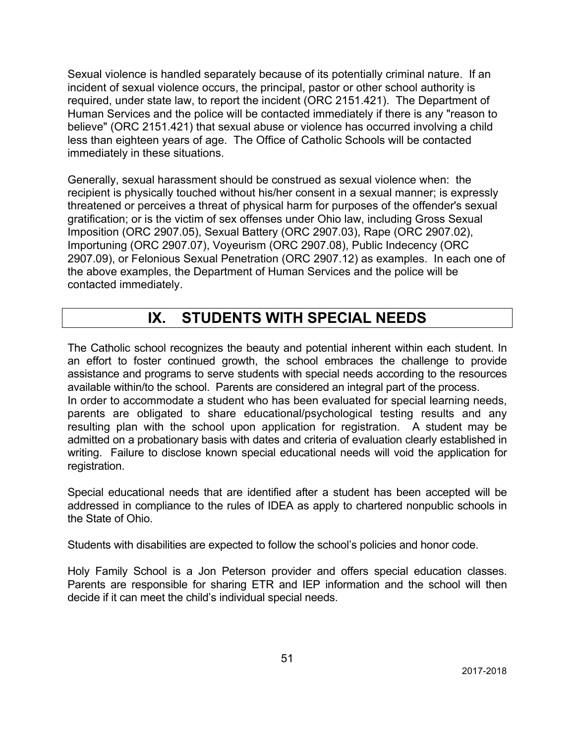Sexual violence is handled separately because of its potentially criminal nature. If an incident of sexual violence occurs, the principal, pastor or other school authority is required, under state law, to report the incident (ORC 2151.421). The Department of Human Services and the police will be contacted immediately if there is any "reason to believe" (ORC 2151.421) that sexual abuse or violence has occurred involving a child less than eighteen years of age. The Office of Catholic Schools will be contacted immediately in these situations.

Generally, sexual harassment should be construed as sexual violence when: the recipient is physically touched without his/her consent in a sexual manner; is expressly threatened or perceives a threat of physical harm for purposes of the offender's sexual gratification; or is the victim of sex offenses under Ohio law, including Gross Sexual Imposition (ORC 2907.05), Sexual Battery (ORC 2907.03), Rape (ORC 2907.02), Importuning (ORC 2907.07), Voyeurism (ORC 2907.08), Public Indecency (ORC 2907.09), or Felonious Sexual Penetration (ORC 2907.12) as examples. In each one of the above examples, the Department of Human Services and the police will be contacted immediately.

# IX. STUDENTS WITH SPECIAL NEEDS

The Catholic school recognizes the beauty and potential inherent within each student. In an effort to foster continued growth, the school embraces the challenge to provide assistance and programs to serve students with special needs according to the resources available within/to the school. Parents are considered an integral part of the process.
In order to accommodate a student who has been evaluated for special learning needs, parents are obligated to share educational/psychological testing results and any resulting plan with the school upon application for registration. A student may be admitted on a probationary basis with dates and criteria of evaluation clearly established in writing. Failure to disclose known special educational needs will void the application for registration.

Special educational needs that are identified after a student has been accepted will be addressed in compliance to the rules of IDEA as apply to chartered nonpublic schools in the State of Ohio.

Students with disabilities are expected to follow the school's policies and honor code.

Holy Family School is a Jon Peterson provider and offers special education classes. Parents are responsible for sharing ETR and IEP information and the school will then decide if it can meet the child's individual special needs.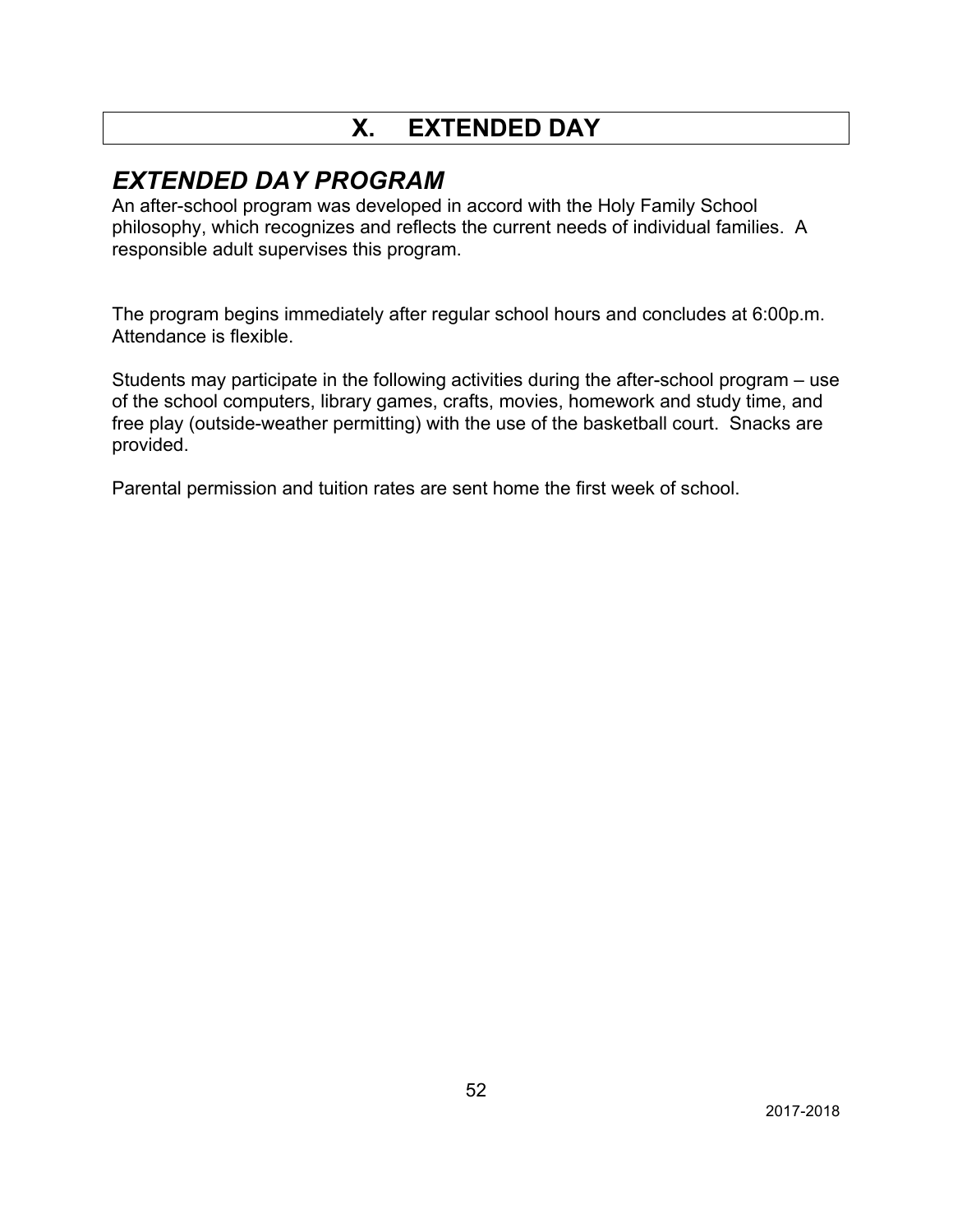# X. EXTENDED DAY

## *EXTENDED DAY PROGRAM*

An after-school program was developed in accord with the Holy Family School philosophy, which recognizes and reflects the current needs of individual families. A responsible adult supervises this program.

The program begins immediately after regular school hours and concludes at 6:00p.m. Attendance is flexible.

Students may participate in the following activities during the after-school program – use of the school computers, library games, crafts, movies, homework and study time, and free play (outside-weather permitting) with the use of the basketball court. Snacks are provided.

Parental permission and tuition rates are sent home the first week of school.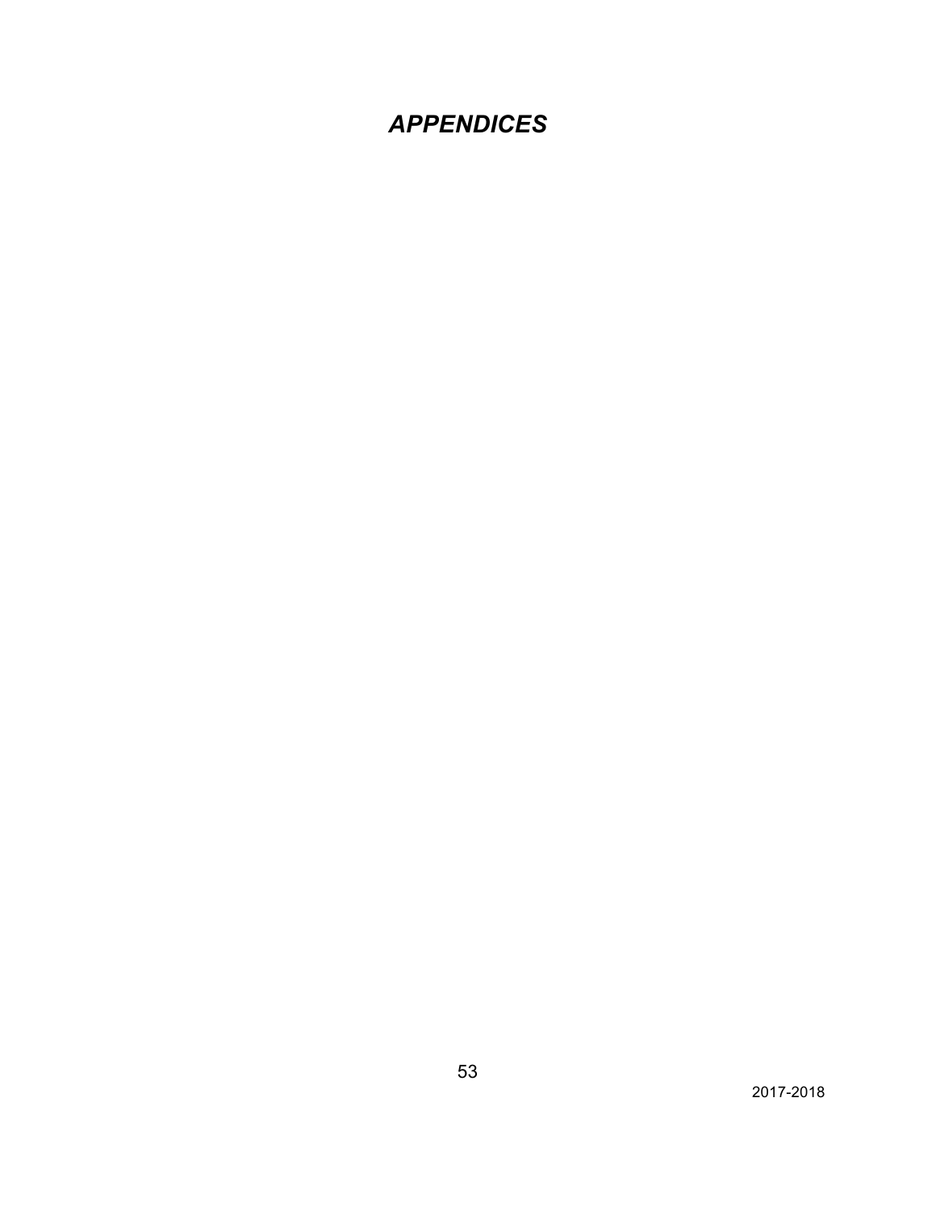# *APPENDICES*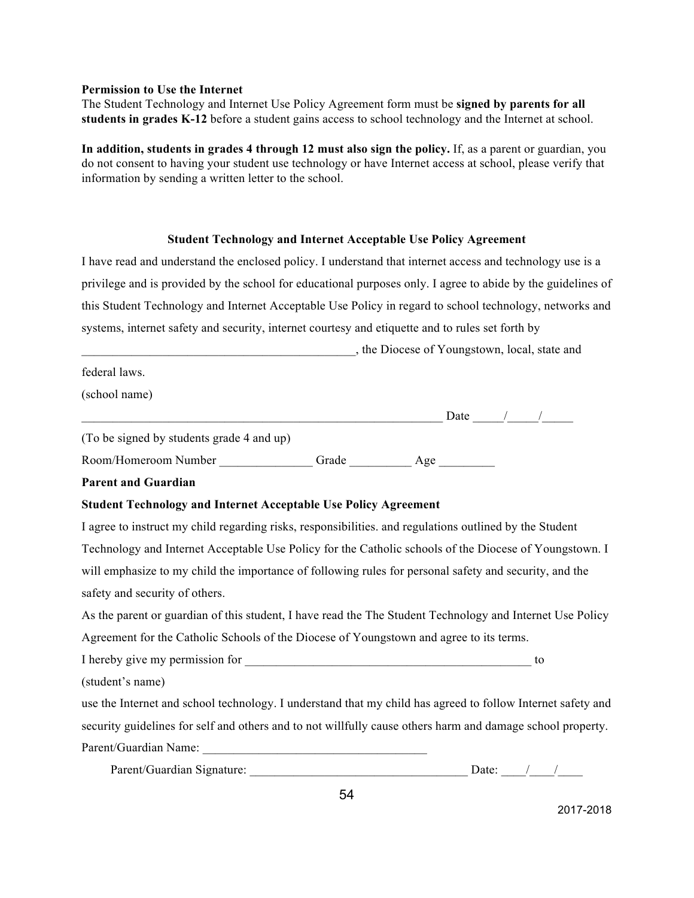**Permission to Use the Internet**

The Student Technology and Internet Use Policy Agreement form must be **signed by parents for all students in grades K-12** before a student gains access to school technology and the Internet at school.

**In addition, students in grades 4 through 12 must also sign the policy.** If, as a parent or guardian, you do not consent to having your student use technology or have Internet access at school, please verify that information by sending a written letter to the school.

**Student Technology and Internet Acceptable Use Policy Agreement**

I have read and understand the enclosed policy. I understand that internet access and technology use is a privilege and is provided by the school for educational purposes only. I agree to abide by the guidelines of this Student Technology and Internet Acceptable Use Policy in regard to school technology, networks and systems, internet safety and security, internet courtesy and etiquette and to rules set forth by ____________________________________________, the Diocese of Youngstown, local, state and federal laws.

(school name)

_____________________________________________________________ Date _____/_____/_____

(To be signed by students grade 4 and up)

Room/Homeroom Number _______________ Grade __________ Age _________

**Parent and Guardian**

**Student Technology and Internet Acceptable Use Policy Agreement**

I agree to instruct my child regarding risks, responsibilities. and regulations outlined by the Student Technology and Internet Acceptable Use Policy for the Catholic schools of the Diocese of Youngstown. I will emphasize to my child the importance of following rules for personal safety and security, and the safety and security of others.

As the parent or guardian of this student, I have read the The Student Technology and Internet Use Policy Agreement for the Catholic Schools of the Diocese of Youngstown and agree to its terms.

I hereby give my permission for ________________________________________________ to

(student's name)

use the Internet and school technology. I understand that my child has agreed to follow Internet safety and security guidelines for self and others and to not willfully cause others harm and damage school property.

Parent/Guardian Name: _____________________________________

Parent/Guardian Signature: ____________________________________ Date: ____/____/____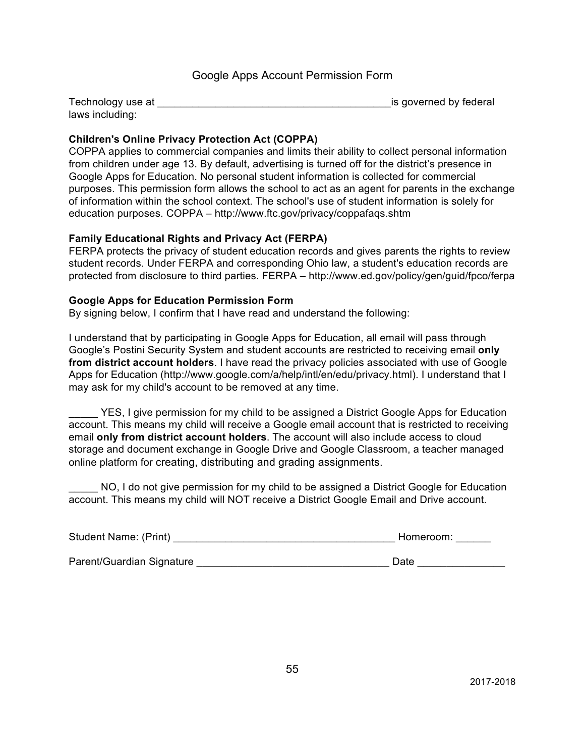# Google Apps Account Permission Form

Technology use at ________________________________________is governed by federal laws including:

**Children's Online Privacy Protection Act (COPPA)**
COPPA applies to commercial companies and limits their ability to collect personal information from children under age 13. By default, advertising is turned off for the district's presence in Google Apps for Education. No personal student information is collected for commercial purposes. This permission form allows the school to act as an agent for parents in the exchange of information within the school context. The school's use of student information is solely for education purposes. COPPA – http://www.ftc.gov/privacy/coppafaqs.shtm

**Family Educational Rights and Privacy Act (FERPA)**
FERPA protects the privacy of student education records and gives parents the rights to review student records. Under FERPA and corresponding Ohio law, a student's education records are protected from disclosure to third parties. FERPA – http://www.ed.gov/policy/gen/guid/fpco/ferpa

**Google Apps for Education Permission Form**
By signing below, I confirm that I have read and understand the following:

I understand that by participating in Google Apps for Education, all email will pass through Google's Postini Security System and student accounts are restricted to receiving email **only from district account holders**. I have read the privacy policies associated with use of Google Apps for Education (http://www.google.com/a/help/intl/en/edu/privacy.html). I understand that I may ask for my child's account to be removed at any time.

_____ YES, I give permission for my child to be assigned a District Google Apps for Education account. This means my child will receive a Google email account that is restricted to receiving email **only from district account holders**. The account will also include access to cloud storage and document exchange in Google Drive and Google Classroom, a teacher managed online platform for creating, distributing and grading assignments.

_____ NO, I do not give permission for my child to be assigned a District Google for Education account. This means my child will NOT receive a District Google Email and Drive account.

Student Name: (Print) ______________________________________ Homeroom: ______

Parent/Guardian Signature ________________________________ Date _______________

2017-2018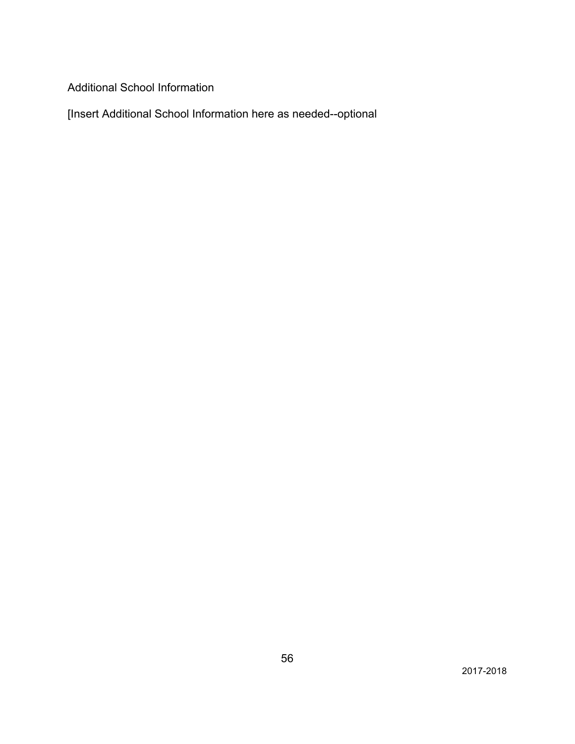Additional School Information

[Insert Additional School Information here as needed--optional